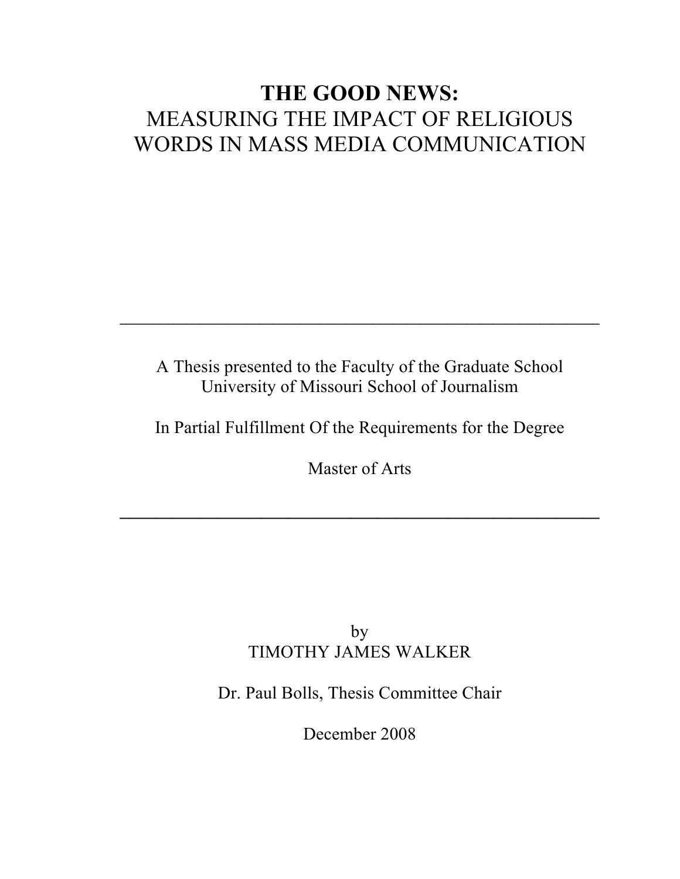# THE GOOD NEWS:
## MEASURING THE IMPACT OF RELIGIOUS WORDS IN MASS MEDIA COMMUNICATION

---

A Thesis presented to the Faculty of the Graduate School
University of Missouri School of Journalism

In Partial Fulfillment Of the Requirements for the Degree

Master of Arts

---

by
TIMOTHY JAMES WALKER

Dr. Paul Bolls, Thesis Committee Chair

December 2008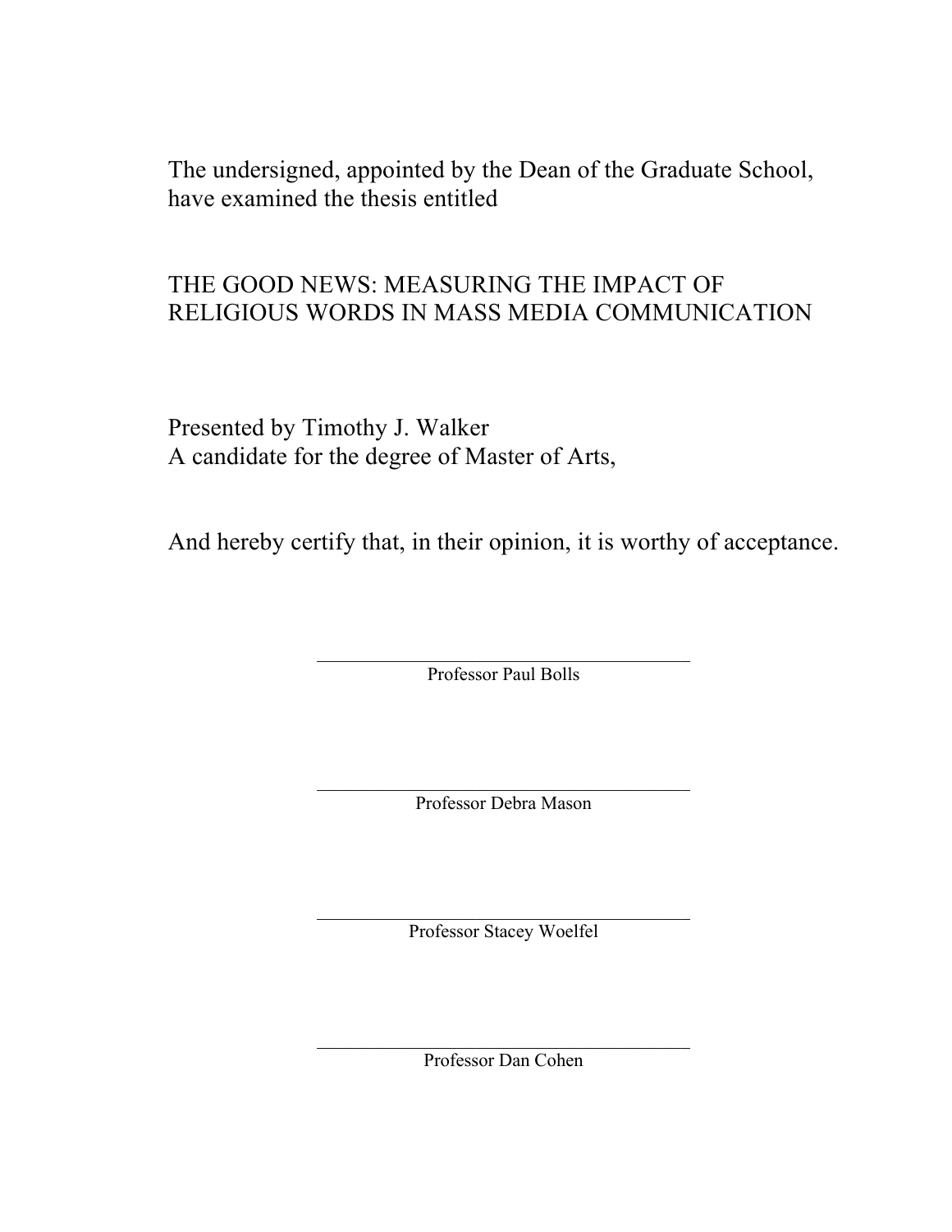The undersigned, appointed by the Dean of the Graduate School, have examined the thesis entitled

THE GOOD NEWS: MEASURING THE IMPACT OF RELIGIOUS WORDS IN MASS MEDIA COMMUNICATION

Presented by Timothy J. Walker
A candidate for the degree of Master of Arts,

And hereby certify that, in their opinion, it is worthy of acceptance.

\_\_\_\_\_\_\_\_\_\_\_\_\_\_\_\_\_\_\_\_\_\_\_\_\_\_\_\_\_\_\_\_\_\_\_\_\_\_\_\_
Professor Paul Bolls

\_\_\_\_\_\_\_\_\_\_\_\_\_\_\_\_\_\_\_\_\_\_\_\_\_\_\_\_\_\_\_\_\_\_\_\_\_\_\_\_
Professor Debra Mason

\_\_\_\_\_\_\_\_\_\_\_\_\_\_\_\_\_\_\_\_\_\_\_\_\_\_\_\_\_\_\_\_\_\_\_\_\_\_\_\_
Professor Stacey Woelfel

\_\_\_\_\_\_\_\_\_\_\_\_\_\_\_\_\_\_\_\_\_\_\_\_\_\_\_\_\_\_\_\_\_\_\_\_\_\_\_\_
Professor Dan Cohen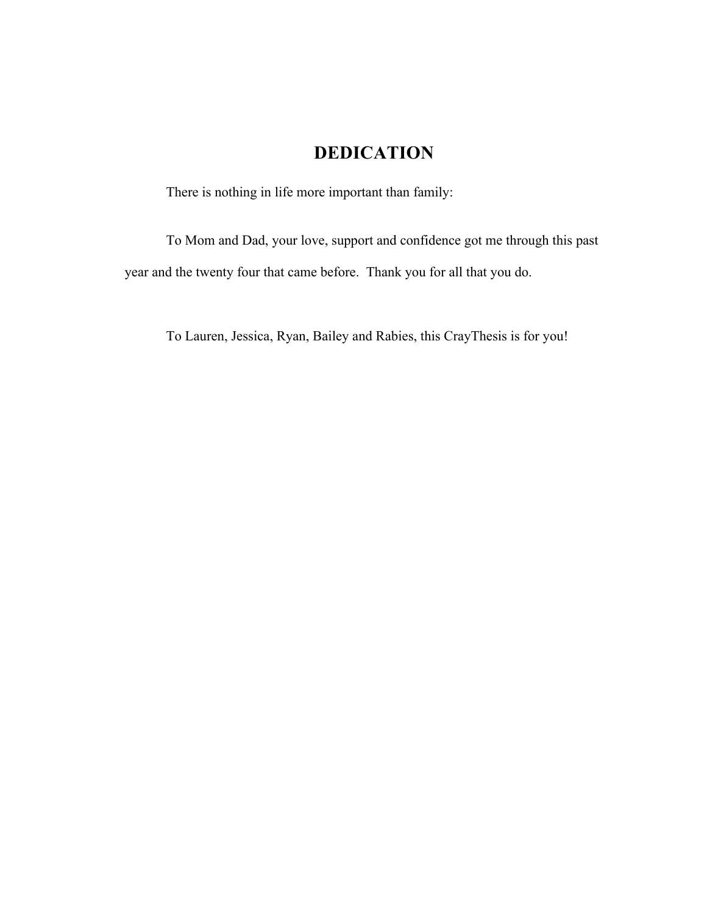# DEDICATION

There is nothing in life more important than family:

To Mom and Dad, your love, support and confidence got me through this past year and the twenty four that came before.  Thank you for all that you do.

To Lauren, Jessica, Ryan, Bailey and Rabies, this CrayThesis is for you!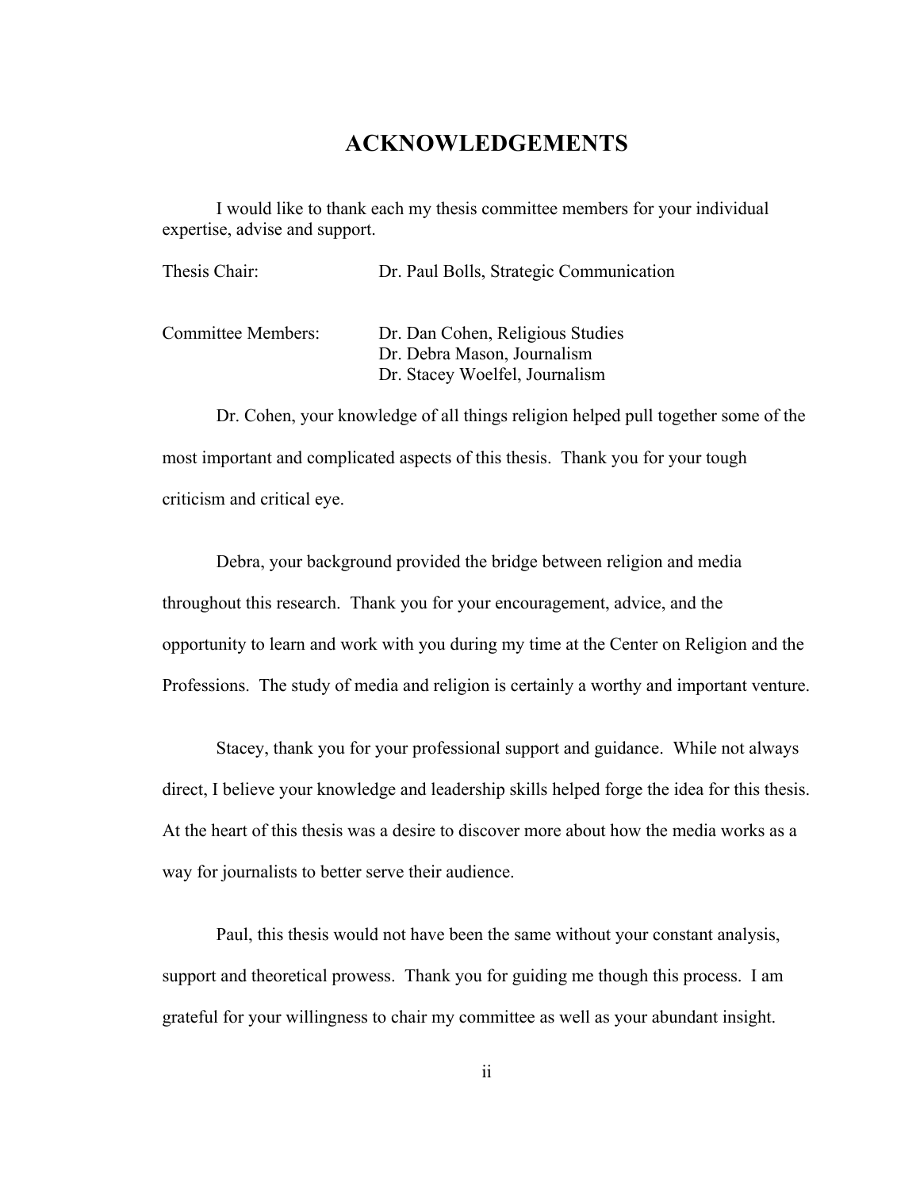# ACKNOWLEDGEMENTS

I would like to thank each my thesis committee members for your individual expertise, advise and support.

| | |
|---|---|
| Thesis Chair: | Dr. Paul Bolls, Strategic Communication |
| Committee Members: | Dr. Dan Cohen, Religious Studies<br>Dr. Debra Mason, Journalism<br>Dr. Stacey Woelfel, Journalism |

Dr. Cohen, your knowledge of all things religion helped pull together some of the most important and complicated aspects of this thesis. Thank you for your tough criticism and critical eye.

Debra, your background provided the bridge between religion and media throughout this research. Thank you for your encouragement, advice, and the opportunity to learn and work with you during my time at the Center on Religion and the Professions. The study of media and religion is certainly a worthy and important venture.

Stacey, thank you for your professional support and guidance. While not always direct, I believe your knowledge and leadership skills helped forge the idea for this thesis. At the heart of this thesis was a desire to discover more about how the media works as a way for journalists to better serve their audience.

Paul, this thesis would not have been the same without your constant analysis, support and theoretical prowess. Thank you for guiding me though this process. I am grateful for your willingness to chair my committee as well as your abundant insight.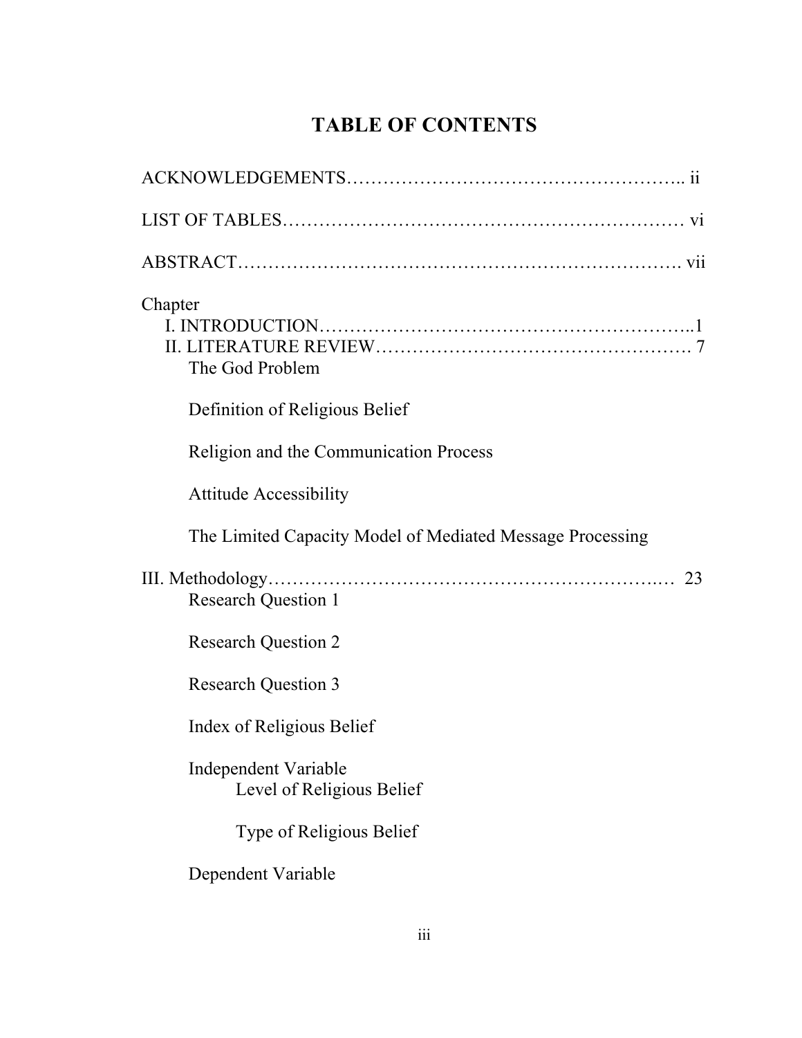# TABLE OF CONTENTS

ACKNOWLEDGEMENTS……………………………………………….. ii

LIST OF TABLES………………………………………………………… vi

ABSTRACT……………………………………………………………. vii

Chapter

- I. INTRODUCTION…………………………………………………..1
- II. LITERATURE REVIEW……………………………………………. 7
  - The God Problem
  - Definition of Religious Belief
  - Religion and the Communication Process
  - Attitude Accessibility
  - The Limited Capacity Model of Mediated Message Processing
- III. Methodology……………………………………………………..… 23
  - Research Question 1
  - Research Question 2
  - Research Question 3
  - Index of Religious Belief
  - Independent Variable
    - Level of Religious Belief
    - Type of Religious Belief
  - Dependent Variable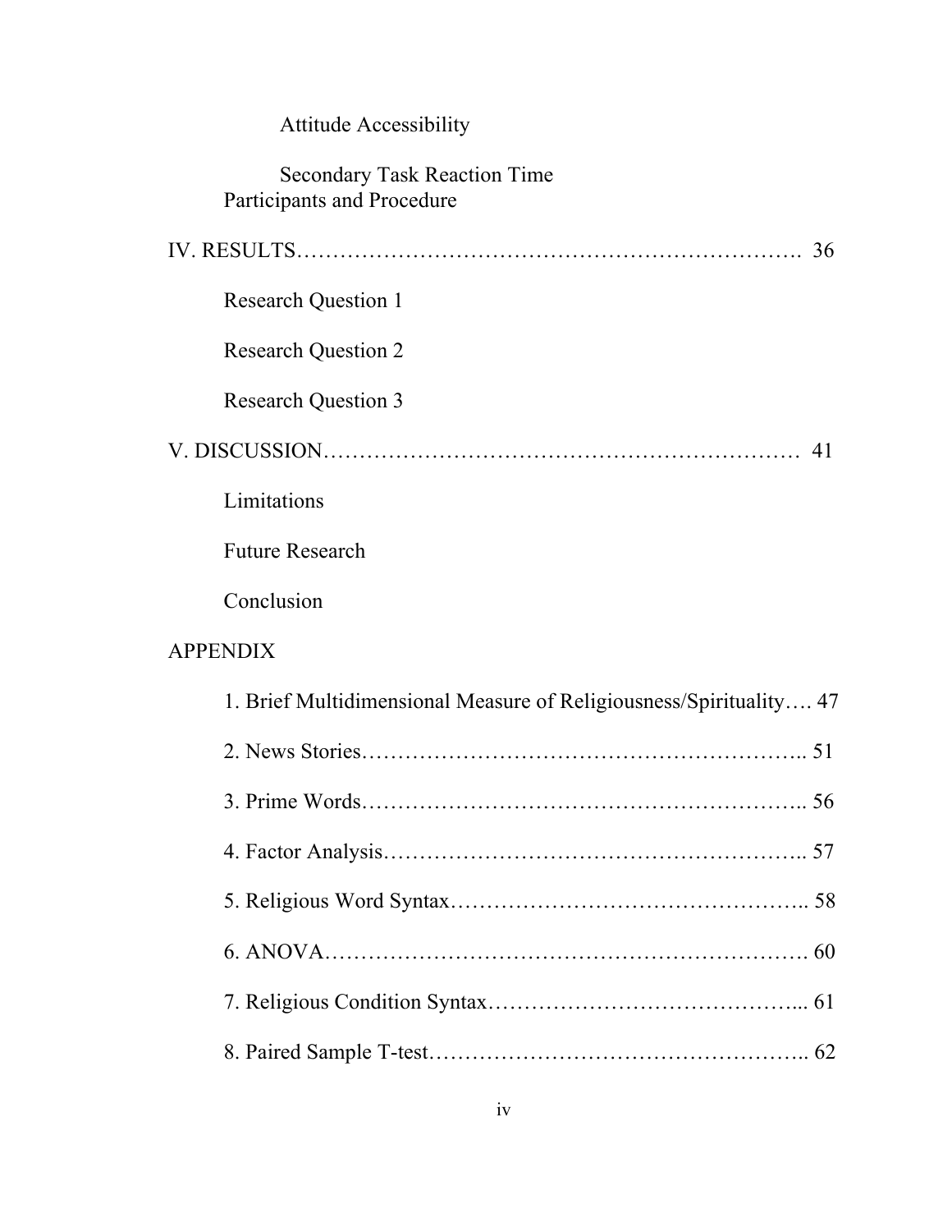Attitude Accessibility

Secondary Task Reaction Time

Participants and Procedure

IV. RESULTS…………………………………………………………. 36

Research Question 1

Research Question 2

Research Question 3

V. DISCUSSION………………………………………………………… 41

Limitations

Future Research

Conclusion

APPENDIX

1. Brief Multidimensional Measure of Religiousness/Spirituality…. 47
2. News Stories………………………………………………….. 51
3. Prime Words………………………………………………….. 56
4. Factor Analysis……………………………………………….. 57
5. Religious Word Syntax……………………………………….. 58
6. ANOVA………………………………………………………. 60
7. Religious Condition Syntax…………………………………... 61
8. Paired Sample T-test………………………………………….. 62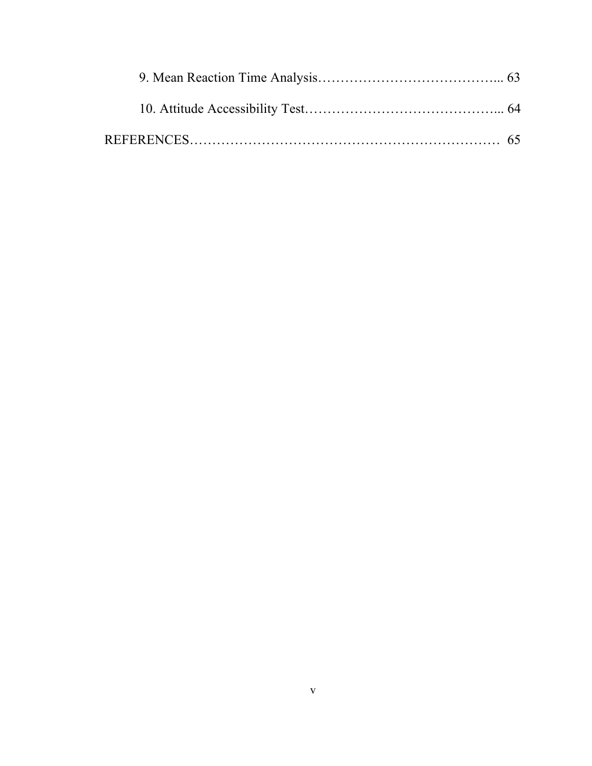9. Mean Reaction Time Analysis………………………………….... 63

10. Attitude Accessibility Test…………………………………….... 64

REFERENCES…………………………………………………………… 65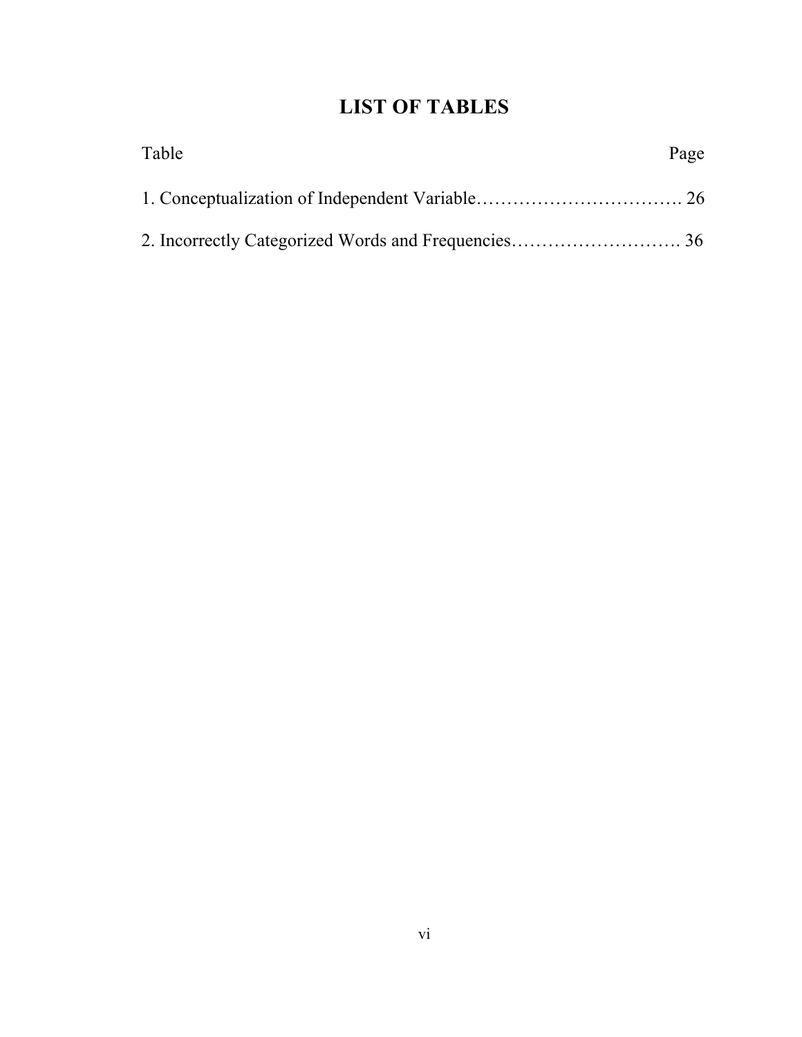# LIST OF TABLES

Table                                                                                                                      Page

1. Conceptualization of Independent Variable……………………………. 26

2. Incorrectly Categorized Words and Frequencies………………………. 36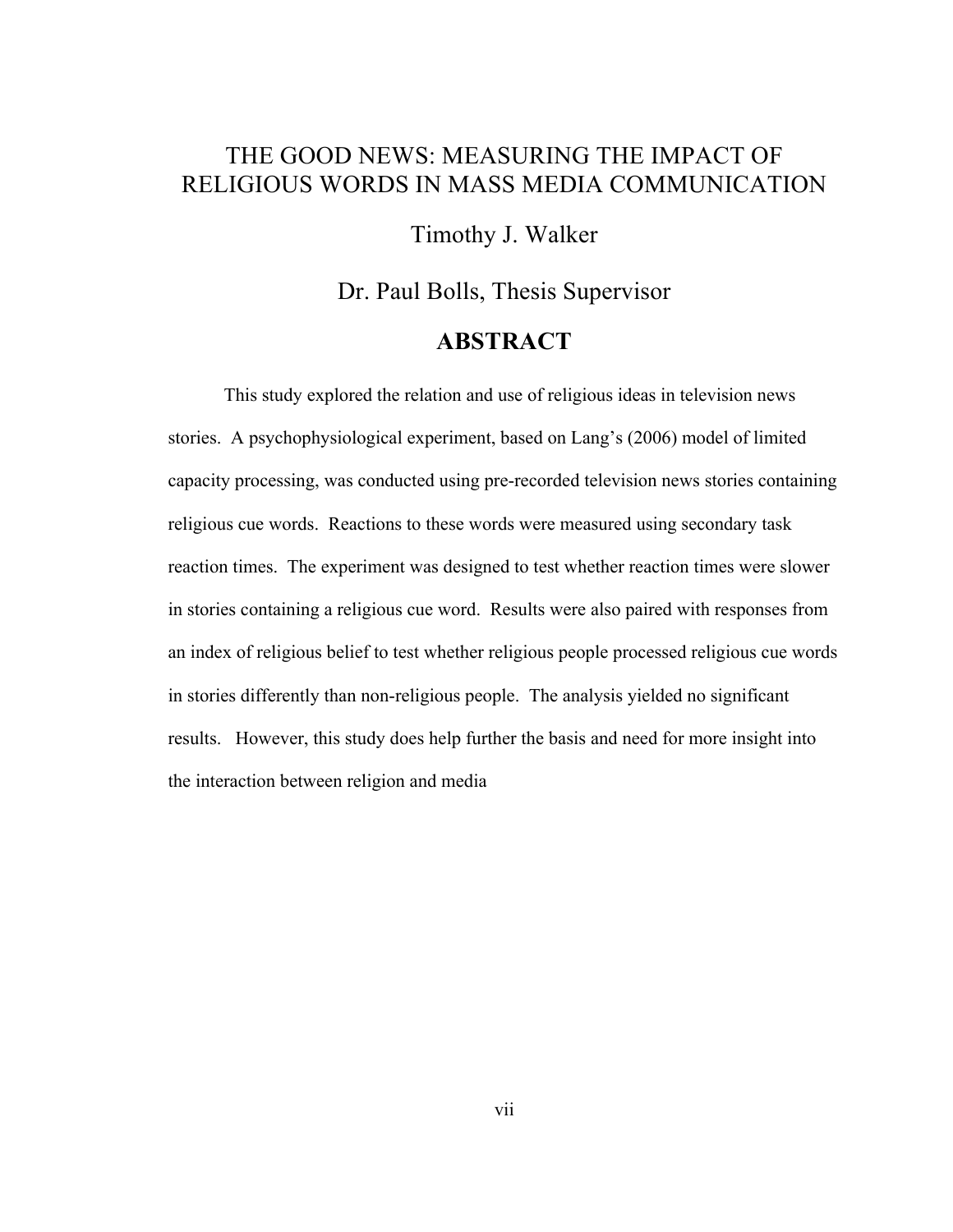# THE GOOD NEWS: MEASURING THE IMPACT OF RELIGIOUS WORDS IN MASS MEDIA COMMUNICATION

Timothy J. Walker

Dr. Paul Bolls, Thesis Supervisor

## ABSTRACT

This study explored the relation and use of religious ideas in television news stories. A psychophysiological experiment, based on Lang's (2006) model of limited capacity processing, was conducted using pre-recorded television news stories containing religious cue words. Reactions to these words were measured using secondary task reaction times. The experiment was designed to test whether reaction times were slower in stories containing a religious cue word. Results were also paired with responses from an index of religious belief to test whether religious people processed religious cue words in stories differently than non-religious people. The analysis yielded no significant results. However, this study does help further the basis and need for more insight into the interaction between religion and media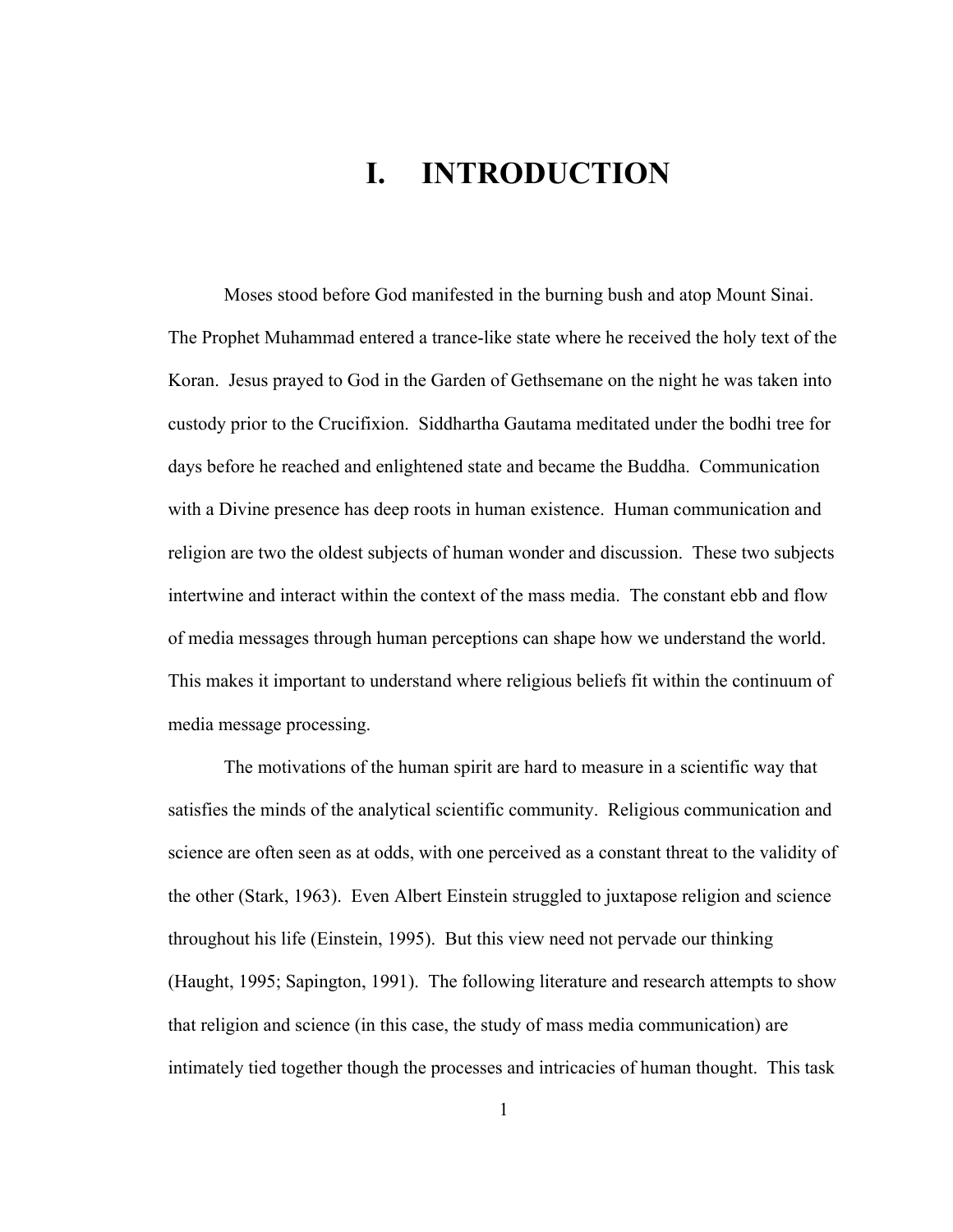# I. INTRODUCTION

Moses stood before God manifested in the burning bush and atop Mount Sinai. The Prophet Muhammad entered a trance-like state where he received the holy text of the Koran. Jesus prayed to God in the Garden of Gethsemane on the night he was taken into custody prior to the Crucifixion. Siddhartha Gautama meditated under the bodhi tree for days before he reached and enlightened state and became the Buddha. Communication with a Divine presence has deep roots in human existence. Human communication and religion are two the oldest subjects of human wonder and discussion. These two subjects intertwine and interact within the context of the mass media. The constant ebb and flow of media messages through human perceptions can shape how we understand the world. This makes it important to understand where religious beliefs fit within the continuum of media message processing.

The motivations of the human spirit are hard to measure in a scientific way that satisfies the minds of the analytical scientific community. Religious communication and science are often seen as at odds, with one perceived as a constant threat to the validity of the other (Stark, 1963). Even Albert Einstein struggled to juxtapose religion and science throughout his life (Einstein, 1995). But this view need not pervade our thinking (Haught, 1995; Sapington, 1991). The following literature and research attempts to show that religion and science (in this case, the study of mass media communication) are intimately tied together though the processes and intricacies of human thought. This task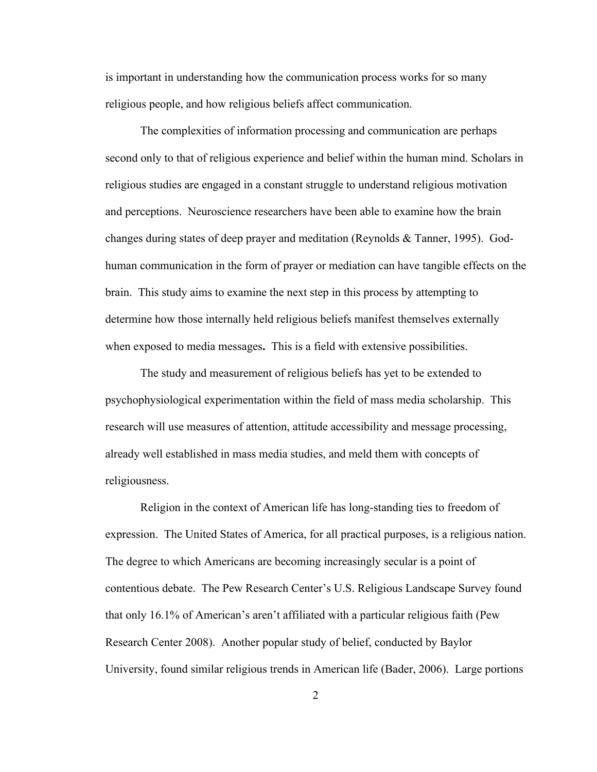is important in understanding how the communication process works for so many religious people, and how religious beliefs affect communication.

The complexities of information processing and communication are perhaps second only to that of religious experience and belief within the human mind. Scholars in religious studies are engaged in a constant struggle to understand religious motivation and perceptions. Neuroscience researchers have been able to examine how the brain changes during states of deep prayer and meditation (Reynolds & Tanner, 1995). God-human communication in the form of prayer or mediation can have tangible effects on the brain. This study aims to examine the next step in this process by attempting to determine how those internally held religious beliefs manifest themselves externally when exposed to media messages**.** This is a field with extensive possibilities.

The study and measurement of religious beliefs has yet to be extended to psychophysiological experimentation within the field of mass media scholarship. This research will use measures of attention, attitude accessibility and message processing, already well established in mass media studies, and meld them with concepts of religiousness.

Religion in the context of American life has long-standing ties to freedom of expression. The United States of America, for all practical purposes, is a religious nation. The degree to which Americans are becoming increasingly secular is a point of contentious debate. The Pew Research Center's U.S. Religious Landscape Survey found that only 16.1% of American's aren't affiliated with a particular religious faith (Pew Research Center 2008). Another popular study of belief, conducted by Baylor University, found similar religious trends in American life (Bader, 2006). Large portions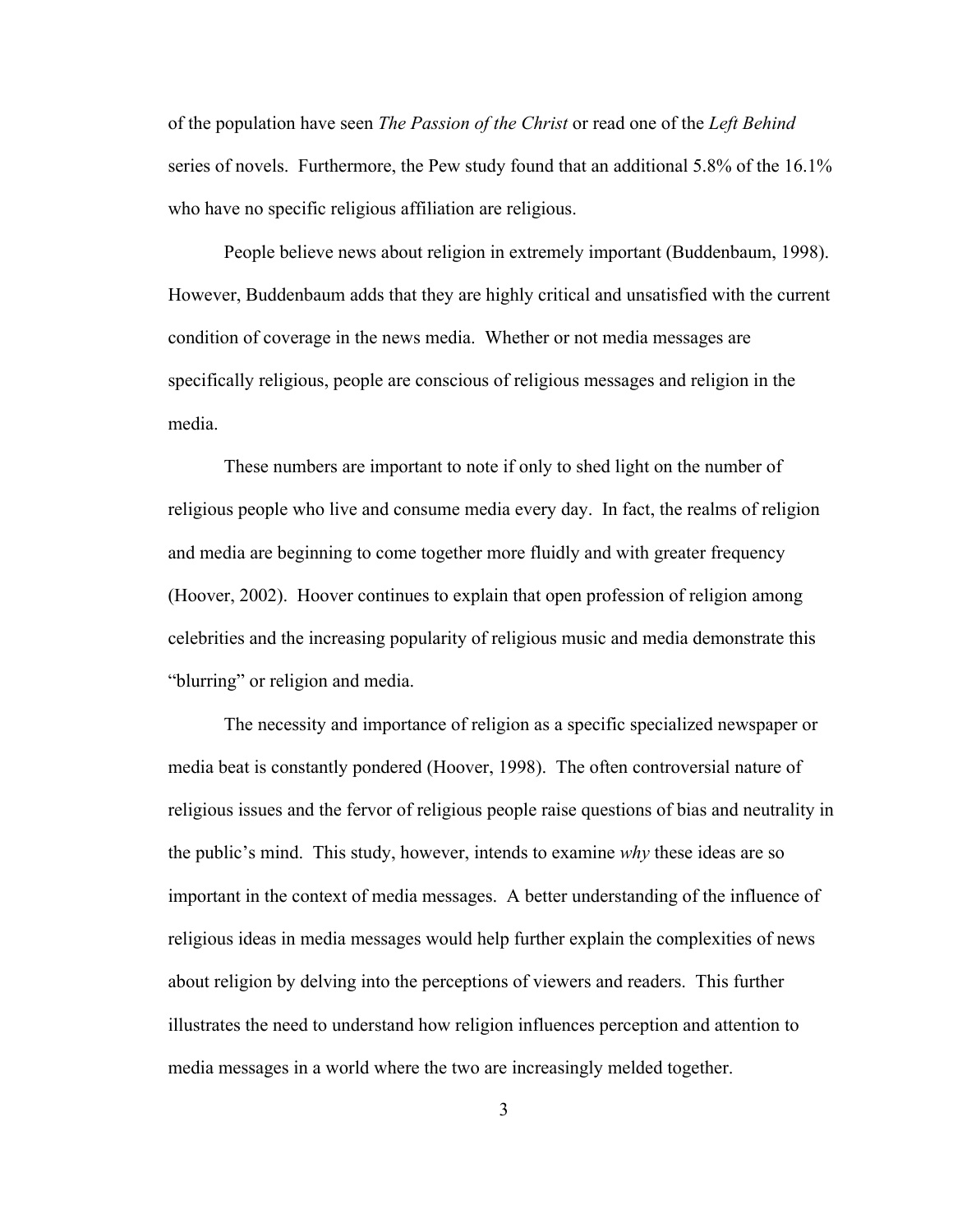of the population have seen *The Passion of the Christ* or read one of the *Left Behind* series of novels. Furthermore, the Pew study found that an additional 5.8% of the 16.1% who have no specific religious affiliation are religious.

People believe news about religion in extremely important (Buddenbaum, 1998). However, Buddenbaum adds that they are highly critical and unsatisfied with the current condition of coverage in the news media. Whether or not media messages are specifically religious, people are conscious of religious messages and religion in the media.

These numbers are important to note if only to shed light on the number of religious people who live and consume media every day. In fact, the realms of religion and media are beginning to come together more fluidly and with greater frequency (Hoover, 2002). Hoover continues to explain that open profession of religion among celebrities and the increasing popularity of religious music and media demonstrate this "blurring" or religion and media.

The necessity and importance of religion as a specific specialized newspaper or media beat is constantly pondered (Hoover, 1998). The often controversial nature of religious issues and the fervor of religious people raise questions of bias and neutrality in the public's mind. This study, however, intends to examine *why* these ideas are so important in the context of media messages. A better understanding of the influence of religious ideas in media messages would help further explain the complexities of news about religion by delving into the perceptions of viewers and readers. This further illustrates the need to understand how religion influences perception and attention to media messages in a world where the two are increasingly melded together.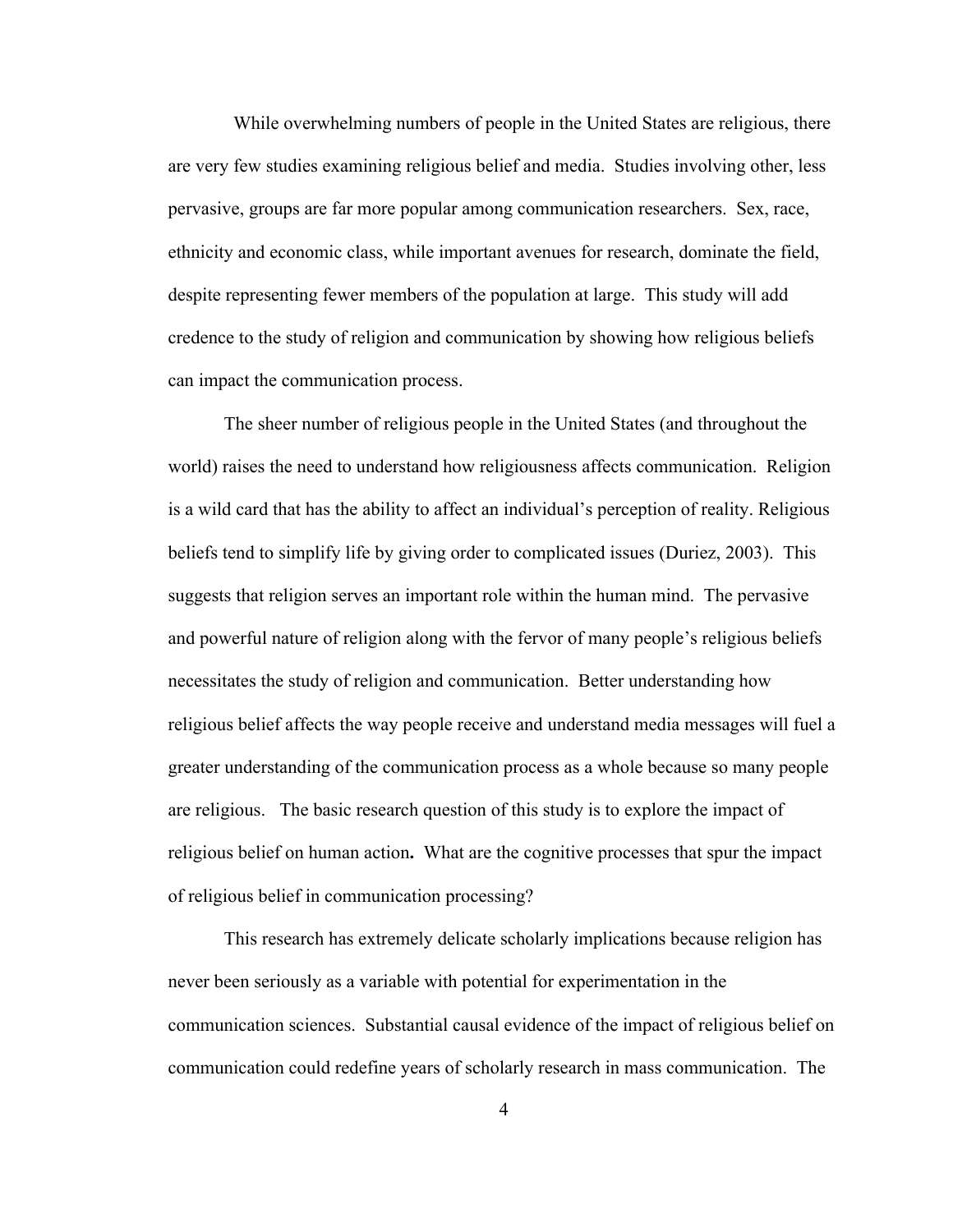While overwhelming numbers of people in the United States are religious, there are very few studies examining religious belief and media. Studies involving other, less pervasive, groups are far more popular among communication researchers. Sex, race, ethnicity and economic class, while important avenues for research, dominate the field, despite representing fewer members of the population at large. This study will add credence to the study of religion and communication by showing how religious beliefs can impact the communication process.

The sheer number of religious people in the United States (and throughout the world) raises the need to understand how religiousness affects communication. Religion is a wild card that has the ability to affect an individual's perception of reality. Religious beliefs tend to simplify life by giving order to complicated issues (Duriez, 2003). This suggests that religion serves an important role within the human mind. The pervasive and powerful nature of religion along with the fervor of many people's religious beliefs necessitates the study of religion and communication. Better understanding how religious belief affects the way people receive and understand media messages will fuel a greater understanding of the communication process as a whole because so many people are religious. The basic research question of this study is to explore the impact of religious belief on human action**.** What are the cognitive processes that spur the impact of religious belief in communication processing?

This research has extremely delicate scholarly implications because religion has never been seriously as a variable with potential for experimentation in the communication sciences. Substantial causal evidence of the impact of religious belief on communication could redefine years of scholarly research in mass communication. The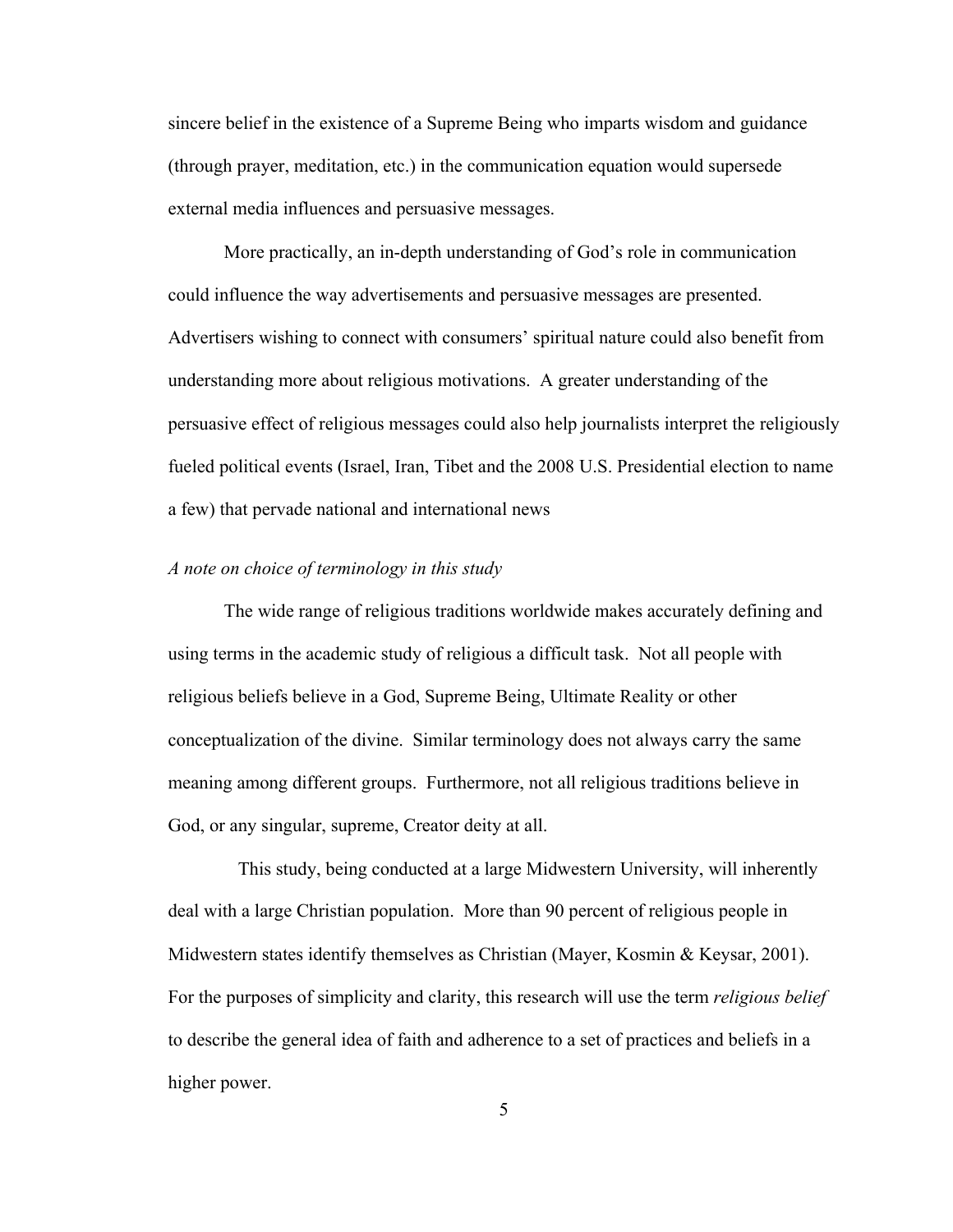sincere belief in the existence of a Supreme Being who imparts wisdom and guidance (through prayer, meditation, etc.) in the communication equation would supersede external media influences and persuasive messages.

More practically, an in-depth understanding of God's role in communication could influence the way advertisements and persuasive messages are presented. Advertisers wishing to connect with consumers' spiritual nature could also benefit from understanding more about religious motivations. A greater understanding of the persuasive effect of religious messages could also help journalists interpret the religiously fueled political events (Israel, Iran, Tibet and the 2008 U.S. Presidential election to name a few) that pervade national and international news

*A note on choice of terminology in this study*

The wide range of religious traditions worldwide makes accurately defining and using terms in the academic study of religious a difficult task. Not all people with religious beliefs believe in a God, Supreme Being, Ultimate Reality or other conceptualization of the divine. Similar terminology does not always carry the same meaning among different groups. Furthermore, not all religious traditions believe in God, or any singular, supreme, Creator deity at all.

This study, being conducted at a large Midwestern University, will inherently deal with a large Christian population. More than 90 percent of religious people in Midwestern states identify themselves as Christian (Mayer, Kosmin & Keysar, 2001). For the purposes of simplicity and clarity, this research will use the term *religious belief* to describe the general idea of faith and adherence to a set of practices and beliefs in a higher power.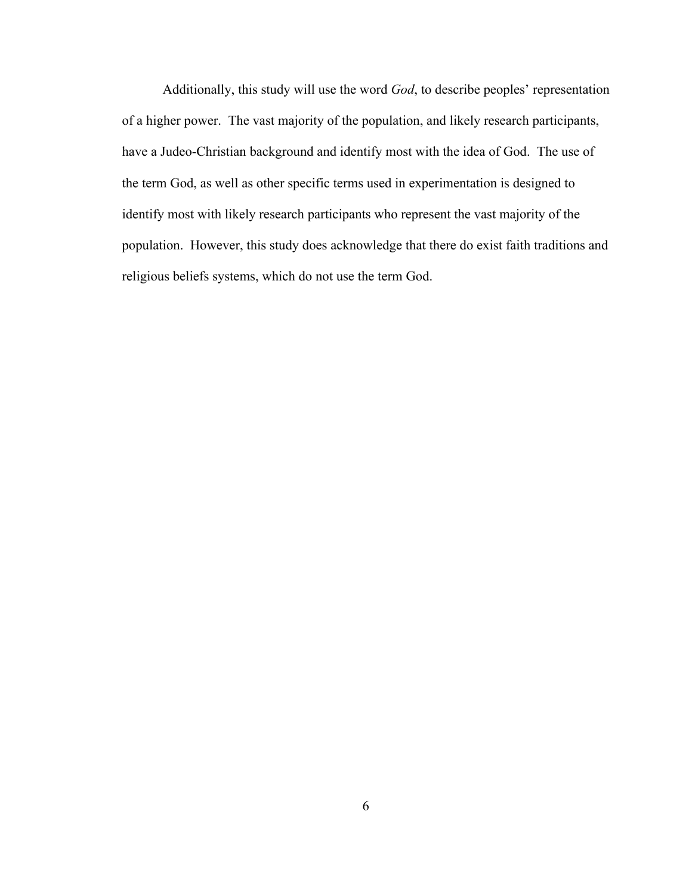Additionally, this study will use the word *God*, to describe peoples' representation of a higher power. The vast majority of the population, and likely research participants, have a Judeo-Christian background and identify most with the idea of God. The use of the term God, as well as other specific terms used in experimentation is designed to identify most with likely research participants who represent the vast majority of the population. However, this study does acknowledge that there do exist faith traditions and religious beliefs systems, which do not use the term God.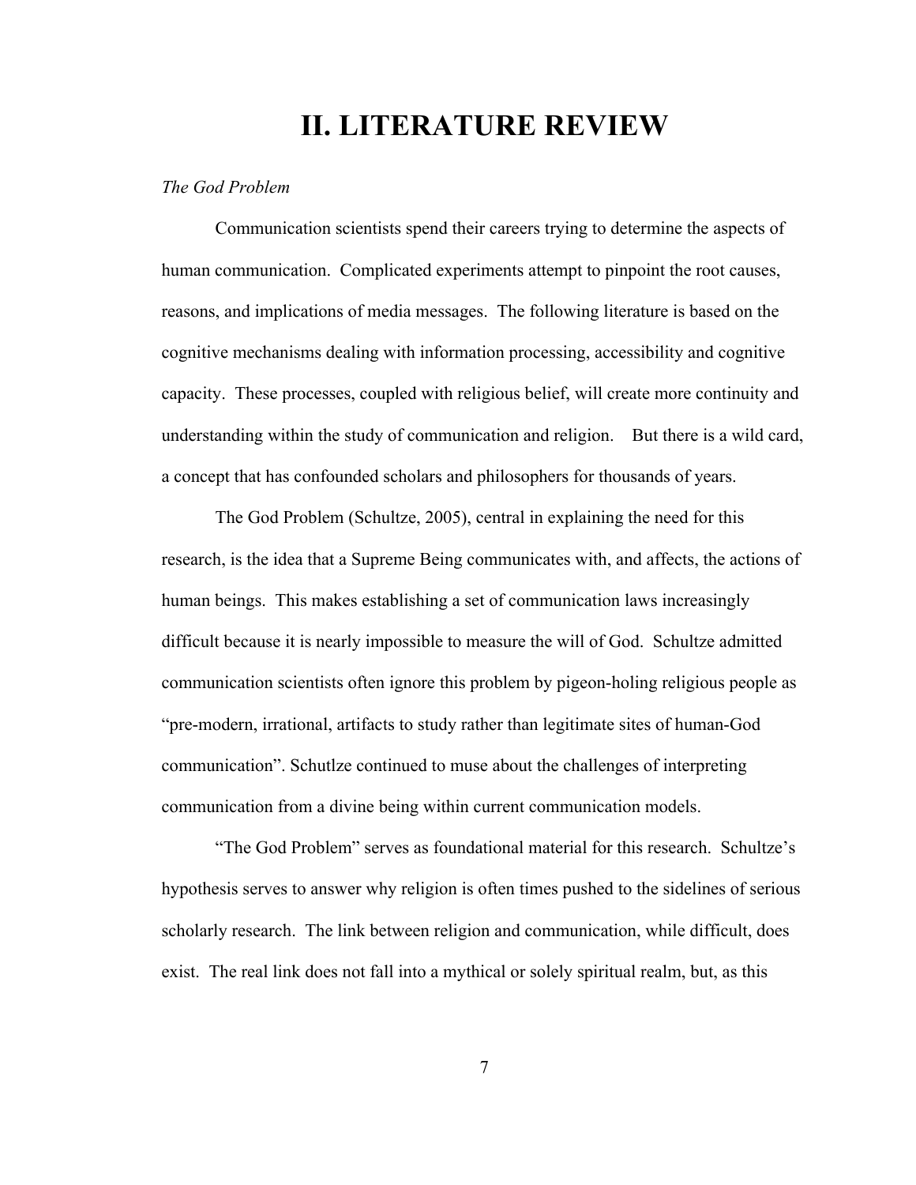# II. LITERATURE REVIEW

*The God Problem*

Communication scientists spend their careers trying to determine the aspects of human communication. Complicated experiments attempt to pinpoint the root causes, reasons, and implications of media messages. The following literature is based on the cognitive mechanisms dealing with information processing, accessibility and cognitive capacity. These processes, coupled with religious belief, will create more continuity and understanding within the study of communication and religion. But there is a wild card, a concept that has confounded scholars and philosophers for thousands of years.

The God Problem (Schultze, 2005), central in explaining the need for this research, is the idea that a Supreme Being communicates with, and affects, the actions of human beings. This makes establishing a set of communication laws increasingly difficult because it is nearly impossible to measure the will of God. Schultze admitted communication scientists often ignore this problem by pigeon-holing religious people as "pre-modern, irrational, artifacts to study rather than legitimate sites of human-God communication". Schutlze continued to muse about the challenges of interpreting communication from a divine being within current communication models.

"The God Problem" serves as foundational material for this research. Schultze's hypothesis serves to answer why religion is often times pushed to the sidelines of serious scholarly research. The link between religion and communication, while difficult, does exist. The real link does not fall into a mythical or solely spiritual realm, but, as this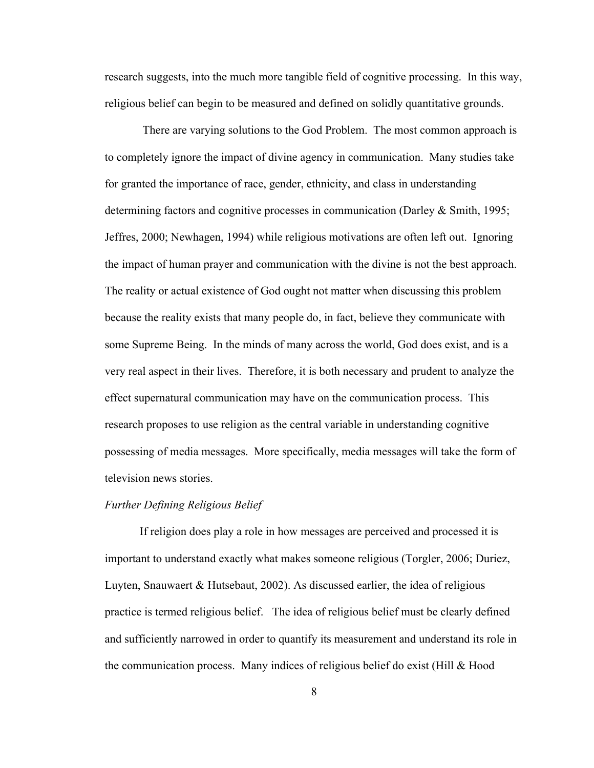research suggests, into the much more tangible field of cognitive processing. In this way, religious belief can begin to be measured and defined on solidly quantitative grounds.

There are varying solutions to the God Problem. The most common approach is to completely ignore the impact of divine agency in communication. Many studies take for granted the importance of race, gender, ethnicity, and class in understanding determining factors and cognitive processes in communication (Darley & Smith, 1995; Jeffres, 2000; Newhagen, 1994) while religious motivations are often left out. Ignoring the impact of human prayer and communication with the divine is not the best approach. The reality or actual existence of God ought not matter when discussing this problem because the reality exists that many people do, in fact, believe they communicate with some Supreme Being. In the minds of many across the world, God does exist, and is a very real aspect in their lives. Therefore, it is both necessary and prudent to analyze the effect supernatural communication may have on the communication process. This research proposes to use religion as the central variable in understanding cognitive possessing of media messages. More specifically, media messages will take the form of television news stories.

*Further Defining Religious Belief*

If religion does play a role in how messages are perceived and processed it is important to understand exactly what makes someone religious (Torgler, 2006; Duriez, Luyten, Snauwaert & Hutsebaut, 2002). As discussed earlier, the idea of religious practice is termed religious belief. The idea of religious belief must be clearly defined and sufficiently narrowed in order to quantify its measurement and understand its role in the communication process. Many indices of religious belief do exist (Hill & Hood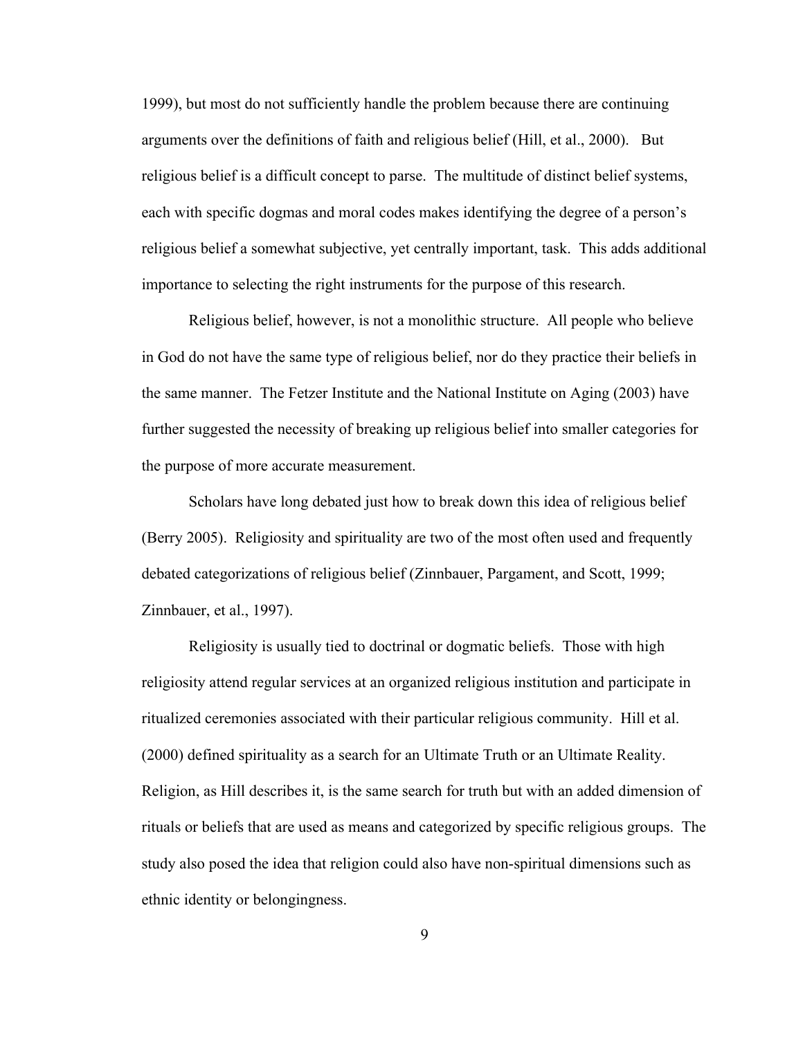1999), but most do not sufficiently handle the problem because there are continuing arguments over the definitions of faith and religious belief (Hill, et al., 2000). But religious belief is a difficult concept to parse. The multitude of distinct belief systems, each with specific dogmas and moral codes makes identifying the degree of a person's religious belief a somewhat subjective, yet centrally important, task. This adds additional importance to selecting the right instruments for the purpose of this research.

Religious belief, however, is not a monolithic structure. All people who believe in God do not have the same type of religious belief, nor do they practice their beliefs in the same manner. The Fetzer Institute and the National Institute on Aging (2003) have further suggested the necessity of breaking up religious belief into smaller categories for the purpose of more accurate measurement.

Scholars have long debated just how to break down this idea of religious belief (Berry 2005). Religiosity and spirituality are two of the most often used and frequently debated categorizations of religious belief (Zinnbauer, Pargament, and Scott, 1999; Zinnbauer, et al., 1997).

Religiosity is usually tied to doctrinal or dogmatic beliefs. Those with high religiosity attend regular services at an organized religious institution and participate in ritualized ceremonies associated with their particular religious community. Hill et al. (2000) defined spirituality as a search for an Ultimate Truth or an Ultimate Reality. Religion, as Hill describes it, is the same search for truth but with an added dimension of rituals or beliefs that are used as means and categorized by specific religious groups. The study also posed the idea that religion could also have non-spiritual dimensions such as ethnic identity or belongingness.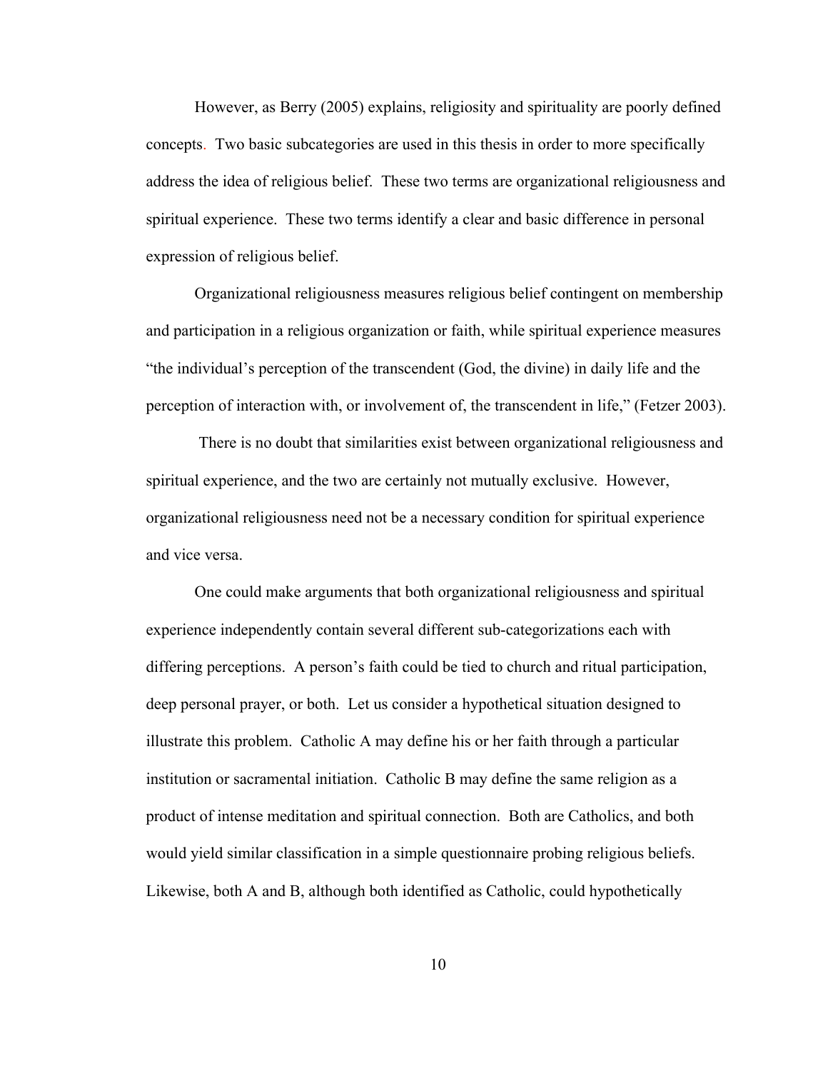However, as Berry (2005) explains, religiosity and spirituality are poorly defined concepts. Two basic subcategories are used in this thesis in order to more specifically address the idea of religious belief. These two terms are organizational religiousness and spiritual experience. These two terms identify a clear and basic difference in personal expression of religious belief.

Organizational religiousness measures religious belief contingent on membership and participation in a religious organization or faith, while spiritual experience measures "the individual's perception of the transcendent (God, the divine) in daily life and the perception of interaction with, or involvement of, the transcendent in life," (Fetzer 2003).

There is no doubt that similarities exist between organizational religiousness and spiritual experience, and the two are certainly not mutually exclusive. However, organizational religiousness need not be a necessary condition for spiritual experience and vice versa.

One could make arguments that both organizational religiousness and spiritual experience independently contain several different sub-categorizations each with differing perceptions. A person's faith could be tied to church and ritual participation, deep personal prayer, or both. Let us consider a hypothetical situation designed to illustrate this problem. Catholic A may define his or her faith through a particular institution or sacramental initiation. Catholic B may define the same religion as a product of intense meditation and spiritual connection. Both are Catholics, and both would yield similar classification in a simple questionnaire probing religious beliefs. Likewise, both A and B, although both identified as Catholic, could hypothetically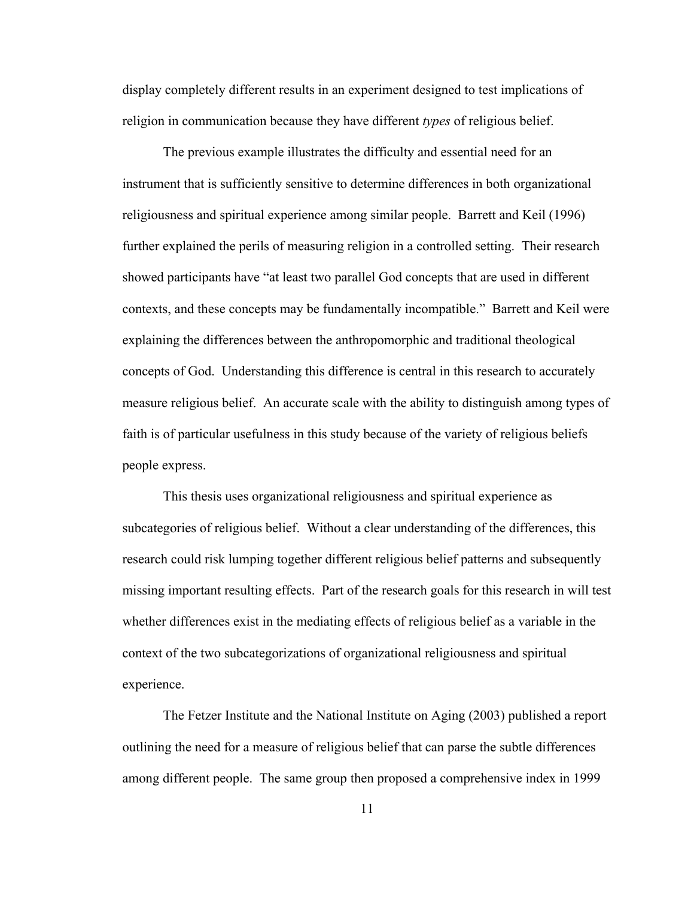display completely different results in an experiment designed to test implications of religion in communication because they have different *types* of religious belief.

The previous example illustrates the difficulty and essential need for an instrument that is sufficiently sensitive to determine differences in both organizational religiousness and spiritual experience among similar people. Barrett and Keil (1996) further explained the perils of measuring religion in a controlled setting. Their research showed participants have "at least two parallel God concepts that are used in different contexts, and these concepts may be fundamentally incompatible." Barrett and Keil were explaining the differences between the anthropomorphic and traditional theological concepts of God. Understanding this difference is central in this research to accurately measure religious belief. An accurate scale with the ability to distinguish among types of faith is of particular usefulness in this study because of the variety of religious beliefs people express.

This thesis uses organizational religiousness and spiritual experience as subcategories of religious belief. Without a clear understanding of the differences, this research could risk lumping together different religious belief patterns and subsequently missing important resulting effects. Part of the research goals for this research in will test whether differences exist in the mediating effects of religious belief as a variable in the context of the two subcategorizations of organizational religiousness and spiritual experience.

The Fetzer Institute and the National Institute on Aging (2003) published a report outlining the need for a measure of religious belief that can parse the subtle differences among different people. The same group then proposed a comprehensive index in 1999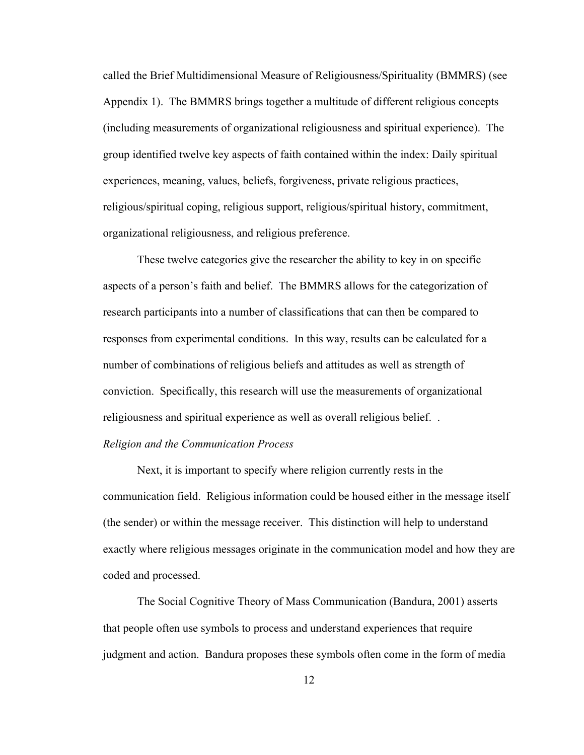called the Brief Multidimensional Measure of Religiousness/Spirituality (BMMRS) (see Appendix 1). The BMMRS brings together a multitude of different religious concepts (including measurements of organizational religiousness and spiritual experience). The group identified twelve key aspects of faith contained within the index: Daily spiritual experiences, meaning, values, beliefs, forgiveness, private religious practices, religious/spiritual coping, religious support, religious/spiritual history, commitment, organizational religiousness, and religious preference.

These twelve categories give the researcher the ability to key in on specific aspects of a person's faith and belief. The BMMRS allows for the categorization of research participants into a number of classifications that can then be compared to responses from experimental conditions. In this way, results can be calculated for a number of combinations of religious beliefs and attitudes as well as strength of conviction. Specifically, this research will use the measurements of organizational religiousness and spiritual experience as well as overall religious belief. .

*Religion and the Communication Process*

Next, it is important to specify where religion currently rests in the communication field. Religious information could be housed either in the message itself (the sender) or within the message receiver. This distinction will help to understand exactly where religious messages originate in the communication model and how they are coded and processed.

The Social Cognitive Theory of Mass Communication (Bandura, 2001) asserts that people often use symbols to process and understand experiences that require judgment and action. Bandura proposes these symbols often come in the form of media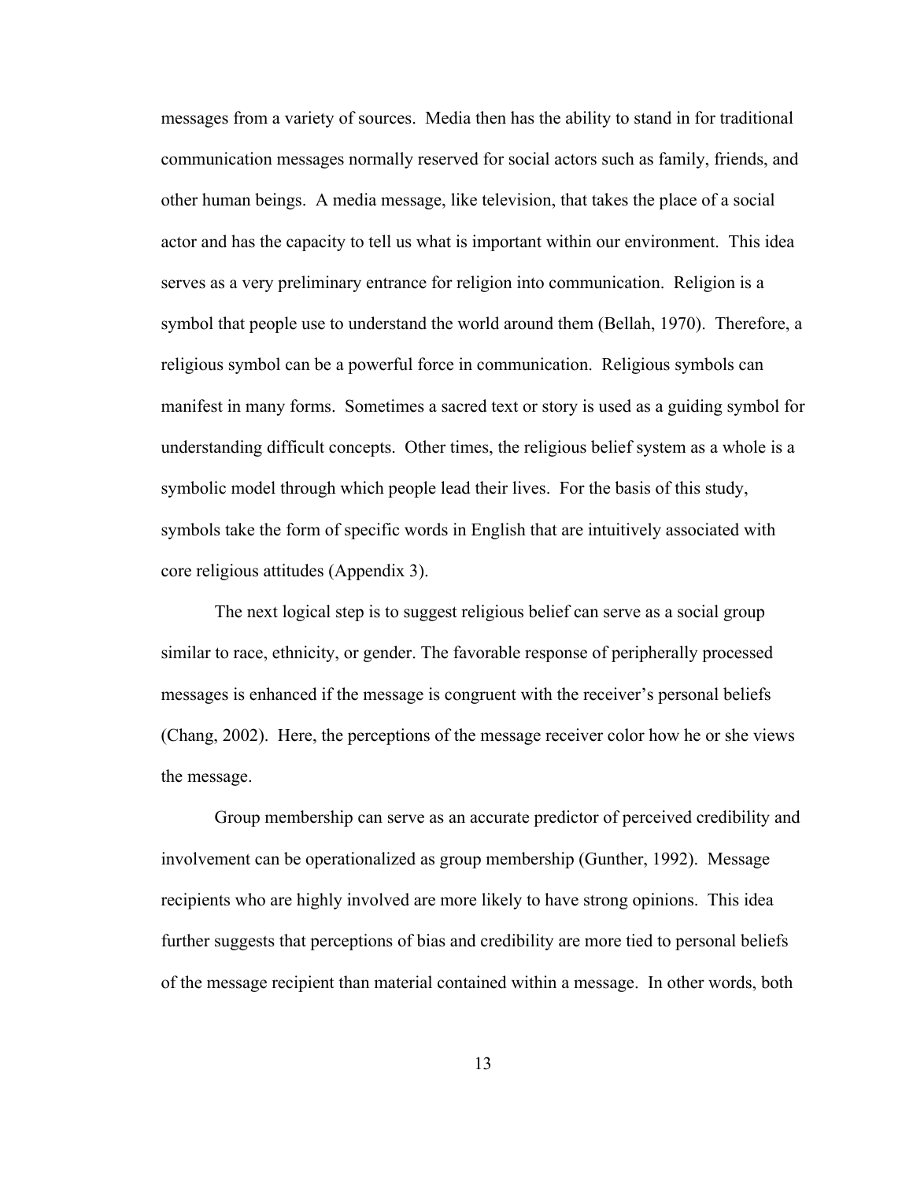messages from a variety of sources. Media then has the ability to stand in for traditional communication messages normally reserved for social actors such as family, friends, and other human beings. A media message, like television, that takes the place of a social actor and has the capacity to tell us what is important within our environment. This idea serves as a very preliminary entrance for religion into communication. Religion is a symbol that people use to understand the world around them (Bellah, 1970). Therefore, a religious symbol can be a powerful force in communication. Religious symbols can manifest in many forms. Sometimes a sacred text or story is used as a guiding symbol for understanding difficult concepts. Other times, the religious belief system as a whole is a symbolic model through which people lead their lives. For the basis of this study, symbols take the form of specific words in English that are intuitively associated with core religious attitudes (Appendix 3).

The next logical step is to suggest religious belief can serve as a social group similar to race, ethnicity, or gender. The favorable response of peripherally processed messages is enhanced if the message is congruent with the receiver's personal beliefs (Chang, 2002). Here, the perceptions of the message receiver color how he or she views the message.

Group membership can serve as an accurate predictor of perceived credibility and involvement can be operationalized as group membership (Gunther, 1992). Message recipients who are highly involved are more likely to have strong opinions. This idea further suggests that perceptions of bias and credibility are more tied to personal beliefs of the message recipient than material contained within a message. In other words, both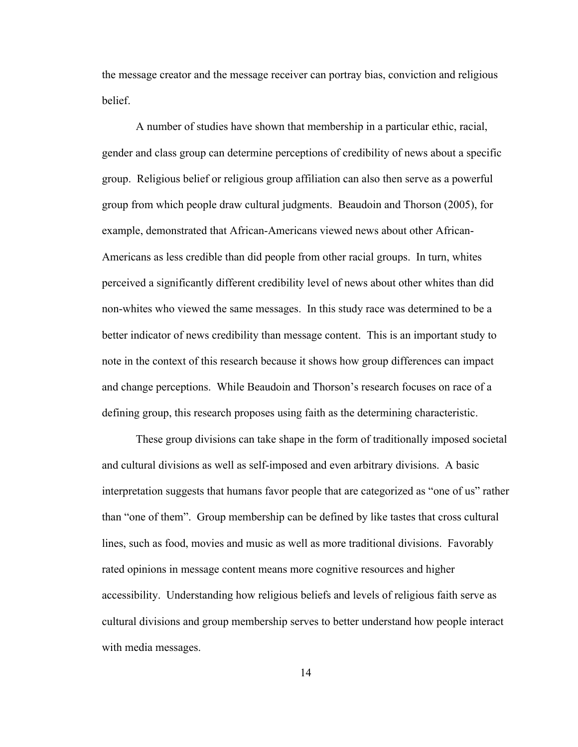the message creator and the message receiver can portray bias, conviction and religious belief.

A number of studies have shown that membership in a particular ethic, racial, gender and class group can determine perceptions of credibility of news about a specific group. Religious belief or religious group affiliation can also then serve as a powerful group from which people draw cultural judgments. Beaudoin and Thorson (2005), for example, demonstrated that African-Americans viewed news about other African-Americans as less credible than did people from other racial groups. In turn, whites perceived a significantly different credibility level of news about other whites than did non-whites who viewed the same messages. In this study race was determined to be a better indicator of news credibility than message content. This is an important study to note in the context of this research because it shows how group differences can impact and change perceptions. While Beaudoin and Thorson's research focuses on race of a defining group, this research proposes using faith as the determining characteristic.

These group divisions can take shape in the form of traditionally imposed societal and cultural divisions as well as self-imposed and even arbitrary divisions. A basic interpretation suggests that humans favor people that are categorized as "one of us" rather than "one of them". Group membership can be defined by like tastes that cross cultural lines, such as food, movies and music as well as more traditional divisions. Favorably rated opinions in message content means more cognitive resources and higher accessibility. Understanding how religious beliefs and levels of religious faith serve as cultural divisions and group membership serves to better understand how people interact with media messages.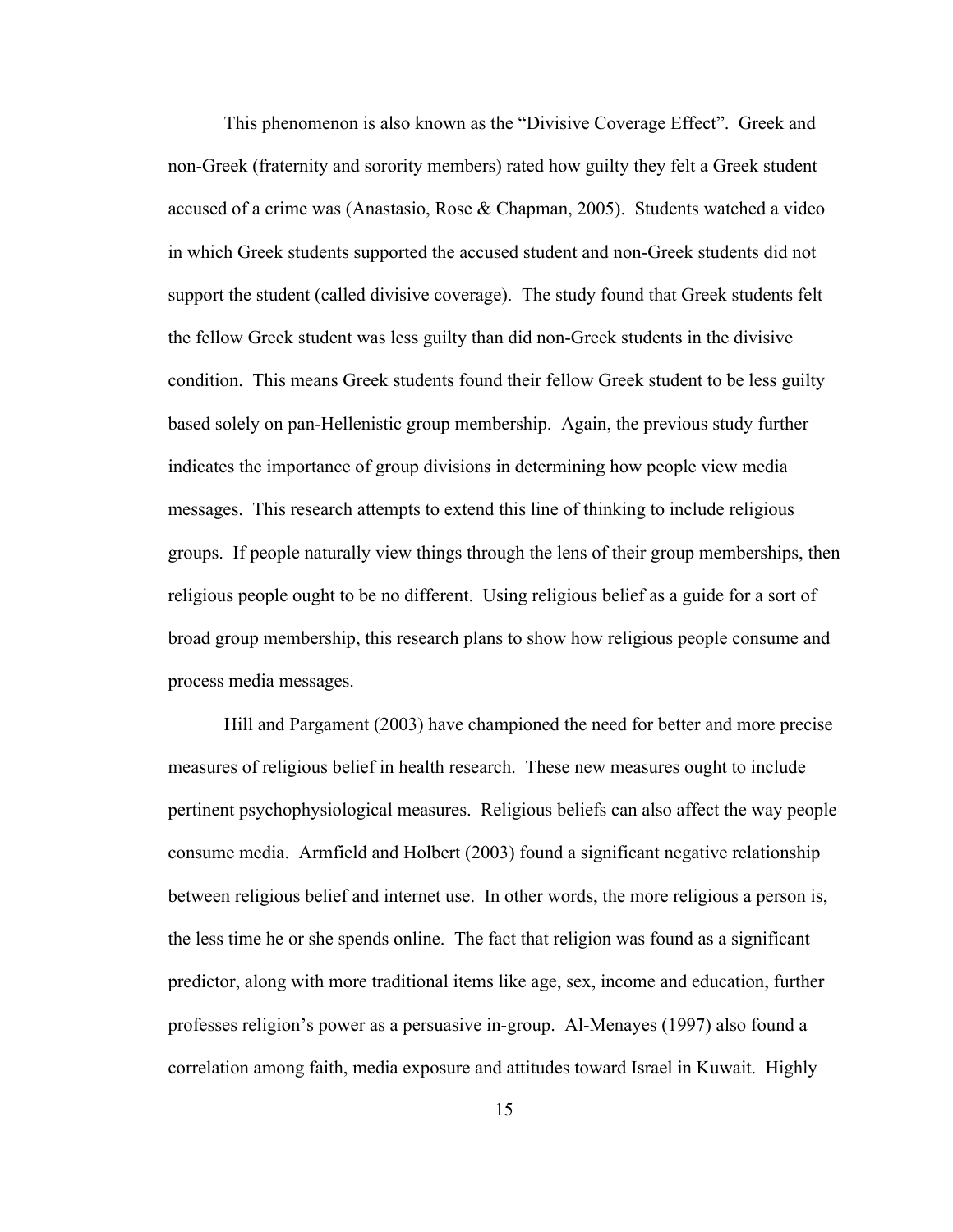This phenomenon is also known as the "Divisive Coverage Effect". Greek and non-Greek (fraternity and sorority members) rated how guilty they felt a Greek student accused of a crime was (Anastasio, Rose & Chapman, 2005). Students watched a video in which Greek students supported the accused student and non-Greek students did not support the student (called divisive coverage). The study found that Greek students felt the fellow Greek student was less guilty than did non-Greek students in the divisive condition. This means Greek students found their fellow Greek student to be less guilty based solely on pan-Hellenistic group membership. Again, the previous study further indicates the importance of group divisions in determining how people view media messages. This research attempts to extend this line of thinking to include religious groups. If people naturally view things through the lens of their group memberships, then religious people ought to be no different. Using religious belief as a guide for a sort of broad group membership, this research plans to show how religious people consume and process media messages.

Hill and Pargament (2003) have championed the need for better and more precise measures of religious belief in health research. These new measures ought to include pertinent psychophysiological measures. Religious beliefs can also affect the way people consume media. Armfield and Holbert (2003) found a significant negative relationship between religious belief and internet use. In other words, the more religious a person is, the less time he or she spends online. The fact that religion was found as a significant predictor, along with more traditional items like age, sex, income and education, further professes religion's power as a persuasive in-group. Al-Menayes (1997) also found a correlation among faith, media exposure and attitudes toward Israel in Kuwait. Highly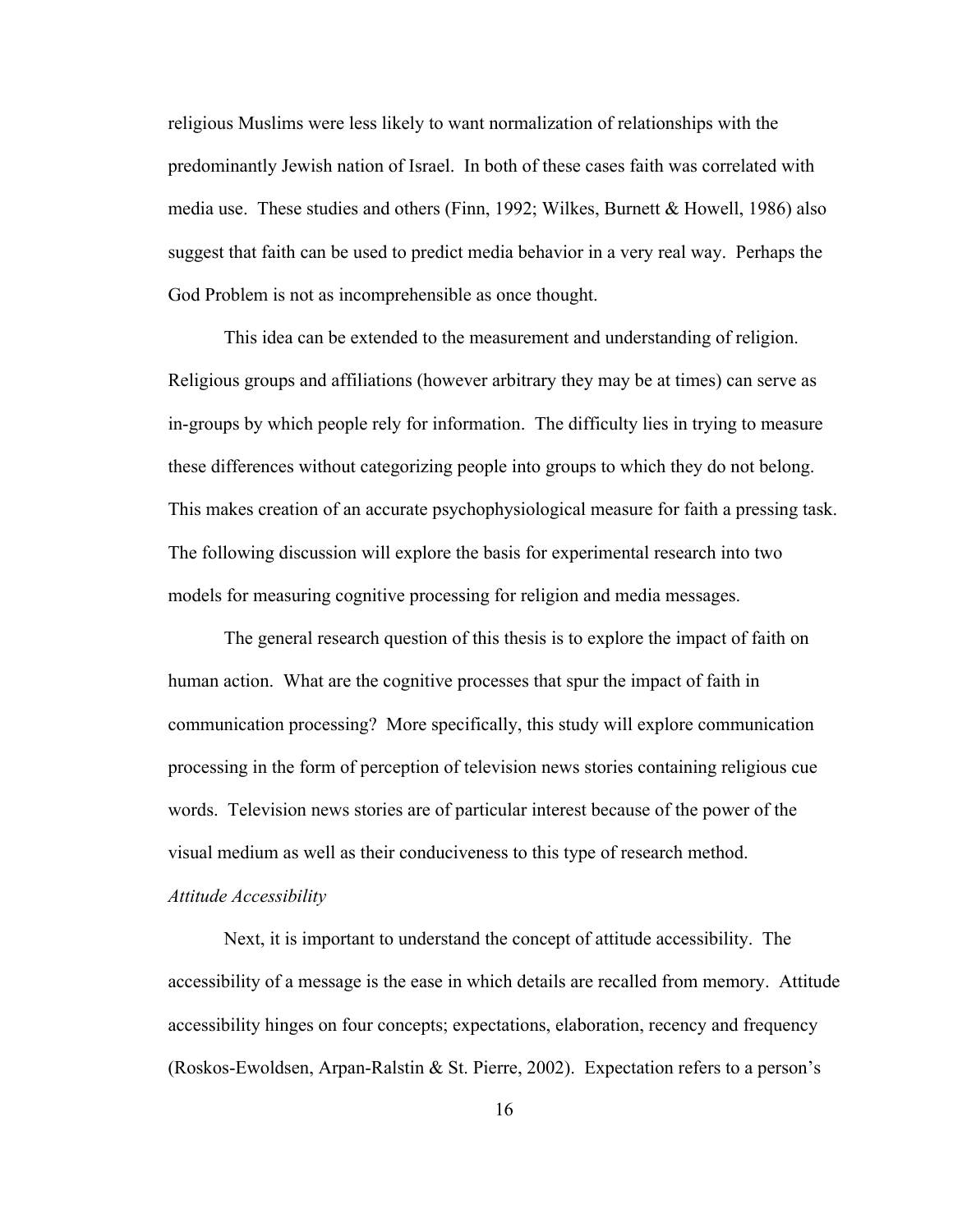religious Muslims were less likely to want normalization of relationships with the predominantly Jewish nation of Israel. In both of these cases faith was correlated with media use. These studies and others (Finn, 1992; Wilkes, Burnett & Howell, 1986) also suggest that faith can be used to predict media behavior in a very real way. Perhaps the God Problem is not as incomprehensible as once thought.

This idea can be extended to the measurement and understanding of religion. Religious groups and affiliations (however arbitrary they may be at times) can serve as in-groups by which people rely for information. The difficulty lies in trying to measure these differences without categorizing people into groups to which they do not belong. This makes creation of an accurate psychophysiological measure for faith a pressing task. The following discussion will explore the basis for experimental research into two models for measuring cognitive processing for religion and media messages.

The general research question of this thesis is to explore the impact of faith on human action. What are the cognitive processes that spur the impact of faith in communication processing? More specifically, this study will explore communication processing in the form of perception of television news stories containing religious cue words. Television news stories are of particular interest because of the power of the visual medium as well as their conduciveness to this type of research method.

*Attitude Accessibility*

Next, it is important to understand the concept of attitude accessibility. The accessibility of a message is the ease in which details are recalled from memory. Attitude accessibility hinges on four concepts; expectations, elaboration, recency and frequency (Roskos-Ewoldsen, Arpan-Ralstin & St. Pierre, 2002). Expectation refers to a person's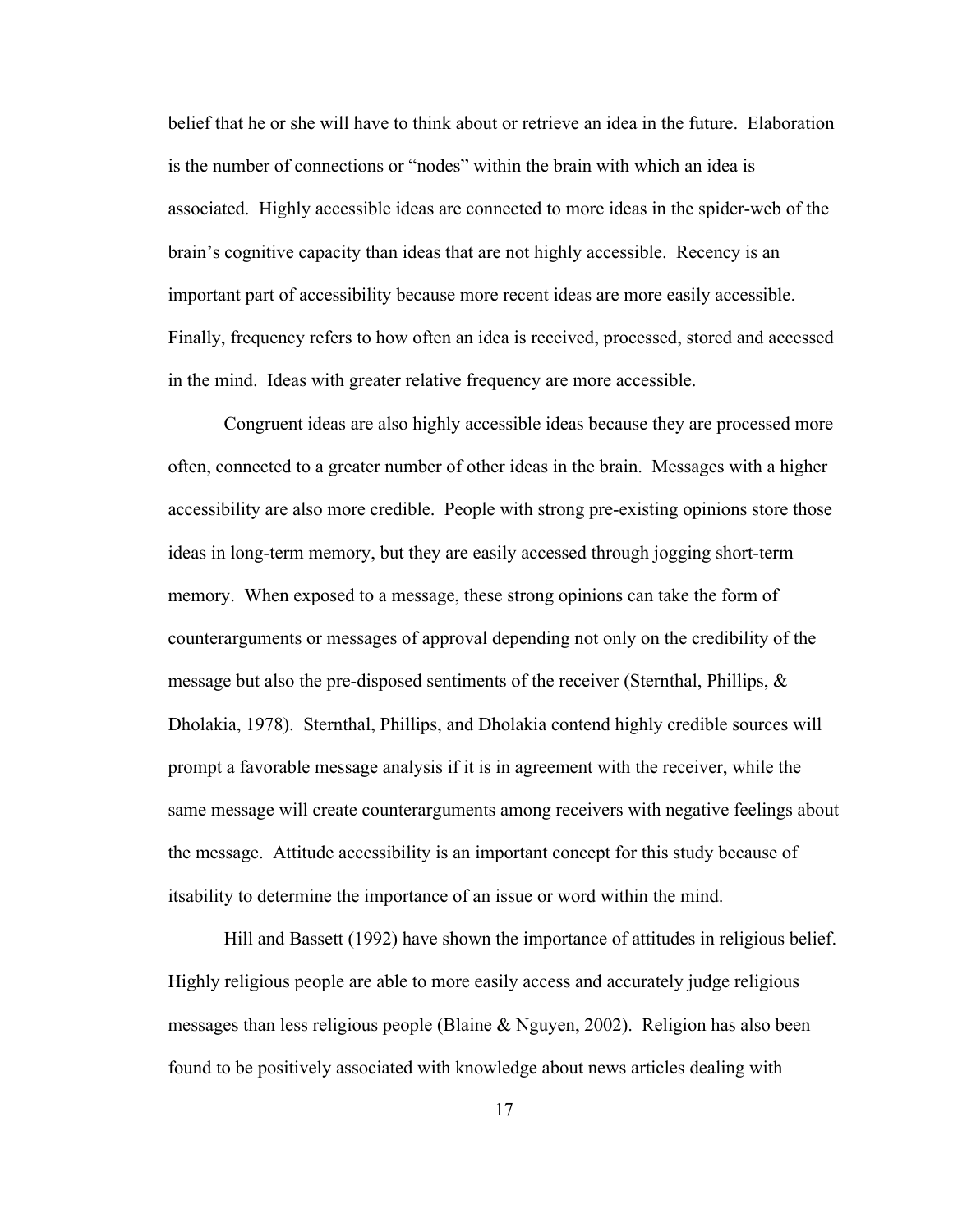belief that he or she will have to think about or retrieve an idea in the future. Elaboration is the number of connections or "nodes" within the brain with which an idea is associated. Highly accessible ideas are connected to more ideas in the spider-web of the brain's cognitive capacity than ideas that are not highly accessible. Recency is an important part of accessibility because more recent ideas are more easily accessible. Finally, frequency refers to how often an idea is received, processed, stored and accessed in the mind. Ideas with greater relative frequency are more accessible.

Congruent ideas are also highly accessible ideas because they are processed more often, connected to a greater number of other ideas in the brain. Messages with a higher accessibility are also more credible. People with strong pre-existing opinions store those ideas in long-term memory, but they are easily accessed through jogging short-term memory. When exposed to a message, these strong opinions can take the form of counterarguments or messages of approval depending not only on the credibility of the message but also the pre-disposed sentiments of the receiver (Sternthal, Phillips, & Dholakia, 1978). Sternthal, Phillips, and Dholakia contend highly credible sources will prompt a favorable message analysis if it is in agreement with the receiver, while the same message will create counterarguments among receivers with negative feelings about the message. Attitude accessibility is an important concept for this study because of itsability to determine the importance of an issue or word within the mind.

Hill and Bassett (1992) have shown the importance of attitudes in religious belief. Highly religious people are able to more easily access and accurately judge religious messages than less religious people (Blaine & Nguyen, 2002). Religion has also been found to be positively associated with knowledge about news articles dealing with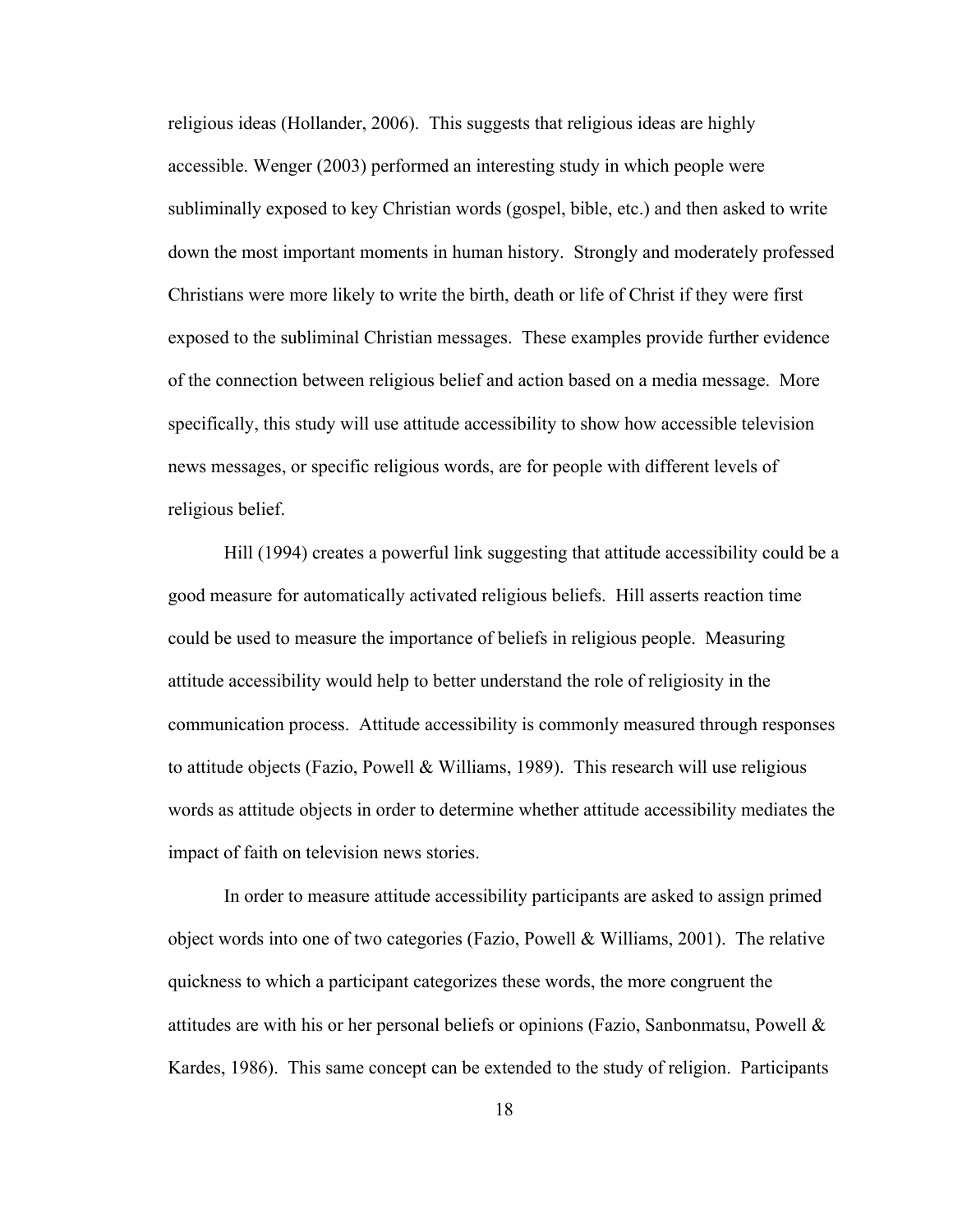religious ideas (Hollander, 2006). This suggests that religious ideas are highly accessible. Wenger (2003) performed an interesting study in which people were subliminally exposed to key Christian words (gospel, bible, etc.) and then asked to write down the most important moments in human history. Strongly and moderately professed Christians were more likely to write the birth, death or life of Christ if they were first exposed to the subliminal Christian messages. These examples provide further evidence of the connection between religious belief and action based on a media message. More specifically, this study will use attitude accessibility to show how accessible television news messages, or specific religious words, are for people with different levels of religious belief.

Hill (1994) creates a powerful link suggesting that attitude accessibility could be a good measure for automatically activated religious beliefs. Hill asserts reaction time could be used to measure the importance of beliefs in religious people. Measuring attitude accessibility would help to better understand the role of religiosity in the communication process. Attitude accessibility is commonly measured through responses to attitude objects (Fazio, Powell & Williams, 1989). This research will use religious words as attitude objects in order to determine whether attitude accessibility mediates the impact of faith on television news stories.

In order to measure attitude accessibility participants are asked to assign primed object words into one of two categories (Fazio, Powell & Williams, 2001). The relative quickness to which a participant categorizes these words, the more congruent the attitudes are with his or her personal beliefs or opinions (Fazio, Sanbonmatsu, Powell & Kardes, 1986). This same concept can be extended to the study of religion. Participants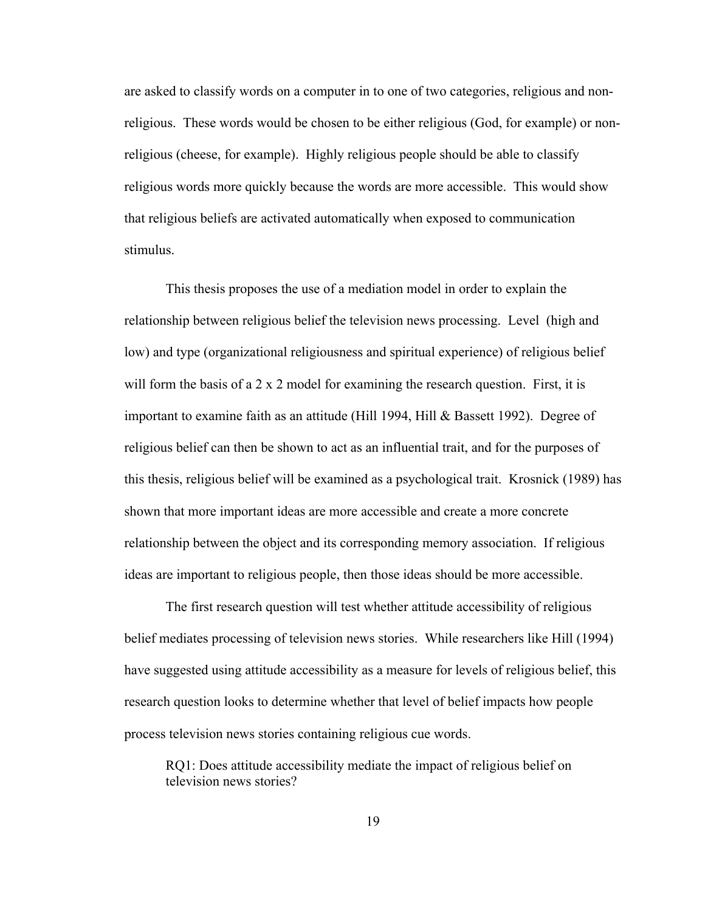are asked to classify words on a computer in to one of two categories, religious and non-religious. These words would be chosen to be either religious (God, for example) or non-religious (cheese, for example). Highly religious people should be able to classify religious words more quickly because the words are more accessible. This would show that religious beliefs are activated automatically when exposed to communication stimulus.

This thesis proposes the use of a mediation model in order to explain the relationship between religious belief the television news processing. Level (high and low) and type (organizational religiousness and spiritual experience) of religious belief will form the basis of a 2 x 2 model for examining the research question. First, it is important to examine faith as an attitude (Hill 1994, Hill & Bassett 1992). Degree of religious belief can then be shown to act as an influential trait, and for the purposes of this thesis, religious belief will be examined as a psychological trait. Krosnick (1989) has shown that more important ideas are more accessible and create a more concrete relationship between the object and its corresponding memory association. If religious ideas are important to religious people, then those ideas should be more accessible.

The first research question will test whether attitude accessibility of religious belief mediates processing of television news stories. While researchers like Hill (1994) have suggested using attitude accessibility as a measure for levels of religious belief, this research question looks to determine whether that level of belief impacts how people process television news stories containing religious cue words.

> RQ1: Does attitude accessibility mediate the impact of religious belief on television news stories?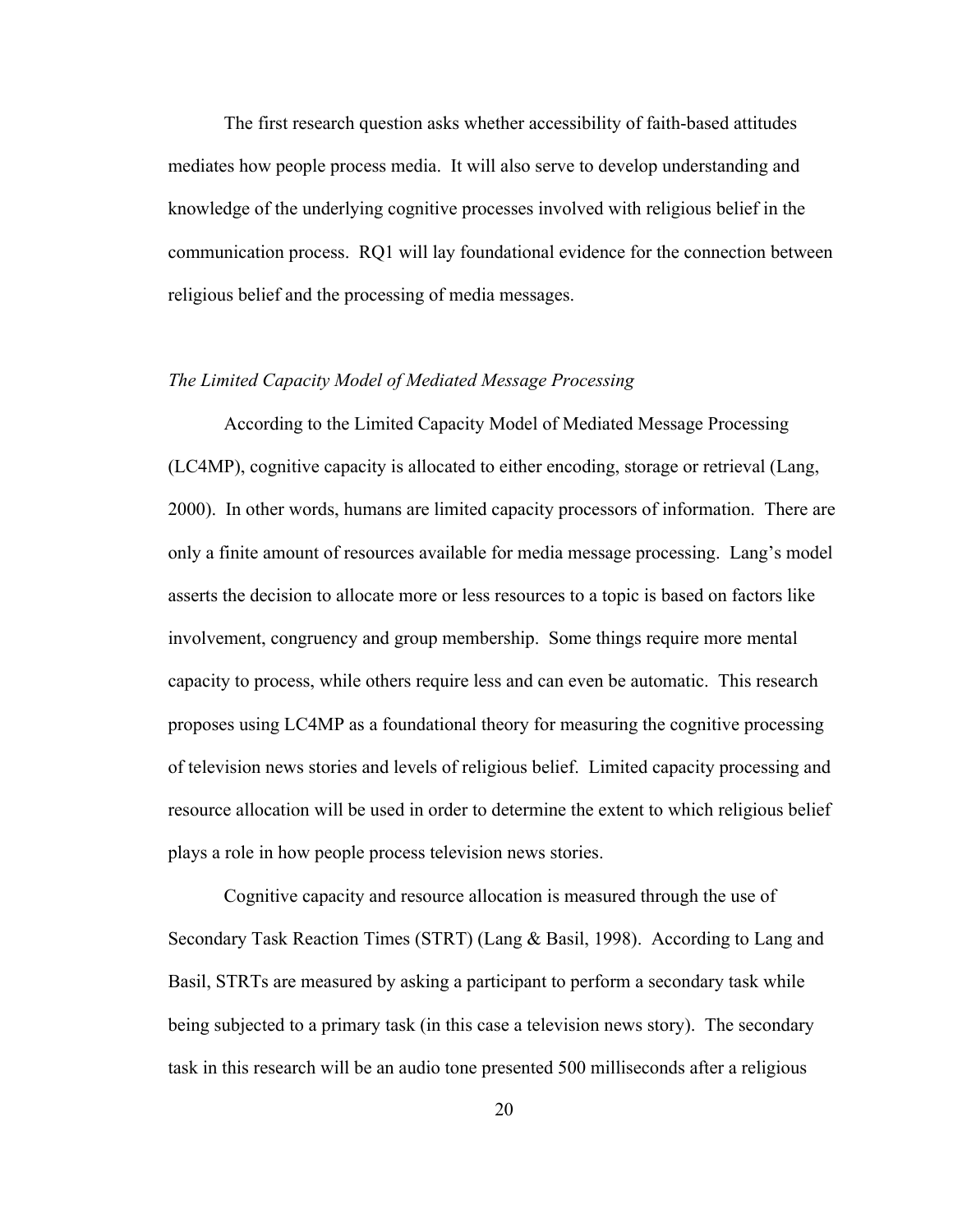The first research question asks whether accessibility of faith-based attitudes mediates how people process media. It will also serve to develop understanding and knowledge of the underlying cognitive processes involved with religious belief in the communication process. RQ1 will lay foundational evidence for the connection between religious belief and the processing of media messages.

### *The Limited Capacity Model of Mediated Message Processing*

According to the Limited Capacity Model of Mediated Message Processing (LC4MP), cognitive capacity is allocated to either encoding, storage or retrieval (Lang, 2000). In other words, humans are limited capacity processors of information. There are only a finite amount of resources available for media message processing. Lang's model asserts the decision to allocate more or less resources to a topic is based on factors like involvement, congruency and group membership. Some things require more mental capacity to process, while others require less and can even be automatic. This research proposes using LC4MP as a foundational theory for measuring the cognitive processing of television news stories and levels of religious belief. Limited capacity processing and resource allocation will be used in order to determine the extent to which religious belief plays a role in how people process television news stories.

Cognitive capacity and resource allocation is measured through the use of Secondary Task Reaction Times (STRT) (Lang & Basil, 1998). According to Lang and Basil, STRTs are measured by asking a participant to perform a secondary task while being subjected to a primary task (in this case a television news story). The secondary task in this research will be an audio tone presented 500 milliseconds after a religious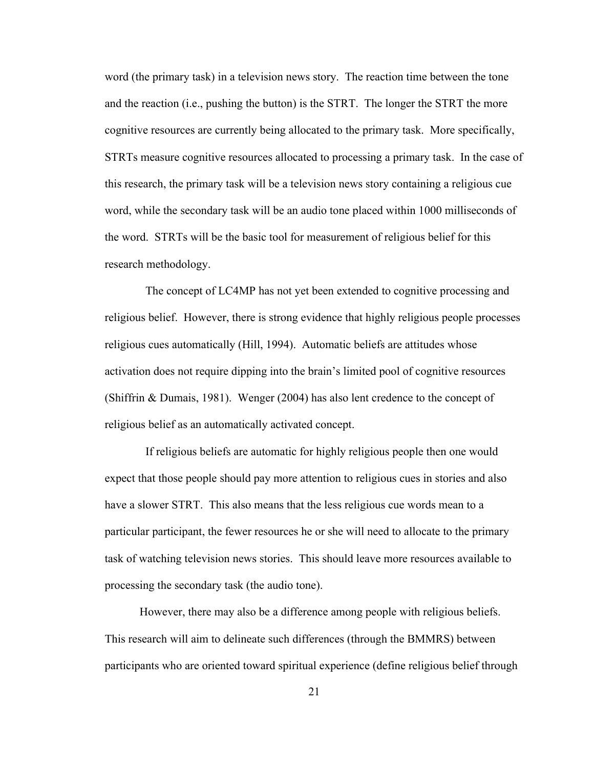word (the primary task) in a television news story. The reaction time between the tone and the reaction (i.e., pushing the button) is the STRT. The longer the STRT the more cognitive resources are currently being allocated to the primary task. More specifically, STRTs measure cognitive resources allocated to processing a primary task. In the case of this research, the primary task will be a television news story containing a religious cue word, while the secondary task will be an audio tone placed within 1000 milliseconds of the word. STRTs will be the basic tool for measurement of religious belief for this research methodology.

The concept of LC4MP has not yet been extended to cognitive processing and religious belief. However, there is strong evidence that highly religious people processes religious cues automatically (Hill, 1994). Automatic beliefs are attitudes whose activation does not require dipping into the brain's limited pool of cognitive resources (Shiffrin & Dumais, 1981). Wenger (2004) has also lent credence to the concept of religious belief as an automatically activated concept.

If religious beliefs are automatic for highly religious people then one would expect that those people should pay more attention to religious cues in stories and also have a slower STRT. This also means that the less religious cue words mean to a particular participant, the fewer resources he or she will need to allocate to the primary task of watching television news stories. This should leave more resources available to processing the secondary task (the audio tone).

However, there may also be a difference among people with religious beliefs. This research will aim to delineate such differences (through the BMMRS) between participants who are oriented toward spiritual experience (define religious belief through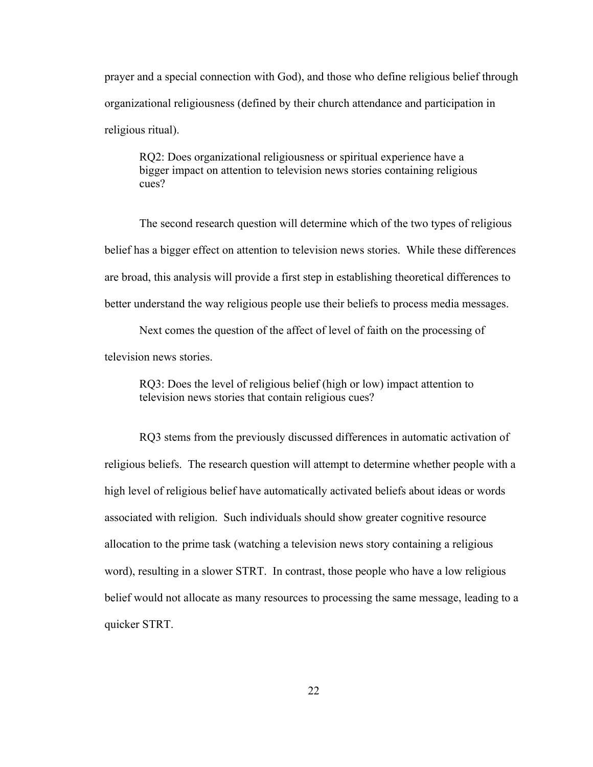prayer and a special connection with God), and those who define religious belief through organizational religiousness (defined by their church attendance and participation in religious ritual).

> RQ2: Does organizational religiousness or spiritual experience have a bigger impact on attention to television news stories containing religious cues?

The second research question will determine which of the two types of religious belief has a bigger effect on attention to television news stories. While these differences are broad, this analysis will provide a first step in establishing theoretical differences to better understand the way religious people use their beliefs to process media messages.

Next comes the question of the affect of level of faith on the processing of television news stories.

> RQ3: Does the level of religious belief (high or low) impact attention to television news stories that contain religious cues?

RQ3 stems from the previously discussed differences in automatic activation of religious beliefs. The research question will attempt to determine whether people with a high level of religious belief have automatically activated beliefs about ideas or words associated with religion. Such individuals should show greater cognitive resource allocation to the prime task (watching a television news story containing a religious word), resulting in a slower STRT. In contrast, those people who have a low religious belief would not allocate as many resources to processing the same message, leading to a quicker STRT.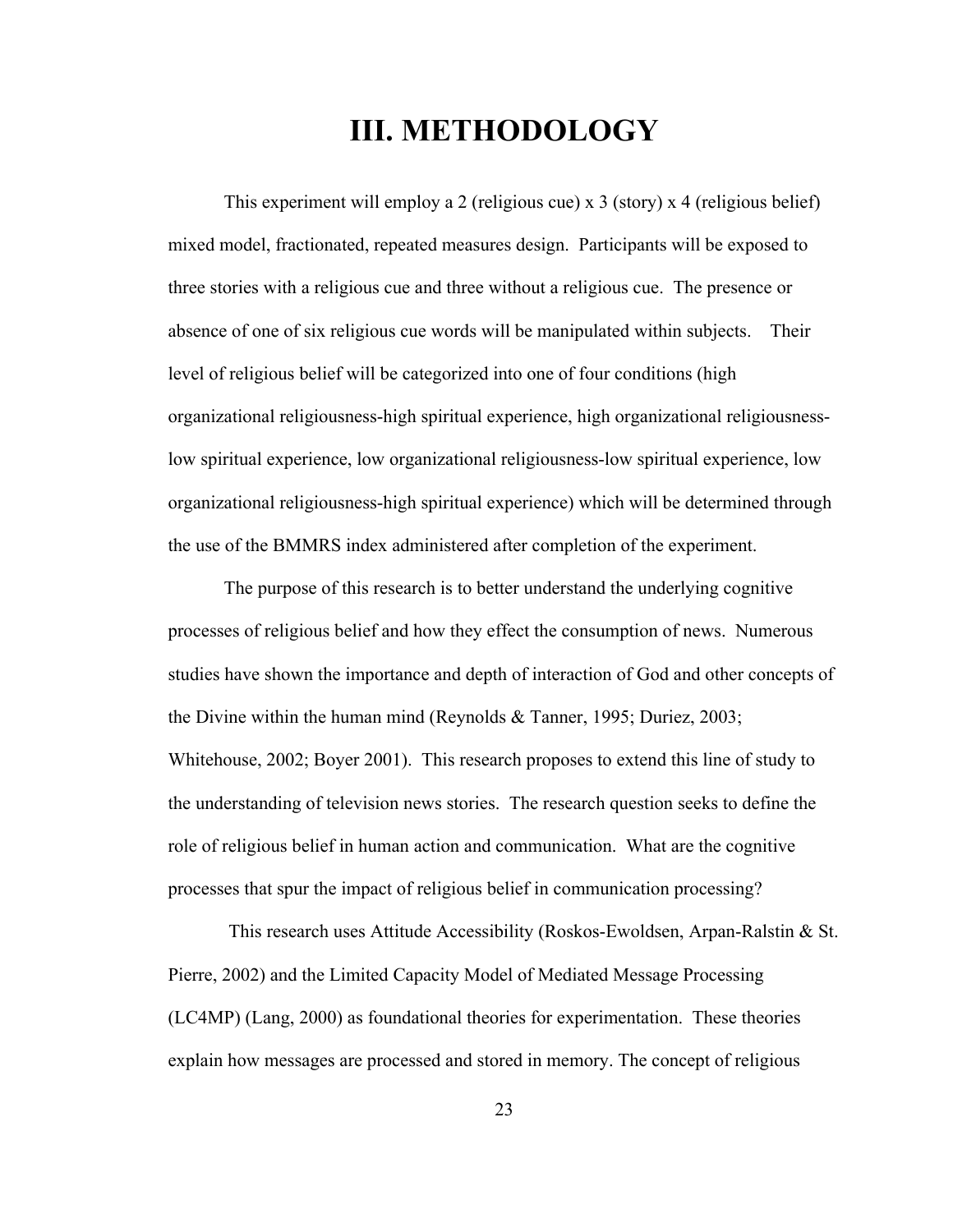# III. METHODOLOGY

This experiment will employ a 2 (religious cue) x 3 (story) x 4 (religious belief) mixed model, fractionated, repeated measures design. Participants will be exposed to three stories with a religious cue and three without a religious cue. The presence or absence of one of six religious cue words will be manipulated within subjects. Their level of religious belief will be categorized into one of four conditions (high organizational religiousness-high spiritual experience, high organizational religiousness-low spiritual experience, low organizational religiousness-low spiritual experience, low organizational religiousness-high spiritual experience) which will be determined through the use of the BMMRS index administered after completion of the experiment.

The purpose of this research is to better understand the underlying cognitive processes of religious belief and how they effect the consumption of news. Numerous studies have shown the importance and depth of interaction of God and other concepts of the Divine within the human mind (Reynolds & Tanner, 1995; Duriez, 2003; Whitehouse, 2002; Boyer 2001). This research proposes to extend this line of study to the understanding of television news stories. The research question seeks to define the role of religious belief in human action and communication. What are the cognitive processes that spur the impact of religious belief in communication processing?

This research uses Attitude Accessibility (Roskos-Ewoldsen, Arpan-Ralstin & St. Pierre, 2002) and the Limited Capacity Model of Mediated Message Processing (LC4MP) (Lang, 2000) as foundational theories for experimentation. These theories explain how messages are processed and stored in memory. The concept of religious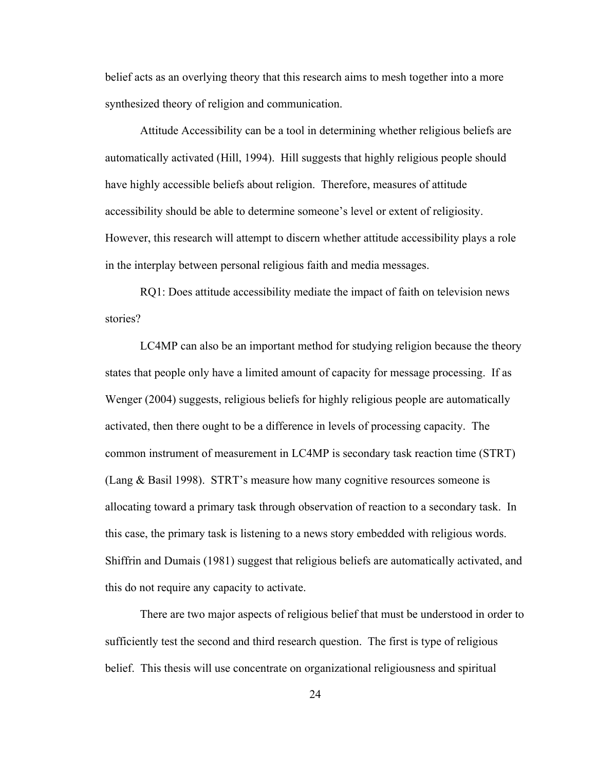belief acts as an overlying theory that this research aims to mesh together into a more synthesized theory of religion and communication.

Attitude Accessibility can be a tool in determining whether religious beliefs are automatically activated (Hill, 1994). Hill suggests that highly religious people should have highly accessible beliefs about religion. Therefore, measures of attitude accessibility should be able to determine someone's level or extent of religiosity. However, this research will attempt to discern whether attitude accessibility plays a role in the interplay between personal religious faith and media messages.

RQ1: Does attitude accessibility mediate the impact of faith on television news stories?

LC4MP can also be an important method for studying religion because the theory states that people only have a limited amount of capacity for message processing. If as Wenger (2004) suggests, religious beliefs for highly religious people are automatically activated, then there ought to be a difference in levels of processing capacity. The common instrument of measurement in LC4MP is secondary task reaction time (STRT) (Lang & Basil 1998). STRT's measure how many cognitive resources someone is allocating toward a primary task through observation of reaction to a secondary task. In this case, the primary task is listening to a news story embedded with religious words. Shiffrin and Dumais (1981) suggest that religious beliefs are automatically activated, and this do not require any capacity to activate.

There are two major aspects of religious belief that must be understood in order to sufficiently test the second and third research question. The first is type of religious belief. This thesis will use concentrate on organizational religiousness and spiritual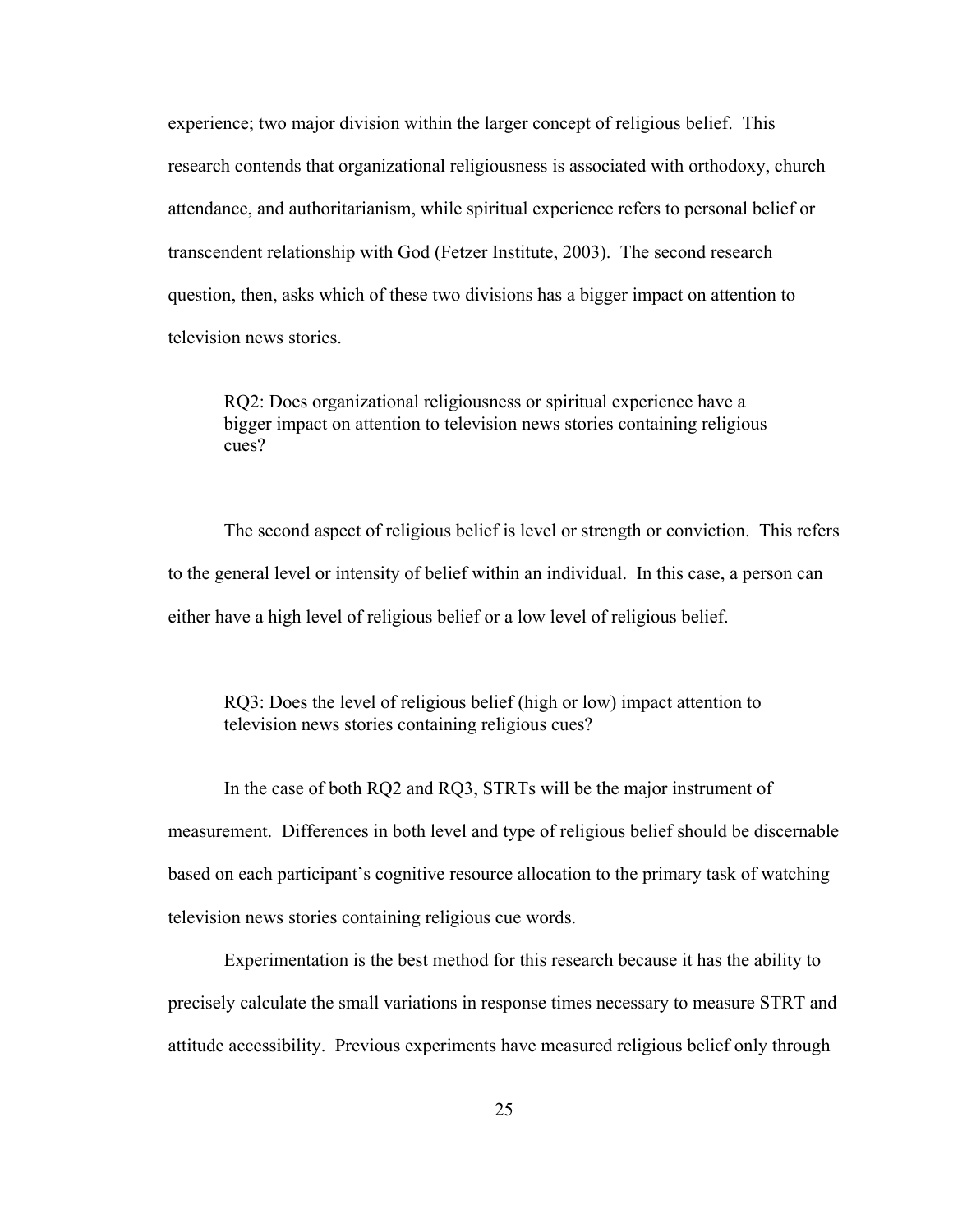experience; two major division within the larger concept of religious belief. This research contends that organizational religiousness is associated with orthodoxy, church attendance, and authoritarianism, while spiritual experience refers to personal belief or transcendent relationship with God (Fetzer Institute, 2003). The second research question, then, asks which of these two divisions has a bigger impact on attention to television news stories.

> RQ2: Does organizational religiousness or spiritual experience have a bigger impact on attention to television news stories containing religious cues?

The second aspect of religious belief is level or strength or conviction. This refers to the general level or intensity of belief within an individual. In this case, a person can either have a high level of religious belief or a low level of religious belief.

> RQ3: Does the level of religious belief (high or low) impact attention to television news stories containing religious cues?

In the case of both RQ2 and RQ3, STRTs will be the major instrument of measurement. Differences in both level and type of religious belief should be discernable based on each participant's cognitive resource allocation to the primary task of watching television news stories containing religious cue words.

Experimentation is the best method for this research because it has the ability to precisely calculate the small variations in response times necessary to measure STRT and attitude accessibility. Previous experiments have measured religious belief only through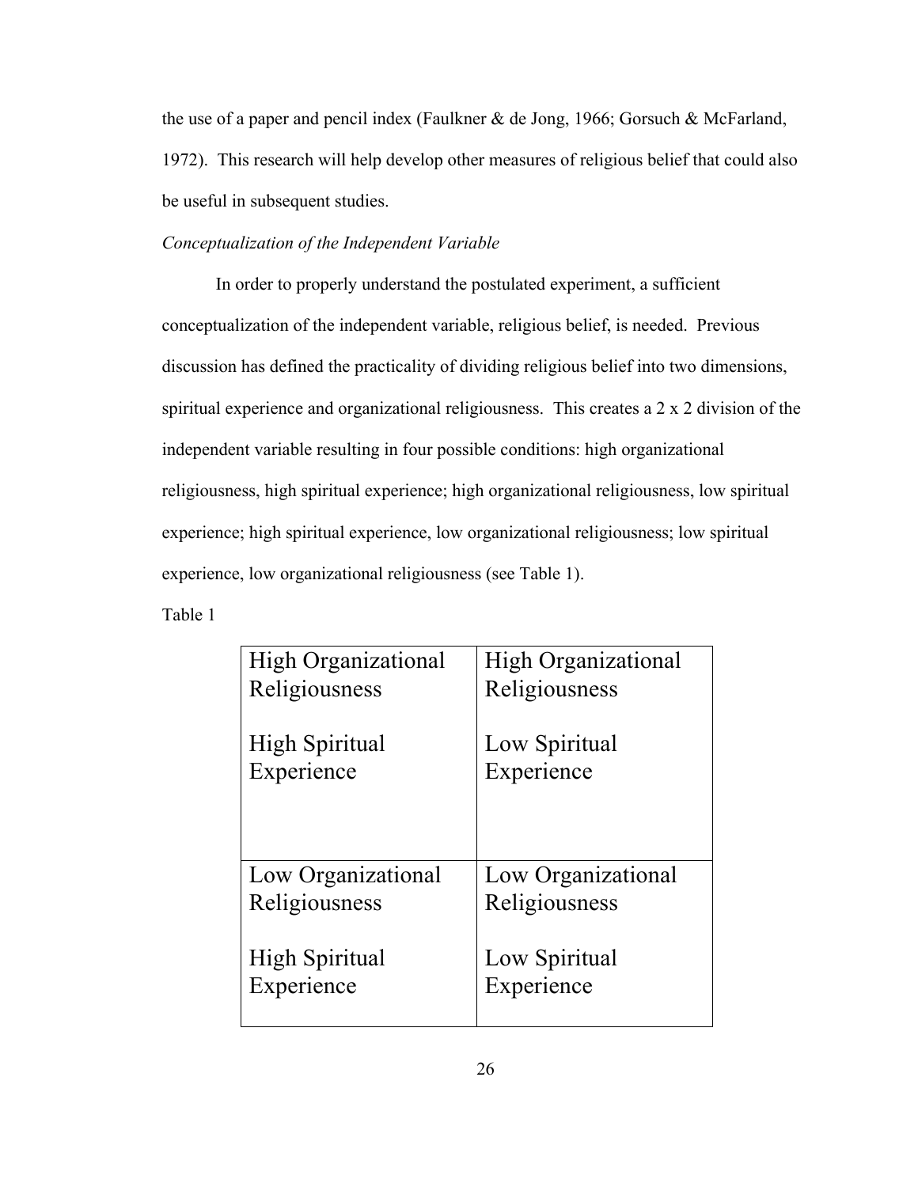the use of a paper and pencil index (Faulkner & de Jong, 1966; Gorsuch & McFarland, 1972). This research will help develop other measures of religious belief that could also be useful in subsequent studies.

*Conceptualization of the Independent Variable*

In order to properly understand the postulated experiment, a sufficient conceptualization of the independent variable, religious belief, is needed. Previous discussion has defined the practicality of dividing religious belief into two dimensions, spiritual experience and organizational religiousness. This creates a 2 x 2 division of the independent variable resulting in four possible conditions: high organizational religiousness, high spiritual experience; high organizational religiousness, low spiritual experience; high spiritual experience, low organizational religiousness; low spiritual experience, low organizational religiousness (see Table 1).

Table 1

| | |
|---|---|
| High Organizational Religiousness<br><br>High Spiritual Experience | High Organizational Religiousness<br><br>Low Spiritual Experience |
| Low Organizational Religiousness<br><br>High Spiritual Experience | Low Organizational Religiousness<br><br>Low Spiritual Experience |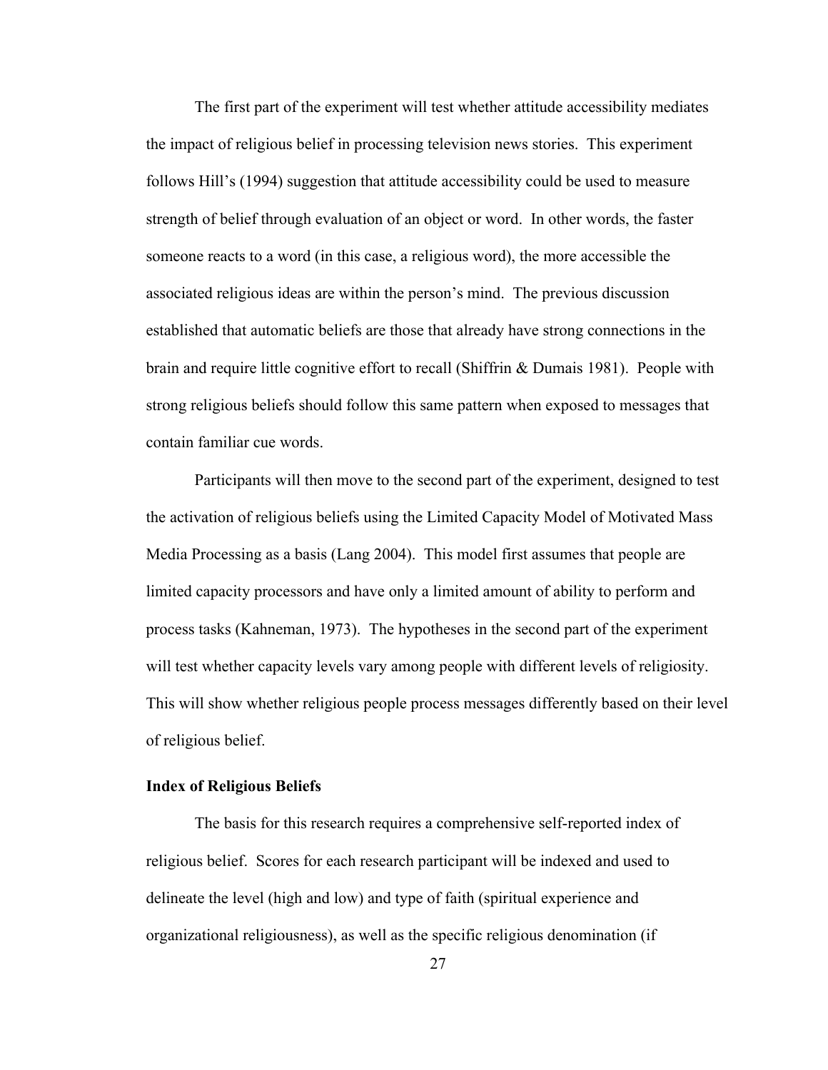The first part of the experiment will test whether attitude accessibility mediates the impact of religious belief in processing television news stories. This experiment follows Hill's (1994) suggestion that attitude accessibility could be used to measure strength of belief through evaluation of an object or word. In other words, the faster someone reacts to a word (in this case, a religious word), the more accessible the associated religious ideas are within the person's mind. The previous discussion established that automatic beliefs are those that already have strong connections in the brain and require little cognitive effort to recall (Shiffrin & Dumais 1981). People with strong religious beliefs should follow this same pattern when exposed to messages that contain familiar cue words.

Participants will then move to the second part of the experiment, designed to test the activation of religious beliefs using the Limited Capacity Model of Motivated Mass Media Processing as a basis (Lang 2004). This model first assumes that people are limited capacity processors and have only a limited amount of ability to perform and process tasks (Kahneman, 1973). The hypotheses in the second part of the experiment will test whether capacity levels vary among people with different levels of religiosity. This will show whether religious people process messages differently based on their level of religious belief.

**Index of Religious Beliefs**

The basis for this research requires a comprehensive self-reported index of religious belief. Scores for each research participant will be indexed and used to delineate the level (high and low) and type of faith (spiritual experience and organizational religiousness), as well as the specific religious denomination (if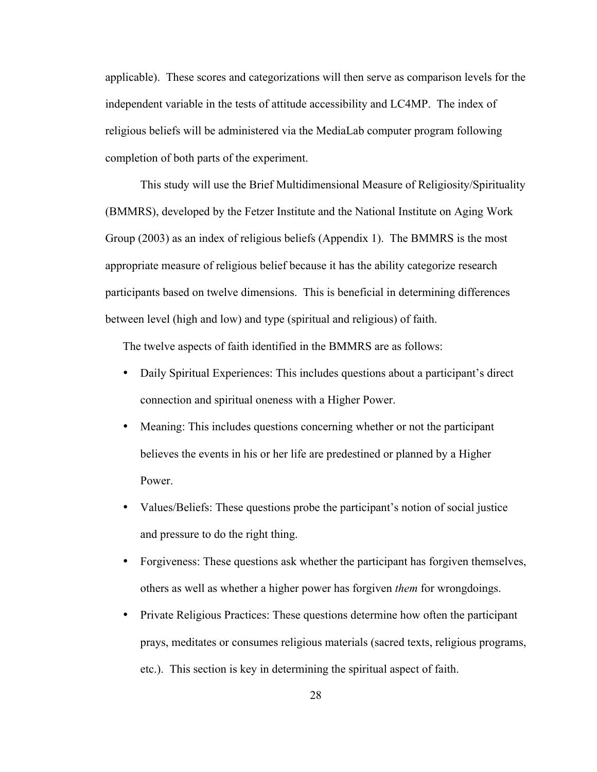applicable). These scores and categorizations will then serve as comparison levels for the independent variable in the tests of attitude accessibility and LC4MP. The index of religious beliefs will be administered via the MediaLab computer program following completion of both parts of the experiment.

This study will use the Brief Multidimensional Measure of Religiosity/Spirituality (BMMRS), developed by the Fetzer Institute and the National Institute on Aging Work Group (2003) as an index of religious beliefs (Appendix 1). The BMMRS is the most appropriate measure of religious belief because it has the ability categorize research participants based on twelve dimensions. This is beneficial in determining differences between level (high and low) and type (spiritual and religious) of faith.

The twelve aspects of faith identified in the BMMRS are as follows:

- Daily Spiritual Experiences: This includes questions about a participant's direct connection and spiritual oneness with a Higher Power.
- Meaning: This includes questions concerning whether or not the participant believes the events in his or her life are predestined or planned by a Higher Power.
- Values/Beliefs: These questions probe the participant's notion of social justice and pressure to do the right thing.
- Forgiveness: These questions ask whether the participant has forgiven themselves, others as well as whether a higher power has forgiven *them* for wrongdoings.
- Private Religious Practices: These questions determine how often the participant prays, meditates or consumes religious materials (sacred texts, religious programs, etc.). This section is key in determining the spiritual aspect of faith.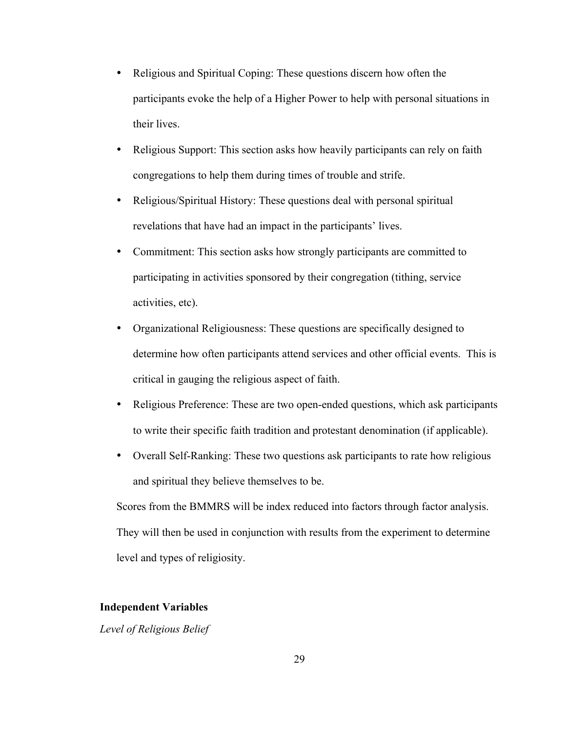- Religious and Spiritual Coping: These questions discern how often the participants evoke the help of a Higher Power to help with personal situations in their lives.
- Religious Support: This section asks how heavily participants can rely on faith congregations to help them during times of trouble and strife.
- Religious/Spiritual History: These questions deal with personal spiritual revelations that have had an impact in the participants' lives.
- Commitment: This section asks how strongly participants are committed to participating in activities sponsored by their congregation (tithing, service activities, etc).
- Organizational Religiousness: These questions are specifically designed to determine how often participants attend services and other official events. This is critical in gauging the religious aspect of faith.
- Religious Preference: These are two open-ended questions, which ask participants to write their specific faith tradition and protestant denomination (if applicable).
- Overall Self-Ranking: These two questions ask participants to rate how religious and spiritual they believe themselves to be.

Scores from the BMMRS will be index reduced into factors through factor analysis. They will then be used in conjunction with results from the experiment to determine level and types of religiosity.

**Independent Variables**

*Level of Religious Belief*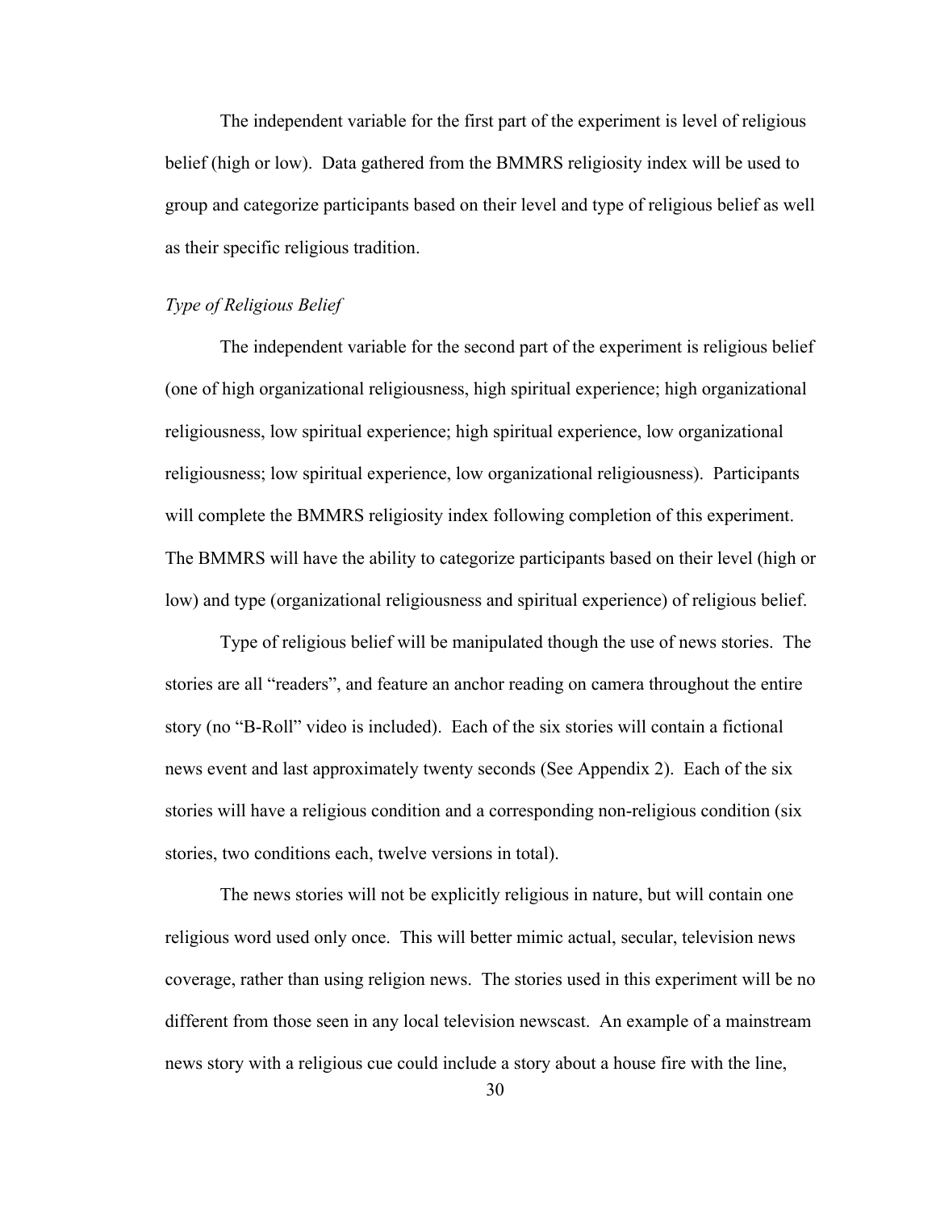The independent variable for the first part of the experiment is level of religious belief (high or low). Data gathered from the BMMRS religiosity index will be used to group and categorize participants based on their level and type of religious belief as well as their specific religious tradition.

*Type of Religious Belief*

The independent variable for the second part of the experiment is religious belief (one of high organizational religiousness, high spiritual experience; high organizational religiousness, low spiritual experience; high spiritual experience, low organizational religiousness; low spiritual experience, low organizational religiousness). Participants will complete the BMMRS religiosity index following completion of this experiment. The BMMRS will have the ability to categorize participants based on their level (high or low) and type (organizational religiousness and spiritual experience) of religious belief.

Type of religious belief will be manipulated though the use of news stories. The stories are all "readers", and feature an anchor reading on camera throughout the entire story (no "B-Roll" video is included). Each of the six stories will contain a fictional news event and last approximately twenty seconds (See Appendix 2). Each of the six stories will have a religious condition and a corresponding non-religious condition (six stories, two conditions each, twelve versions in total).

The news stories will not be explicitly religious in nature, but will contain one religious word used only once. This will better mimic actual, secular, television news coverage, rather than using religion news. The stories used in this experiment will be no different from those seen in any local television newscast. An example of a mainstream news story with a religious cue could include a story about a house fire with the line,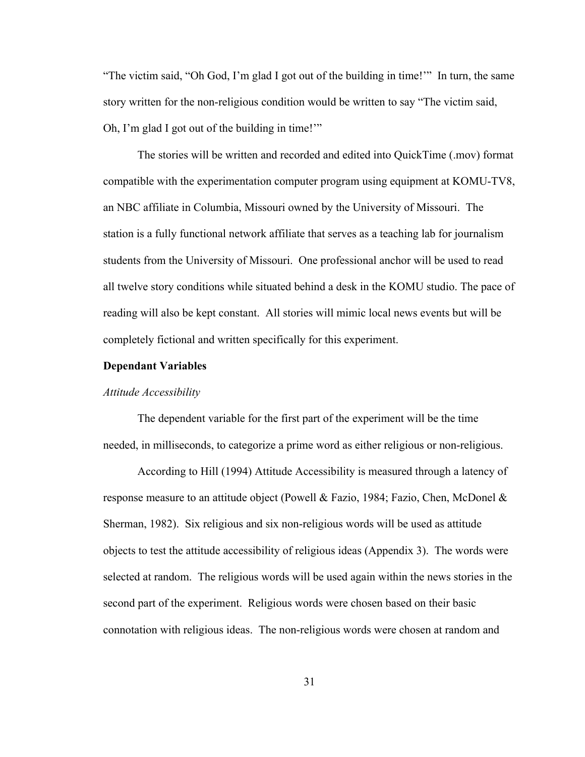"The victim said, "Oh God, I'm glad I got out of the building in time!'" In turn, the same story written for the non-religious condition would be written to say "The victim said, Oh, I'm glad I got out of the building in time!'"

The stories will be written and recorded and edited into QuickTime (.mov) format compatible with the experimentation computer program using equipment at KOMU-TV8, an NBC affiliate in Columbia, Missouri owned by the University of Missouri. The station is a fully functional network affiliate that serves as a teaching lab for journalism students from the University of Missouri. One professional anchor will be used to read all twelve story conditions while situated behind a desk in the KOMU studio. The pace of reading will also be kept constant. All stories will mimic local news events but will be completely fictional and written specifically for this experiment.

**Dependant Variables**

*Attitude Accessibility*

The dependent variable for the first part of the experiment will be the time needed, in milliseconds, to categorize a prime word as either religious or non-religious.

According to Hill (1994) Attitude Accessibility is measured through a latency of response measure to an attitude object (Powell & Fazio, 1984; Fazio, Chen, McDonel & Sherman, 1982). Six religious and six non-religious words will be used as attitude objects to test the attitude accessibility of religious ideas (Appendix 3). The words were selected at random. The religious words will be used again within the news stories in the second part of the experiment. Religious words were chosen based on their basic connotation with religious ideas. The non-religious words were chosen at random and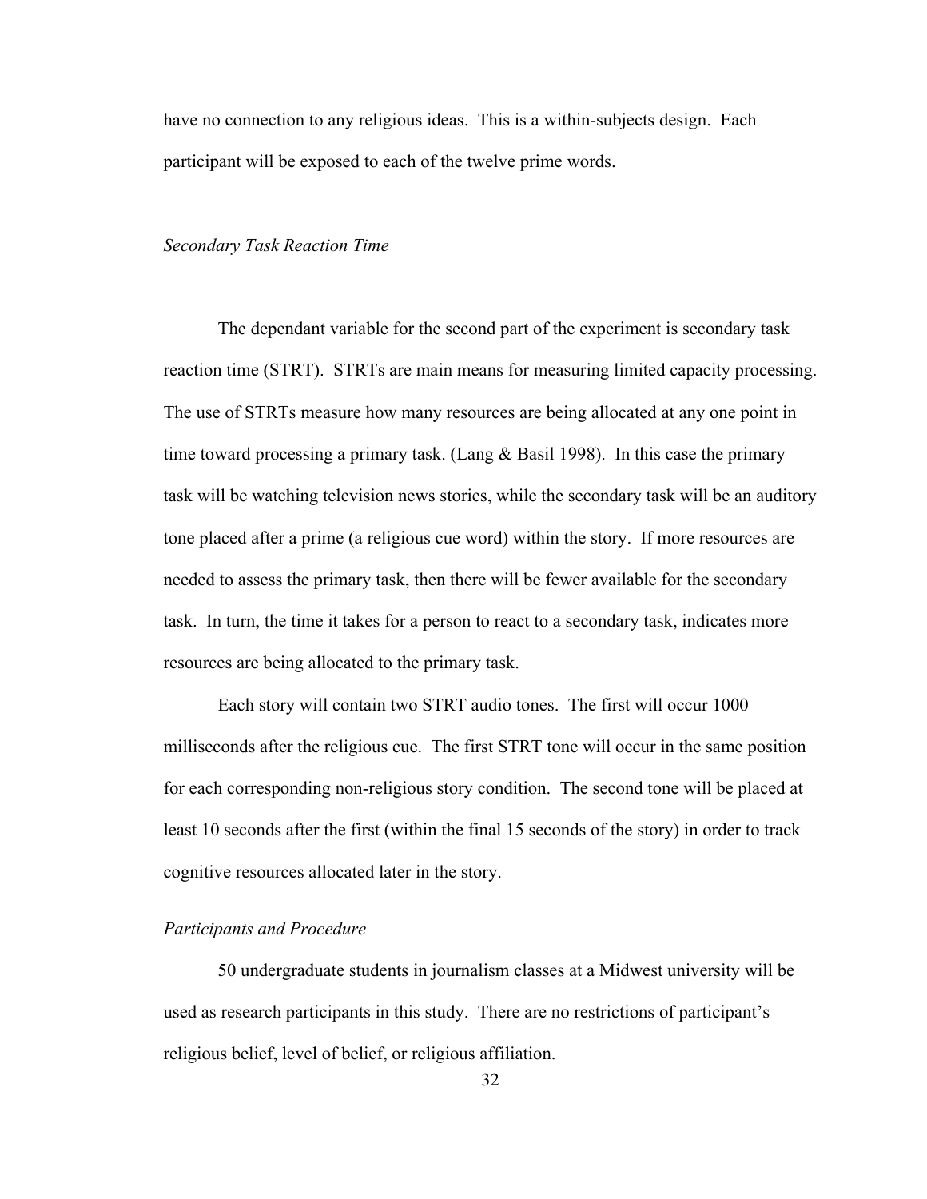have no connection to any religious ideas. This is a within-subjects design. Each participant will be exposed to each of the twelve prime words.

### *Secondary Task Reaction Time*

The dependant variable for the second part of the experiment is secondary task reaction time (STRT). STRTs are main means for measuring limited capacity processing. The use of STRTs measure how many resources are being allocated at any one point in time toward processing a primary task. (Lang & Basil 1998). In this case the primary task will be watching television news stories, while the secondary task will be an auditory tone placed after a prime (a religious cue word) within the story. If more resources are needed to assess the primary task, then there will be fewer available for the secondary task. In turn, the time it takes for a person to react to a secondary task, indicates more resources are being allocated to the primary task.

Each story will contain two STRT audio tones. The first will occur 1000 milliseconds after the religious cue. The first STRT tone will occur in the same position for each corresponding non-religious story condition. The second tone will be placed at least 10 seconds after the first (within the final 15 seconds of the story) in order to track cognitive resources allocated later in the story.

### *Participants and Procedure*

50 undergraduate students in journalism classes at a Midwest university will be used as research participants in this study. There are no restrictions of participant's religious belief, level of belief, or religious affiliation.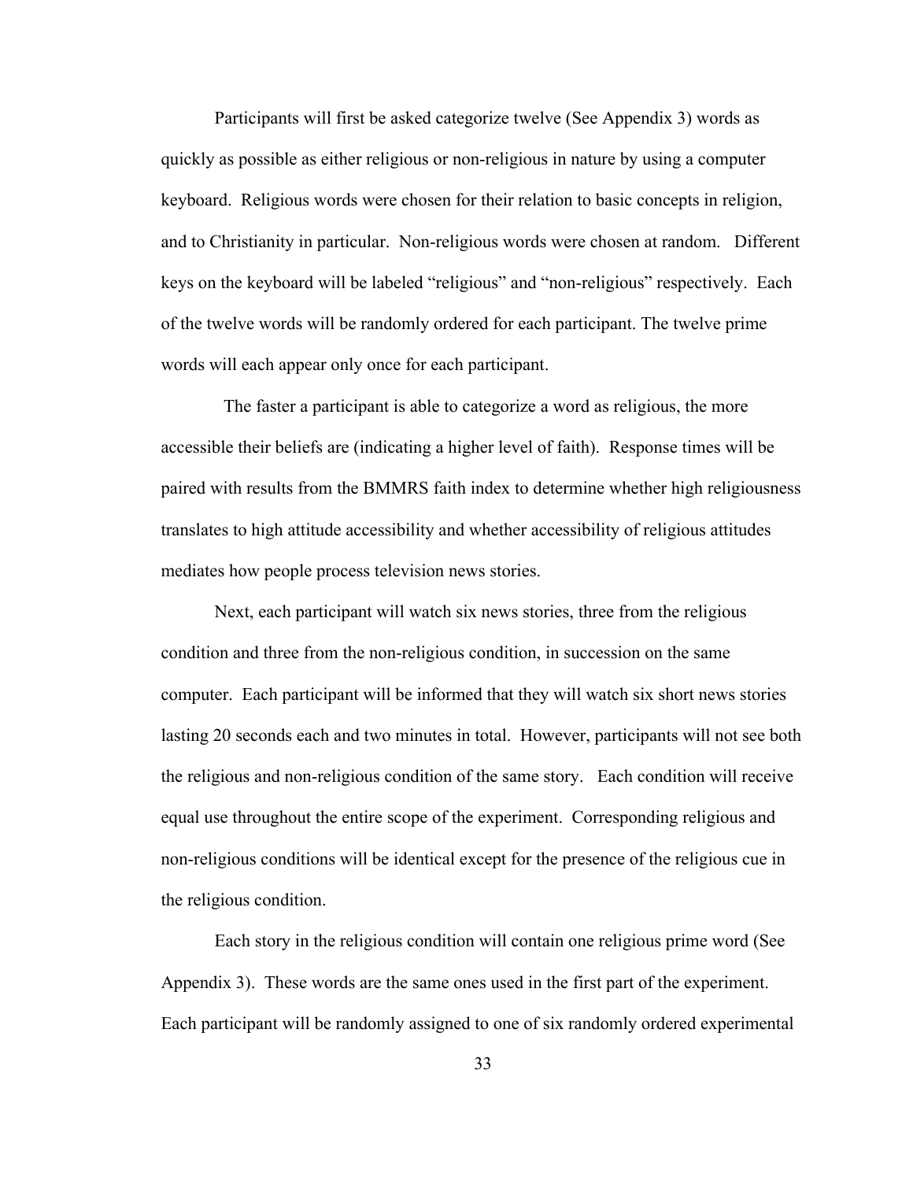Participants will first be asked categorize twelve (See Appendix 3) words as quickly as possible as either religious or non-religious in nature by using a computer keyboard. Religious words were chosen for their relation to basic concepts in religion, and to Christianity in particular. Non-religious words were chosen at random. Different keys on the keyboard will be labeled "religious" and "non-religious" respectively. Each of the twelve words will be randomly ordered for each participant. The twelve prime words will each appear only once for each participant.

The faster a participant is able to categorize a word as religious, the more accessible their beliefs are (indicating a higher level of faith). Response times will be paired with results from the BMMRS faith index to determine whether high religiousness translates to high attitude accessibility and whether accessibility of religious attitudes mediates how people process television news stories.

Next, each participant will watch six news stories, three from the religious condition and three from the non-religious condition, in succession on the same computer. Each participant will be informed that they will watch six short news stories lasting 20 seconds each and two minutes in total. However, participants will not see both the religious and non-religious condition of the same story. Each condition will receive equal use throughout the entire scope of the experiment. Corresponding religious and non-religious conditions will be identical except for the presence of the religious cue in the religious condition.

Each story in the religious condition will contain one religious prime word (See Appendix 3). These words are the same ones used in the first part of the experiment. Each participant will be randomly assigned to one of six randomly ordered experimental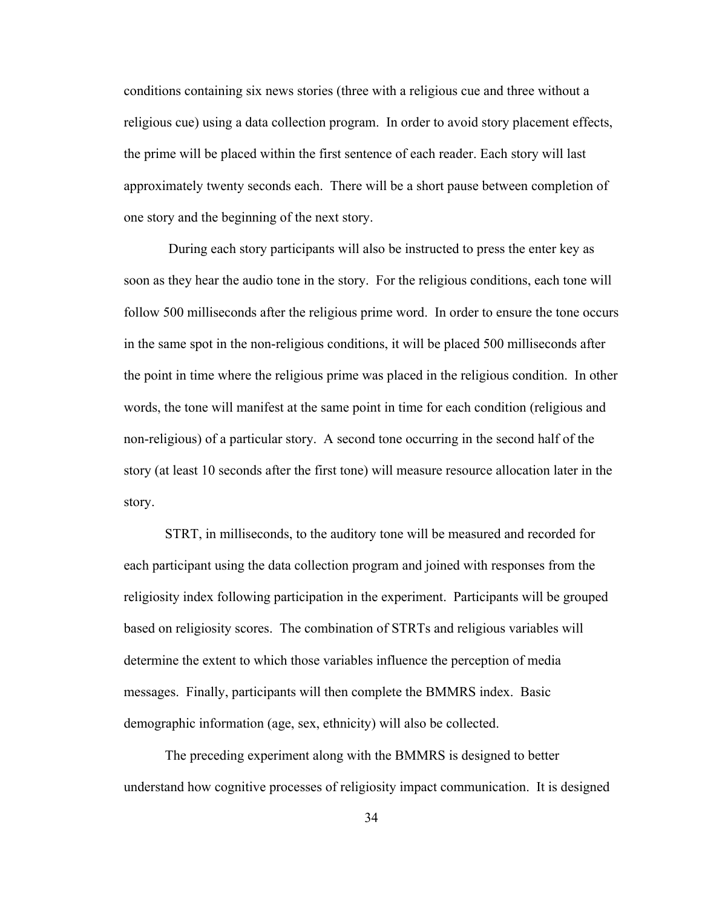conditions containing six news stories (three with a religious cue and three without a religious cue) using a data collection program. In order to avoid story placement effects, the prime will be placed within the first sentence of each reader. Each story will last approximately twenty seconds each. There will be a short pause between completion of one story and the beginning of the next story.

During each story participants will also be instructed to press the enter key as soon as they hear the audio tone in the story. For the religious conditions, each tone will follow 500 milliseconds after the religious prime word. In order to ensure the tone occurs in the same spot in the non-religious conditions, it will be placed 500 milliseconds after the point in time where the religious prime was placed in the religious condition. In other words, the tone will manifest at the same point in time for each condition (religious and non-religious) of a particular story. A second tone occurring in the second half of the story (at least 10 seconds after the first tone) will measure resource allocation later in the story.

STRT, in milliseconds, to the auditory tone will be measured and recorded for each participant using the data collection program and joined with responses from the religiosity index following participation in the experiment. Participants will be grouped based on religiosity scores. The combination of STRTs and religious variables will determine the extent to which those variables influence the perception of media messages. Finally, participants will then complete the BMMRS index. Basic demographic information (age, sex, ethnicity) will also be collected.

The preceding experiment along with the BMMRS is designed to better understand how cognitive processes of religiosity impact communication. It is designed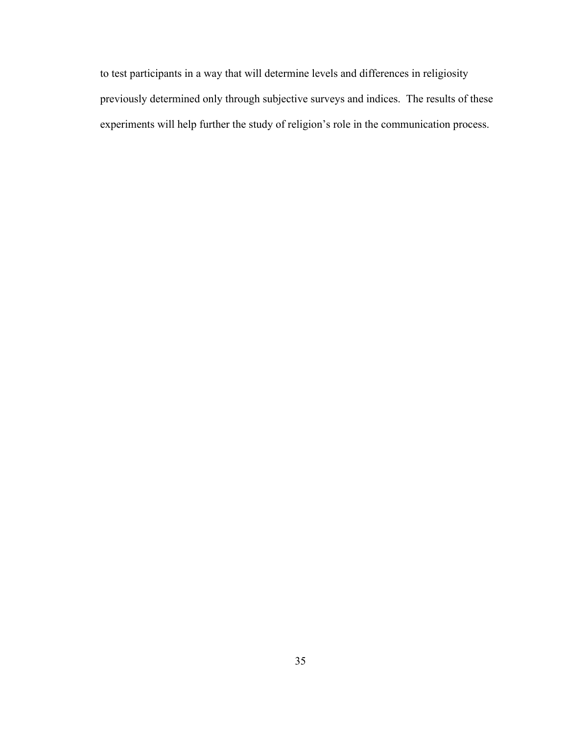to test participants in a way that will determine levels and differences in religiosity previously determined only through subjective surveys and indices. The results of these experiments will help further the study of religion's role in the communication process.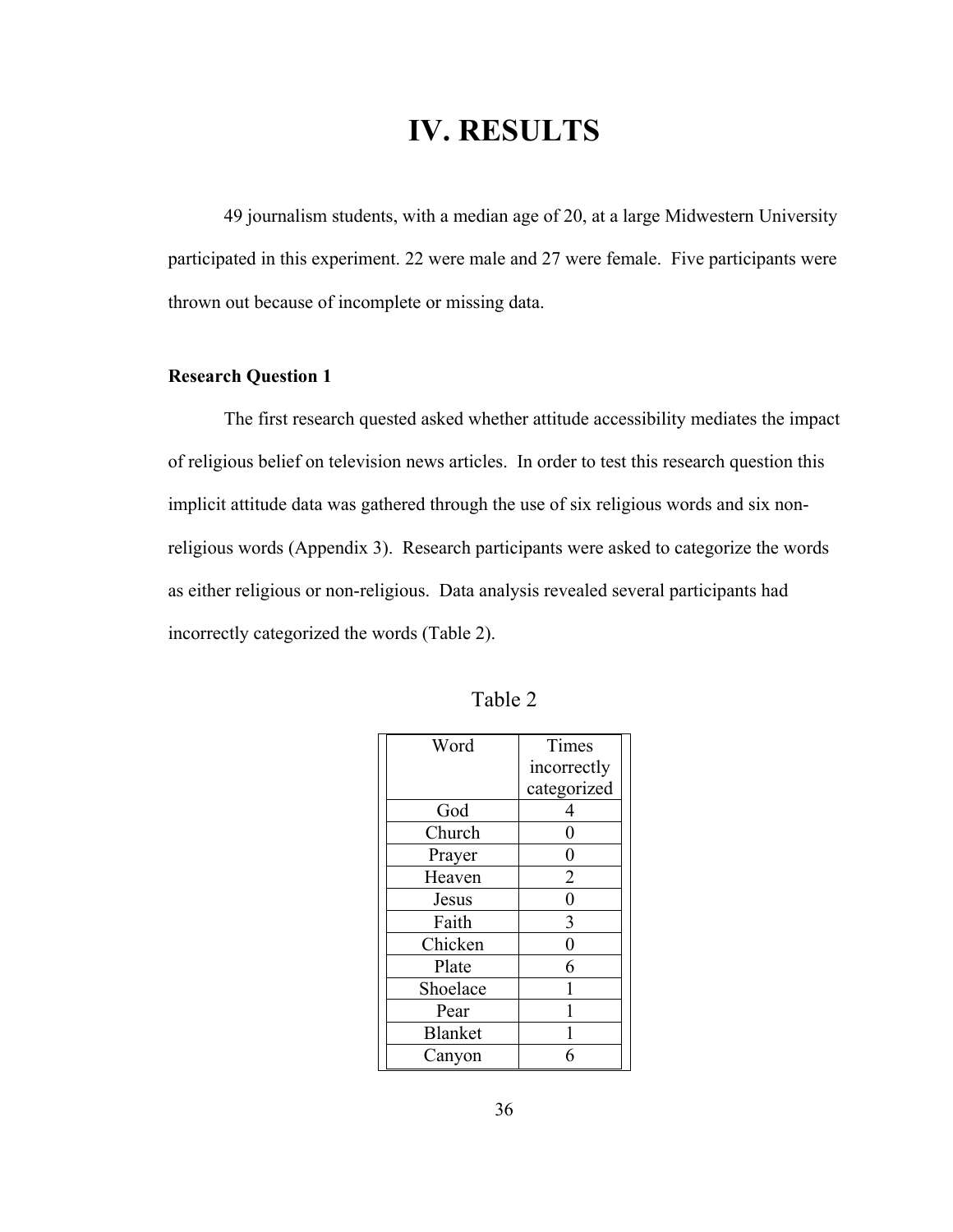# IV. RESULTS

49 journalism students, with a median age of 20, at a large Midwestern University participated in this experiment. 22 were male and 27 were female. Five participants were thrown out because of incomplete or missing data.

### Research Question 1

The first research quested asked whether attitude accessibility mediates the impact of religious belief on television news articles. In order to test this research question this implicit attitude data was gathered through the use of six religious words and six non-religious words (Appendix 3). Research participants were asked to categorize the words as either religious or non-religious. Data analysis revealed several participants had incorrectly categorized the words (Table 2).

Table 2

| Word | Times incorrectly categorized |
|---|---|
| God | 4 |
| Church | 0 |
| Prayer | 0 |
| Heaven | 2 |
| Jesus | 0 |
| Faith | 3 |
| Chicken | 0 |
| Plate | 6 |
| Shoelace | 1 |
| Pear | 1 |
| Blanket | 1 |
| Canyon | 6 |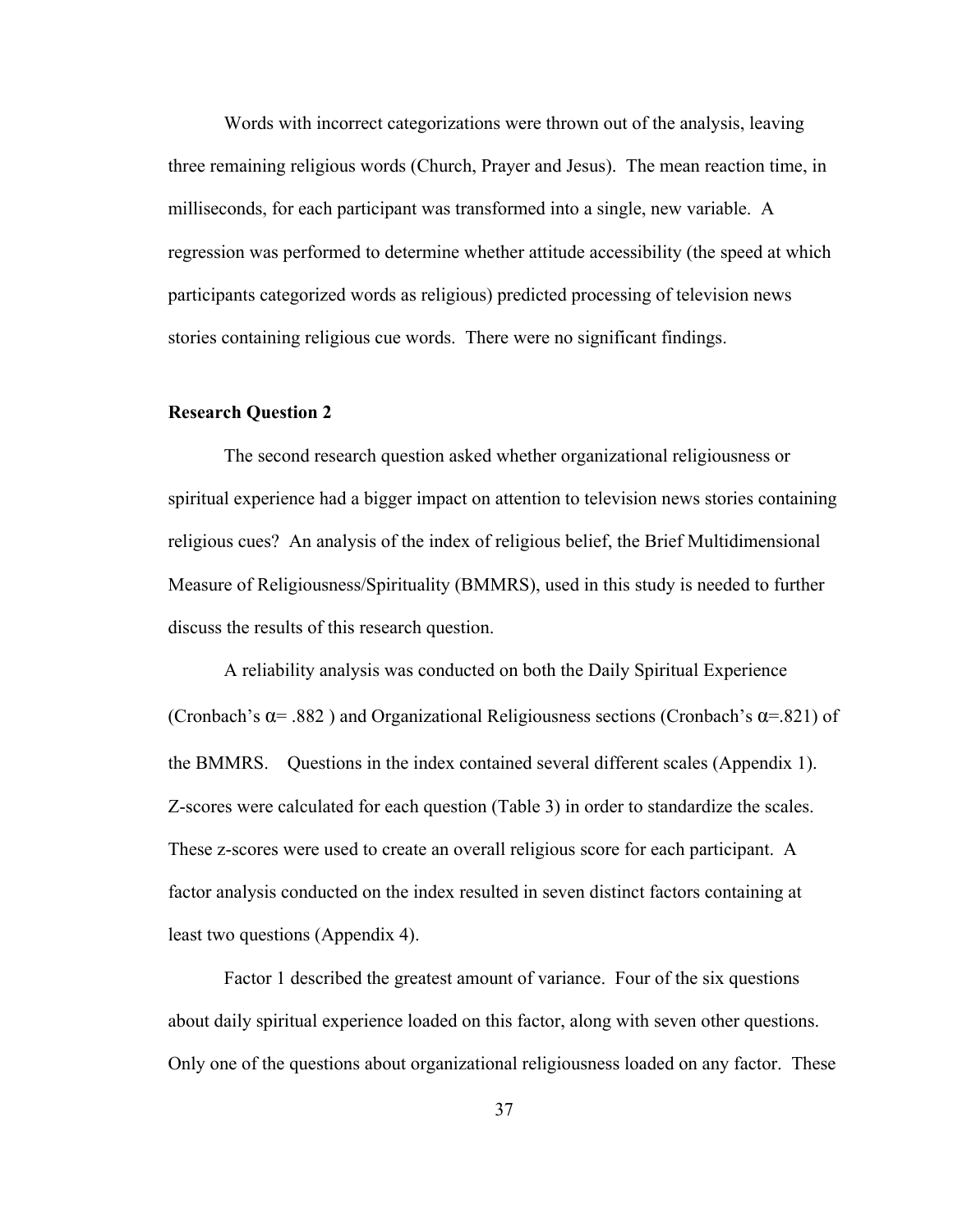Words with incorrect categorizations were thrown out of the analysis, leaving three remaining religious words (Church, Prayer and Jesus). The mean reaction time, in milliseconds, for each participant was transformed into a single, new variable. A regression was performed to determine whether attitude accessibility (the speed at which participants categorized words as religious) predicted processing of television news stories containing religious cue words. There were no significant findings.

**Research Question 2**

The second research question asked whether organizational religiousness or spiritual experience had a bigger impact on attention to television news stories containing religious cues? An analysis of the index of religious belief, the Brief Multidimensional Measure of Religiousness/Spirituality (BMMRS), used in this study is needed to further discuss the results of this research question.

A reliability analysis was conducted on both the Daily Spiritual Experience (Cronbach's $\alpha = .882$ ) and Organizational Religiousness sections (Cronbach's $\alpha = .821$) of the BMMRS. Questions in the index contained several different scales (Appendix 1). Z-scores were calculated for each question (Table 3) in order to standardize the scales. These z-scores were used to create an overall religious score for each participant. A factor analysis conducted on the index resulted in seven distinct factors containing at least two questions (Appendix 4).

Factor 1 described the greatest amount of variance. Four of the six questions about daily spiritual experience loaded on this factor, along with seven other questions. Only one of the questions about organizational religiousness loaded on any factor. These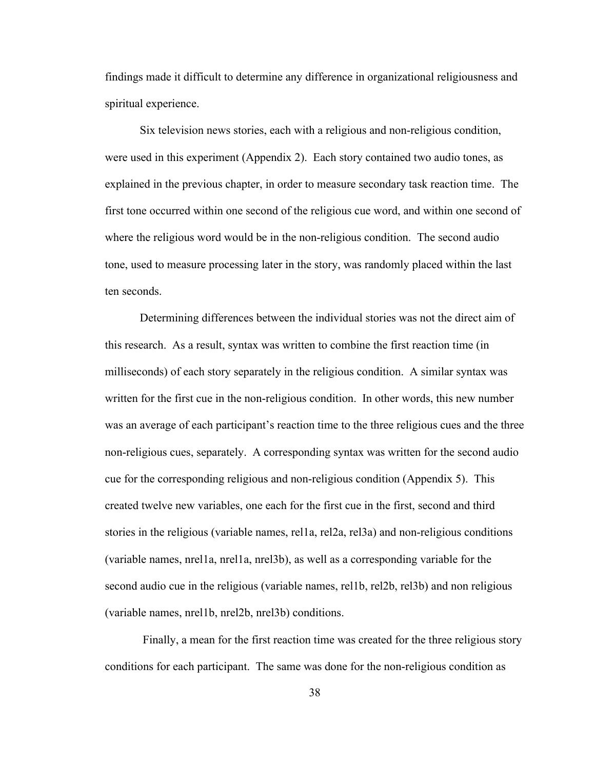findings made it difficult to determine any difference in organizational religiousness and spiritual experience.

Six television news stories, each with a religious and non-religious condition, were used in this experiment (Appendix 2). Each story contained two audio tones, as explained in the previous chapter, in order to measure secondary task reaction time. The first tone occurred within one second of the religious cue word, and within one second of where the religious word would be in the non-religious condition. The second audio tone, used to measure processing later in the story, was randomly placed within the last ten seconds.

Determining differences between the individual stories was not the direct aim of this research. As a result, syntax was written to combine the first reaction time (in milliseconds) of each story separately in the religious condition. A similar syntax was written for the first cue in the non-religious condition. In other words, this new number was an average of each participant's reaction time to the three religious cues and the three non-religious cues, separately. A corresponding syntax was written for the second audio cue for the corresponding religious and non-religious condition (Appendix 5). This created twelve new variables, one each for the first cue in the first, second and third stories in the religious (variable names, rel1a, rel2a, rel3a) and non-religious conditions (variable names, nrel1a, nrel1a, nrel3b), as well as a corresponding variable for the second audio cue in the religious (variable names, rel1b, rel2b, rel3b) and non religious (variable names, nrel1b, nrel2b, nrel3b) conditions.

Finally, a mean for the first reaction time was created for the three religious story conditions for each participant. The same was done for the non-religious condition as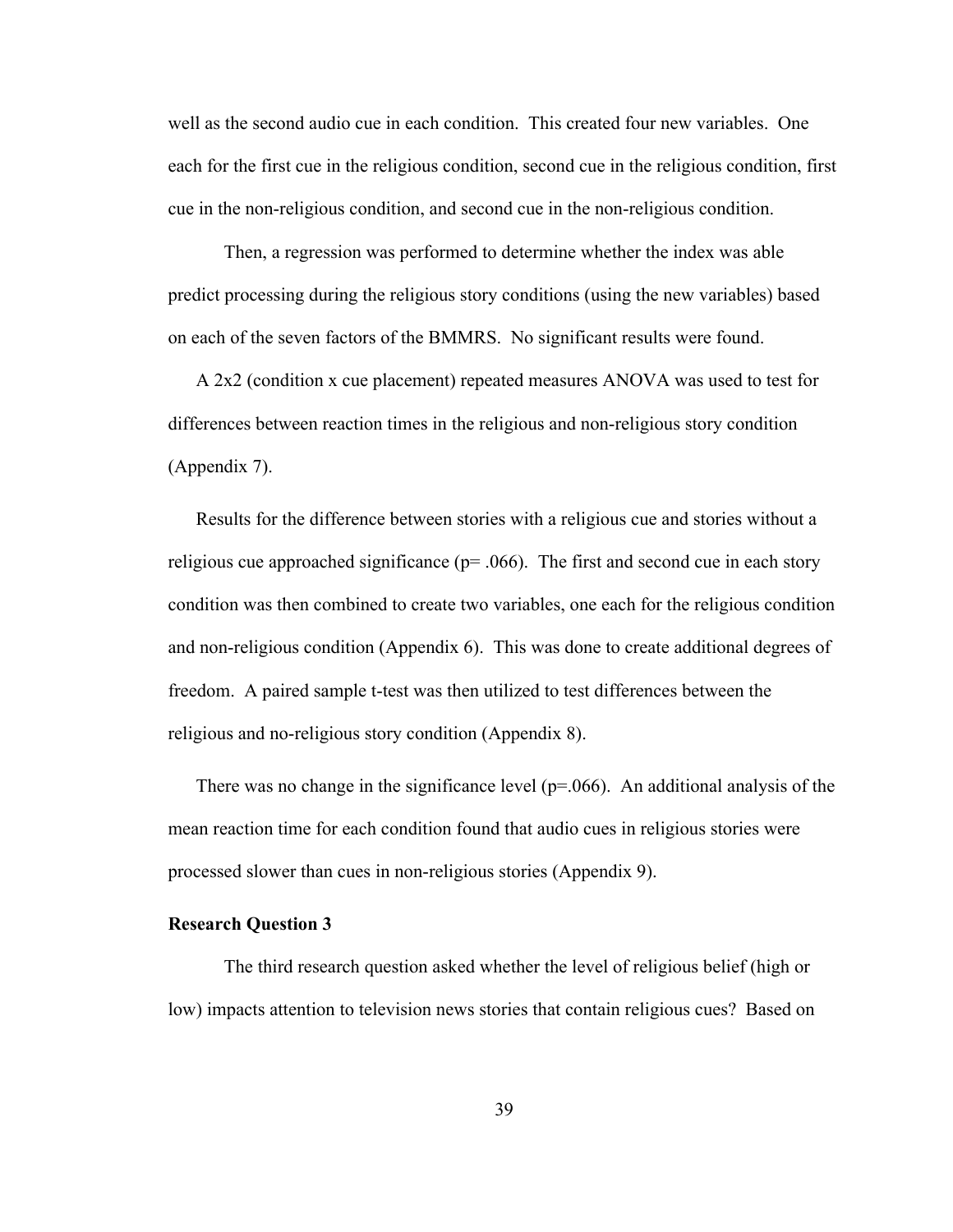well as the second audio cue in each condition. This created four new variables. One each for the first cue in the religious condition, second cue in the religious condition, first cue in the non-religious condition, and second cue in the non-religious condition.

Then, a regression was performed to determine whether the index was able predict processing during the religious story conditions (using the new variables) based on each of the seven factors of the BMMRS. No significant results were found.

A 2x2 (condition x cue placement) repeated measures ANOVA was used to test for differences between reaction times in the religious and non-religious story condition (Appendix 7).

Results for the difference between stories with a religious cue and stories without a religious cue approached significance ($p = .066$). The first and second cue in each story condition was then combined to create two variables, one each for the religious condition and non-religious condition (Appendix 6). This was done to create additional degrees of freedom. A paired sample t-test was then utilized to test differences between the religious and no-religious story condition (Appendix 8).

There was no change in the significance level ($p = .066$). An additional analysis of the mean reaction time for each condition found that audio cues in religious stories were processed slower than cues in non-religious stories (Appendix 9).

**Research Question 3**

The third research question asked whether the level of religious belief (high or low) impacts attention to television news stories that contain religious cues? Based on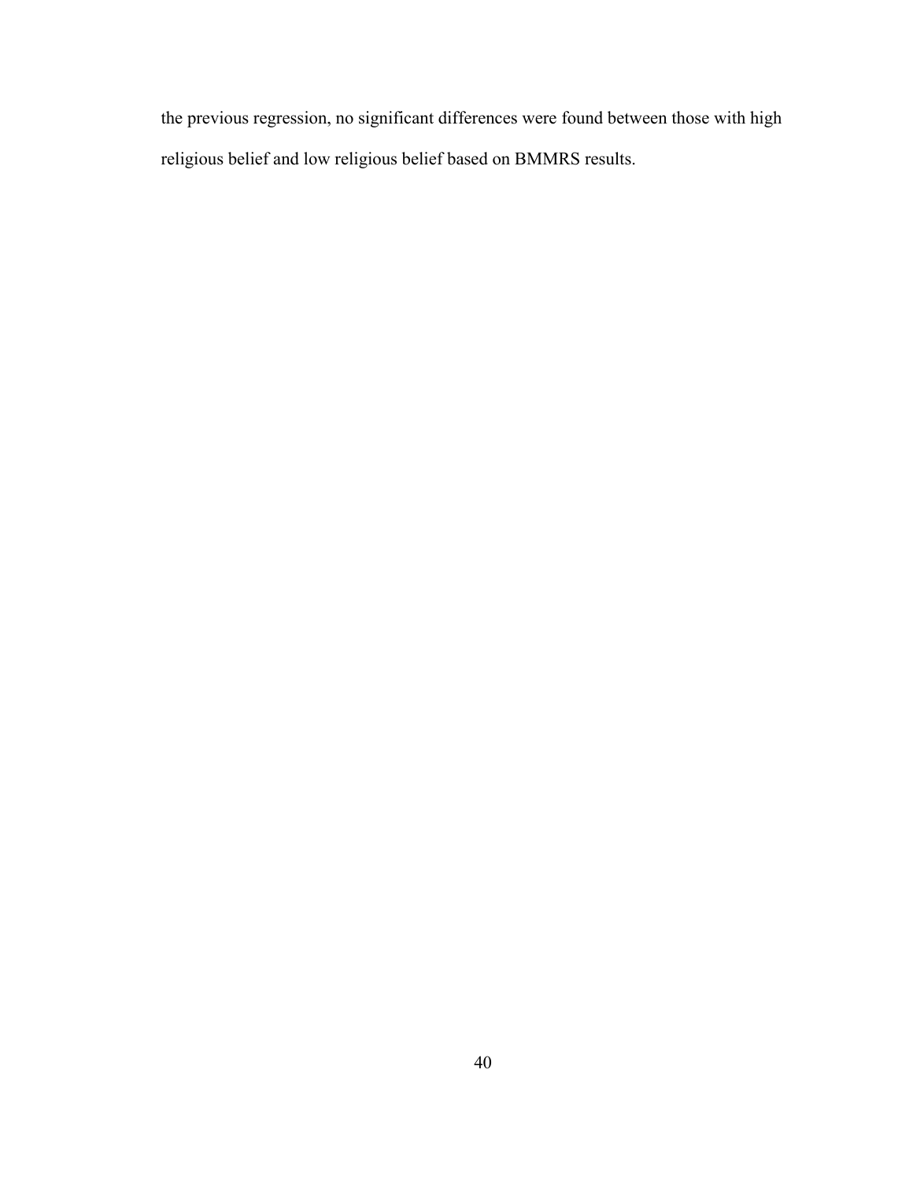the previous regression, no significant differences were found between those with high religious belief and low religious belief based on BMMRS results.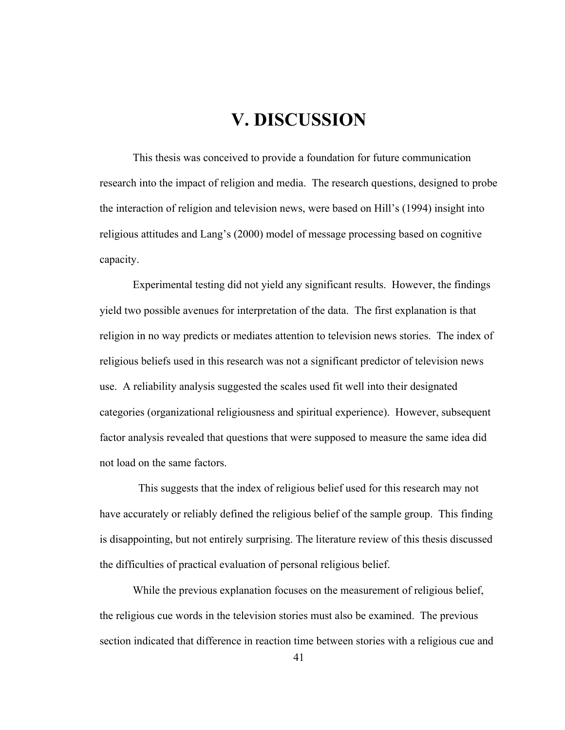# V. DISCUSSION

This thesis was conceived to provide a foundation for future communication research into the impact of religion and media. The research questions, designed to probe the interaction of religion and television news, were based on Hill's (1994) insight into religious attitudes and Lang's (2000) model of message processing based on cognitive capacity.

Experimental testing did not yield any significant results. However, the findings yield two possible avenues for interpretation of the data. The first explanation is that religion in no way predicts or mediates attention to television news stories. The index of religious beliefs used in this research was not a significant predictor of television news use. A reliability analysis suggested the scales used fit well into their designated categories (organizational religiousness and spiritual experience). However, subsequent factor analysis revealed that questions that were supposed to measure the same idea did not load on the same factors.

This suggests that the index of religious belief used for this research may not have accurately or reliably defined the religious belief of the sample group. This finding is disappointing, but not entirely surprising. The literature review of this thesis discussed the difficulties of practical evaluation of personal religious belief.

While the previous explanation focuses on the measurement of religious belief, the religious cue words in the television stories must also be examined. The previous section indicated that difference in reaction time between stories with a religious cue and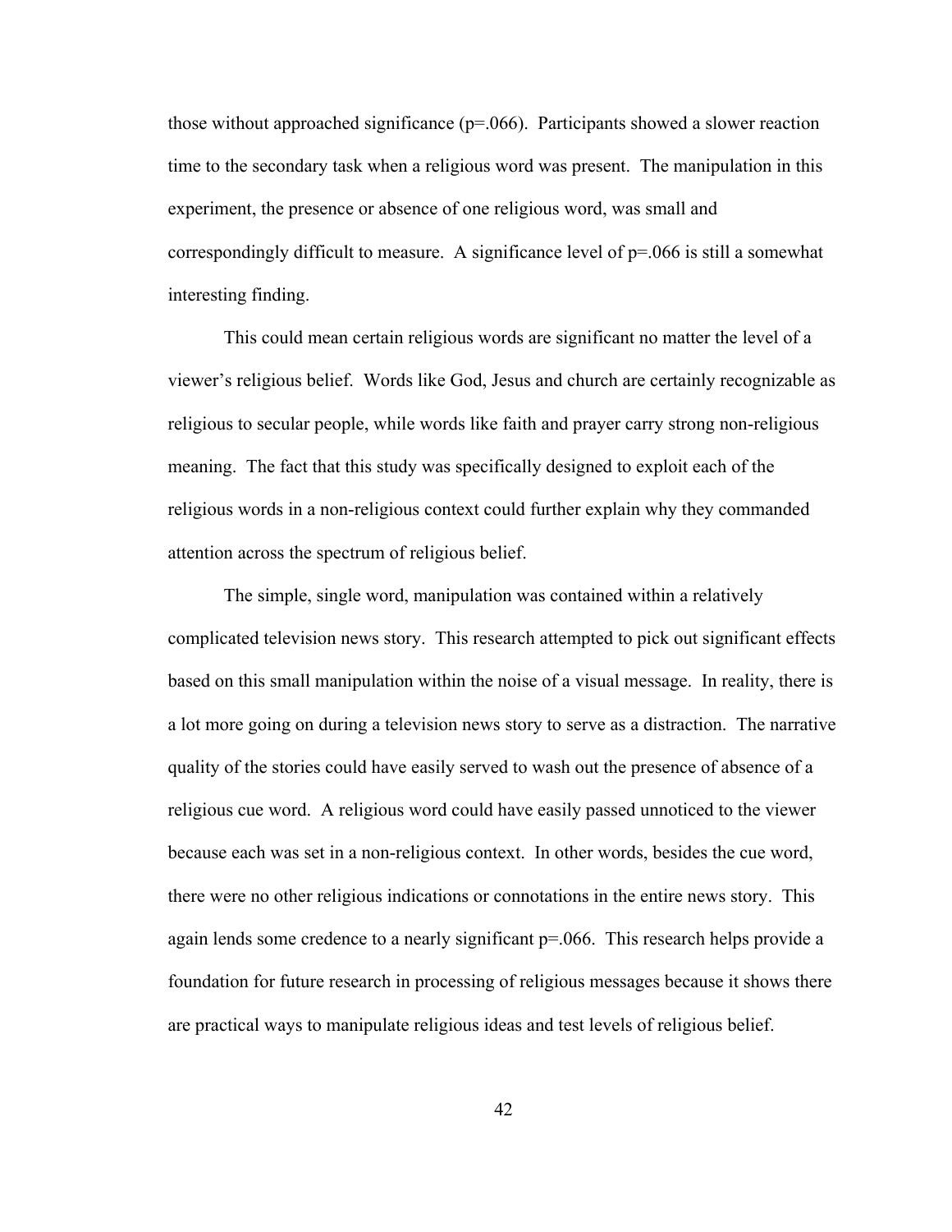those without approached significance ($p=.066$). Participants showed a slower reaction time to the secondary task when a religious word was present. The manipulation in this experiment, the presence or absence of one religious word, was small and correspondingly difficult to measure. A significance level of $p=.066$ is still a somewhat interesting finding.

This could mean certain religious words are significant no matter the level of a viewer's religious belief. Words like God, Jesus and church are certainly recognizable as religious to secular people, while words like faith and prayer carry strong non-religious meaning. The fact that this study was specifically designed to exploit each of the religious words in a non-religious context could further explain why they commanded attention across the spectrum of religious belief.

The simple, single word, manipulation was contained within a relatively complicated television news story. This research attempted to pick out significant effects based on this small manipulation within the noise of a visual message. In reality, there is a lot more going on during a television news story to serve as a distraction. The narrative quality of the stories could have easily served to wash out the presence of absence of a religious cue word. A religious word could have easily passed unnoticed to the viewer because each was set in a non-religious context. In other words, besides the cue word, there were no other religious indications or connotations in the entire news story. This again lends some credence to a nearly significant $p=.066$. This research helps provide a foundation for future research in processing of religious messages because it shows there are practical ways to manipulate religious ideas and test levels of religious belief.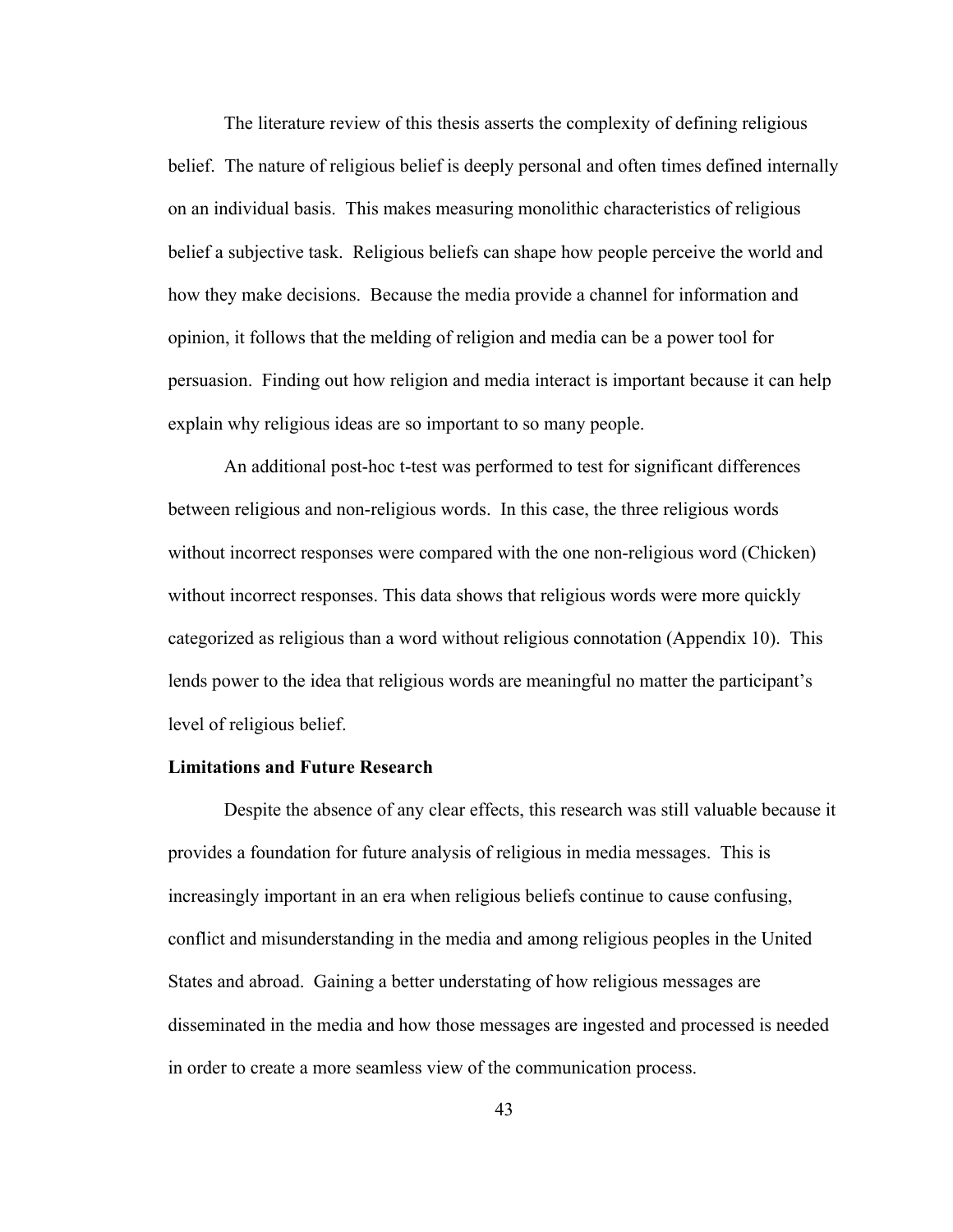The literature review of this thesis asserts the complexity of defining religious belief. The nature of religious belief is deeply personal and often times defined internally on an individual basis. This makes measuring monolithic characteristics of religious belief a subjective task. Religious beliefs can shape how people perceive the world and how they make decisions. Because the media provide a channel for information and opinion, it follows that the melding of religion and media can be a power tool for persuasion. Finding out how religion and media interact is important because it can help explain why religious ideas are so important to so many people.

An additional post-hoc t-test was performed to test for significant differences between religious and non-religious words. In this case, the three religious words without incorrect responses were compared with the one non-religious word (Chicken) without incorrect responses. This data shows that religious words were more quickly categorized as religious than a word without religious connotation (Appendix 10). This lends power to the idea that religious words are meaningful no matter the participant's level of religious belief.

**Limitations and Future Research**

Despite the absence of any clear effects, this research was still valuable because it provides a foundation for future analysis of religious in media messages. This is increasingly important in an era when religious beliefs continue to cause confusing, conflict and misunderstanding in the media and among religious peoples in the United States and abroad. Gaining a better understating of how religious messages are disseminated in the media and how those messages are ingested and processed is needed in order to create a more seamless view of the communication process.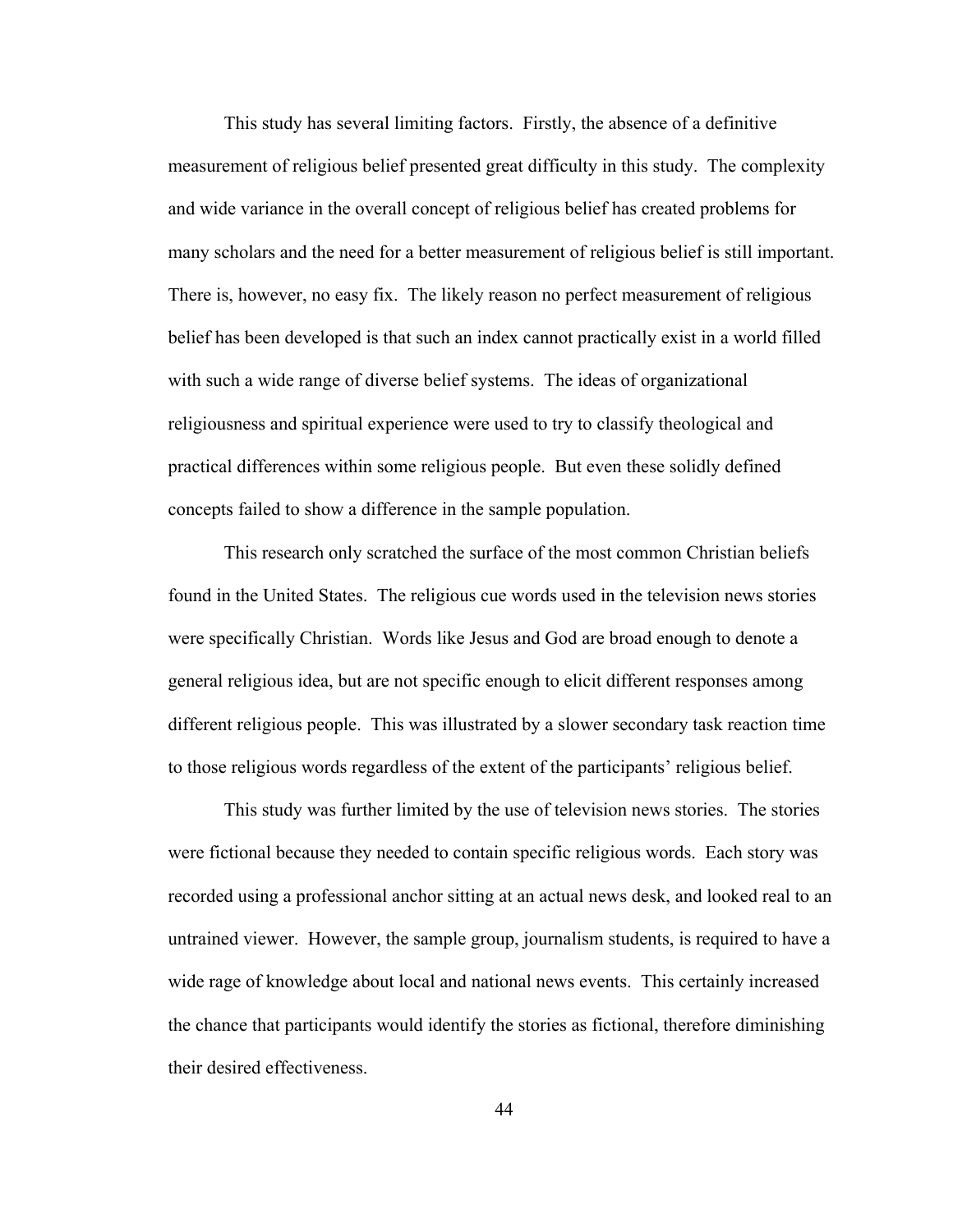This study has several limiting factors. Firstly, the absence of a definitive measurement of religious belief presented great difficulty in this study. The complexity and wide variance in the overall concept of religious belief has created problems for many scholars and the need for a better measurement of religious belief is still important. There is, however, no easy fix. The likely reason no perfect measurement of religious belief has been developed is that such an index cannot practically exist in a world filled with such a wide range of diverse belief systems. The ideas of organizational religiousness and spiritual experience were used to try to classify theological and practical differences within some religious people. But even these solidly defined concepts failed to show a difference in the sample population.

This research only scratched the surface of the most common Christian beliefs found in the United States. The religious cue words used in the television news stories were specifically Christian. Words like Jesus and God are broad enough to denote a general religious idea, but are not specific enough to elicit different responses among different religious people. This was illustrated by a slower secondary task reaction time to those religious words regardless of the extent of the participants' religious belief.

This study was further limited by the use of television news stories. The stories were fictional because they needed to contain specific religious words. Each story was recorded using a professional anchor sitting at an actual news desk, and looked real to an untrained viewer. However, the sample group, journalism students, is required to have a wide rage of knowledge about local and national news events. This certainly increased the chance that participants would identify the stories as fictional, therefore diminishing their desired effectiveness.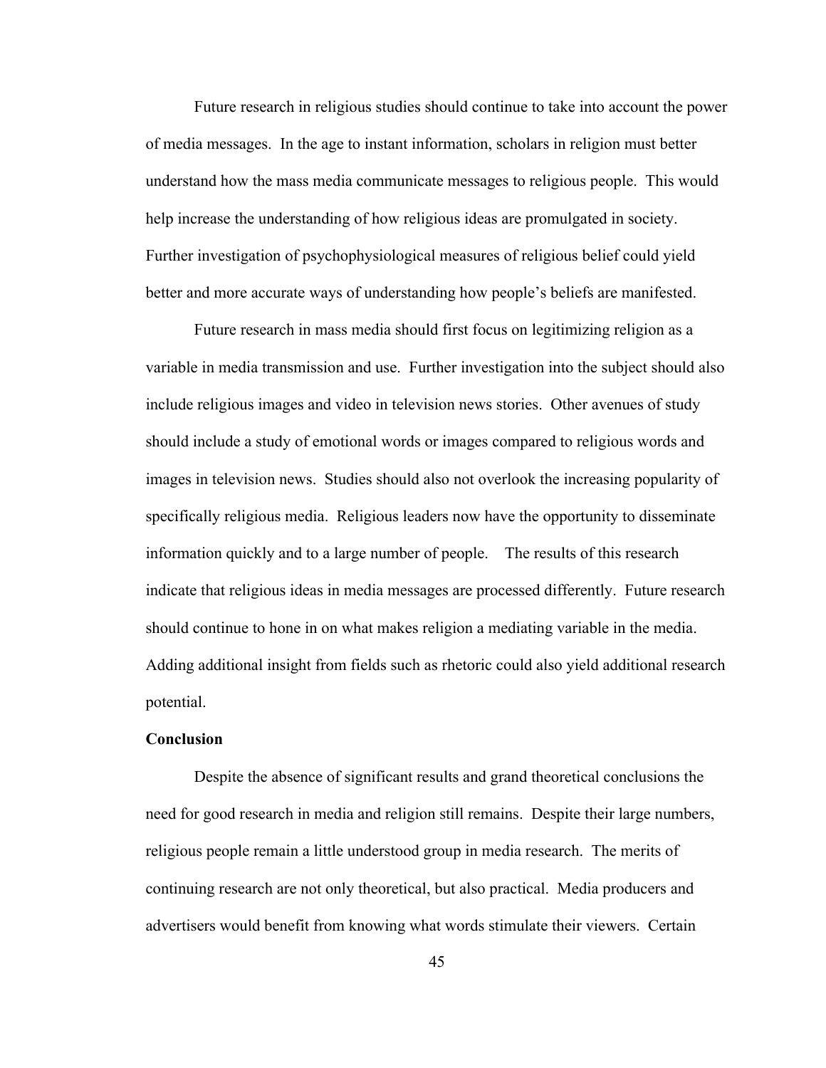Future research in religious studies should continue to take into account the power of media messages. In the age to instant information, scholars in religion must better understand how the mass media communicate messages to religious people. This would help increase the understanding of how religious ideas are promulgated in society. Further investigation of psychophysiological measures of religious belief could yield better and more accurate ways of understanding how people's beliefs are manifested.

Future research in mass media should first focus on legitimizing religion as a variable in media transmission and use. Further investigation into the subject should also include religious images and video in television news stories. Other avenues of study should include a study of emotional words or images compared to religious words and images in television news. Studies should also not overlook the increasing popularity of specifically religious media. Religious leaders now have the opportunity to disseminate information quickly and to a large number of people. The results of this research indicate that religious ideas in media messages are processed differently. Future research should continue to hone in on what makes religion a mediating variable in the media. Adding additional insight from fields such as rhetoric could also yield additional research potential.

**Conclusion**

Despite the absence of significant results and grand theoretical conclusions the need for good research in media and religion still remains. Despite their large numbers, religious people remain a little understood group in media research. The merits of continuing research are not only theoretical, but also practical. Media producers and advertisers would benefit from knowing what words stimulate their viewers. Certain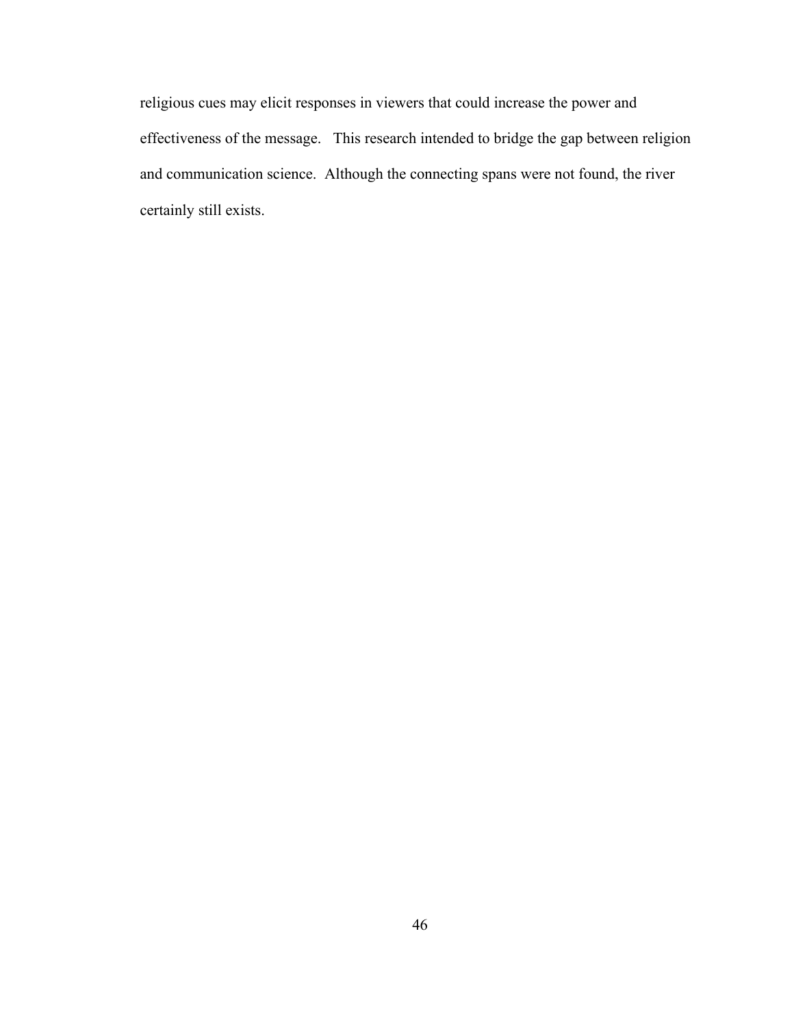religious cues may elicit responses in viewers that could increase the power and effectiveness of the message. This research intended to bridge the gap between religion and communication science. Although the connecting spans were not found, the river certainly still exists.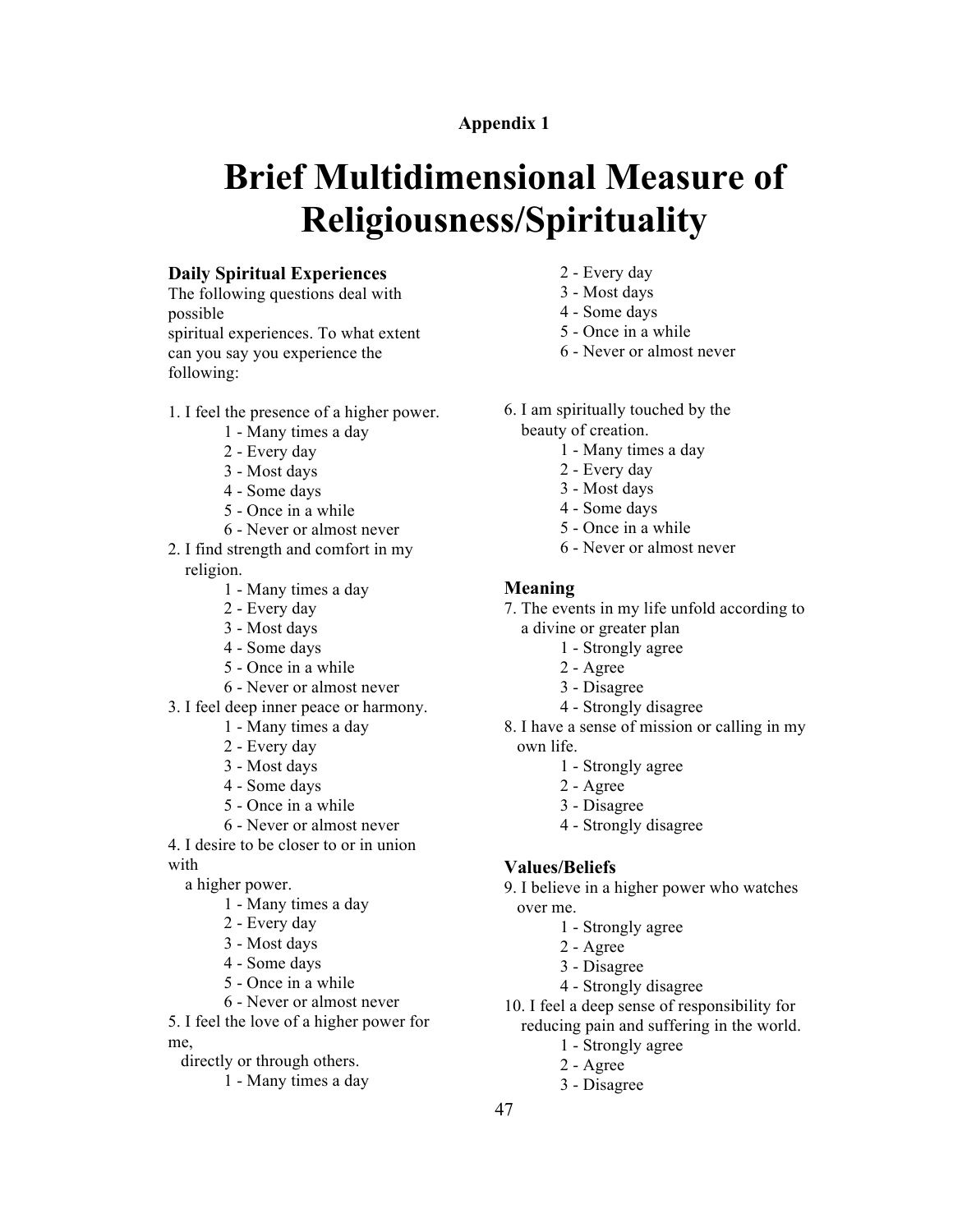Appendix 1

# Brief Multidimensional Measure of Religiousness/Spirituality

### Daily Spiritual Experiences

The following questions deal with possible spiritual experiences. To what extent can you say you experience the following:

1. I feel the presence of a higher power.
   - 1 - Many times a day
   - 2 - Every day
   - 3 - Most days
   - 4 - Some days
   - 5 - Once in a while
   - 6 - Never or almost never
2. I find strength and comfort in my religion.
   - 1 - Many times a day
   - 2 - Every day
   - 3 - Most days
   - 4 - Some days
   - 5 - Once in a while
   - 6 - Never or almost never
3. I feel deep inner peace or harmony.
   - 1 - Many times a day
   - 2 - Every day
   - 3 - Most days
   - 4 - Some days
   - 5 - Once in a while
   - 6 - Never or almost never
4. I desire to be closer to or in union with a higher power.
   - 1 - Many times a day
   - 2 - Every day
   - 3 - Most days
   - 4 - Some days
   - 5 - Once in a while
   - 6 - Never or almost never
5. I feel the love of a higher power for me, directly or through others.
   - 1 - Many times a day
   - 2 - Every day
   - 3 - Most days
   - 4 - Some days
   - 5 - Once in a while
   - 6 - Never or almost never
6. I am spiritually touched by the beauty of creation.
   - 1 - Many times a day
   - 2 - Every day
   - 3 - Most days
   - 4 - Some days
   - 5 - Once in a while
   - 6 - Never or almost never

### Meaning

7. The events in my life unfold according to a divine or greater plan
   - 1 - Strongly agree
   - 2 - Agree
   - 3 - Disagree
   - 4 - Strongly disagree
8. I have a sense of mission or calling in my own life.
   - 1 - Strongly agree
   - 2 - Agree
   - 3 - Disagree
   - 4 - Strongly disagree

### Values/Beliefs

9. I believe in a higher power who watches over me.
   - 1 - Strongly agree
   - 2 - Agree
   - 3 - Disagree
   - 4 - Strongly disagree
10. I feel a deep sense of responsibility for reducing pain and suffering in the world.
    - 1 - Strongly agree
    - 2 - Agree
    - 3 - Disagree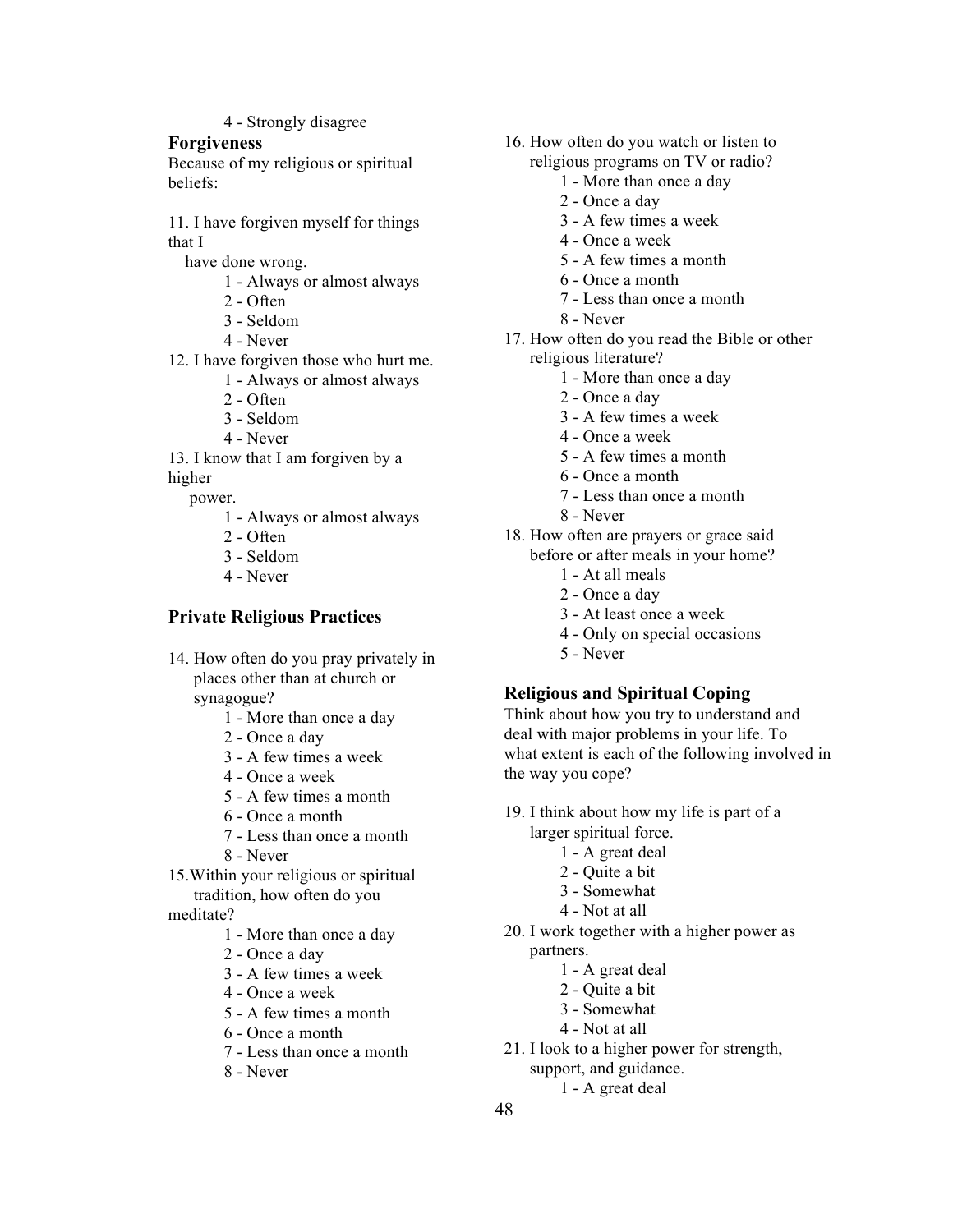4 - Strongly disagree

**Forgiveness**

Because of my religious or spiritual beliefs:

11. I have forgiven myself for things that I have done wrong.
    - 1 - Always or almost always
    - 2 - Often
    - 3 - Seldom
    - 4 - Never
12. I have forgiven those who hurt me.
    - 1 - Always or almost always
    - 2 - Often
    - 3 - Seldom
    - 4 - Never
13. I know that I am forgiven by a higher power.
    - 1 - Always or almost always
    - 2 - Often
    - 3 - Seldom
    - 4 - Never

### Private Religious Practices

14. How often do you pray privately in places other than at church or synagogue?
    - 1 - More than once a day
    - 2 - Once a day
    - 3 - A few times a week
    - 4 - Once a week
    - 5 - A few times a month
    - 6 - Once a month
    - 7 - Less than once a month
    - 8 - Never
15. Within your religious or spiritual tradition, how often do you meditate?
    - 1 - More than once a day
    - 2 - Once a day
    - 3 - A few times a week
    - 4 - Once a week
    - 5 - A few times a month
    - 6 - Once a month
    - 7 - Less than once a month
    - 8 - Never
16. How often do you watch or listen to religious programs on TV or radio?
    - 1 - More than once a day
    - 2 - Once a day
    - 3 - A few times a week
    - 4 - Once a week
    - 5 - A few times a month
    - 6 - Once a month
    - 7 - Less than once a month
    - 8 - Never
17. How often do you read the Bible or other religious literature?
    - 1 - More than once a day
    - 2 - Once a day
    - 3 - A few times a week
    - 4 - Once a week
    - 5 - A few times a month
    - 6 - Once a month
    - 7 - Less than once a month
    - 8 - Never
18. How often are prayers or grace said before or after meals in your home?
    - 1 - At all meals
    - 2 - Once a day
    - 3 - At least once a week
    - 4 - Only on special occasions
    - 5 - Never

### Religious and Spiritual Coping

Think about how you try to understand and deal with major problems in your life. To what extent is each of the following involved in the way you cope?

19. I think about how my life is part of a larger spiritual force.
    - 1 - A great deal
    - 2 - Quite a bit
    - 3 - Somewhat
    - 4 - Not at all
20. I work together with a higher power as partners.
    - 1 - A great deal
    - 2 - Quite a bit
    - 3 - Somewhat
    - 4 - Not at all
21. I look to a higher power for strength, support, and guidance.
    - 1 - A great deal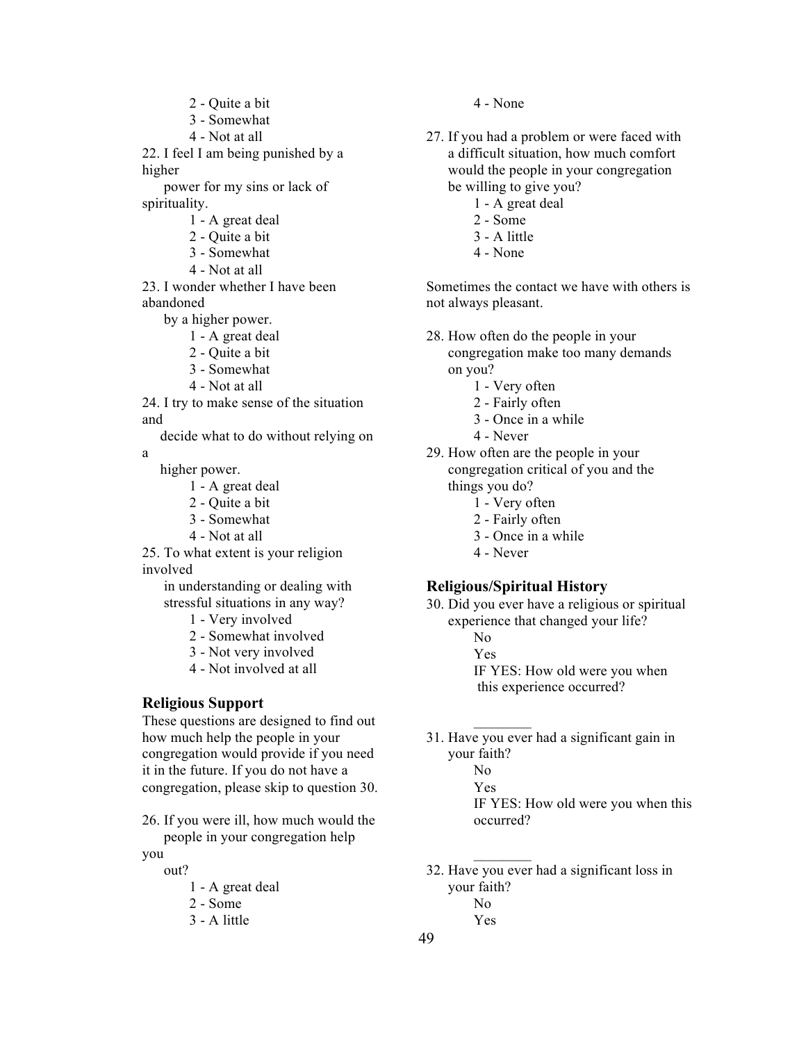2 - Quite a bit
3 - Somewhat
4 - Not at all

22. I feel I am being punished by a higher power for my sins or lack of spirituality.
    1 - A great deal
    2 - Quite a bit
    3 - Somewhat
    4 - Not at all

23. I wonder whether I have been abandoned by a higher power.
    1 - A great deal
    2 - Quite a bit
    3 - Somewhat
    4 - Not at all

24. I try to make sense of the situation and decide what to do without relying on a higher power.
    1 - A great deal
    2 - Quite a bit
    3 - Somewhat
    4 - Not at all

25. To what extent is your religion involved in understanding or dealing with stressful situations in any way?
    1 - Very involved
    2 - Somewhat involved
    3 - Not very involved
    4 - Not involved at all

### Religious Support

These questions are designed to find out how much help the people in your congregation would provide if you need it in the future. If you do not have a congregation, please skip to question 30.

26. If you were ill, how much would the people in your congregation help you out?
    1 - A great deal
    2 - Some
    3 - A little
    4 - None

27. If you had a problem or were faced with a difficult situation, how much comfort would the people in your congregation be willing to give you?
    1 - A great deal
    2 - Some
    3 - A little
    4 - None

Sometimes the contact we have with others is not always pleasant.

28. How often do the people in your congregation make too many demands on you?
    1 - Very often
    2 - Fairly often
    3 - Once in a while
    4 - Never

29. How often are the people in your congregation critical of you and the things you do?
    1 - Very often
    2 - Fairly often
    3 - Once in a while
    4 - Never

### Religious/Spiritual History

30. Did you ever have a religious or spiritual experience that changed your life?
    No
    Yes
    IF YES: How old were you when this experience occurred?

    ________

31. Have you ever had a significant gain in your faith?
    No
    Yes
    IF YES: How old were you when this occurred?

    ________

32. Have you ever had a significant loss in your faith?
    No
    Yes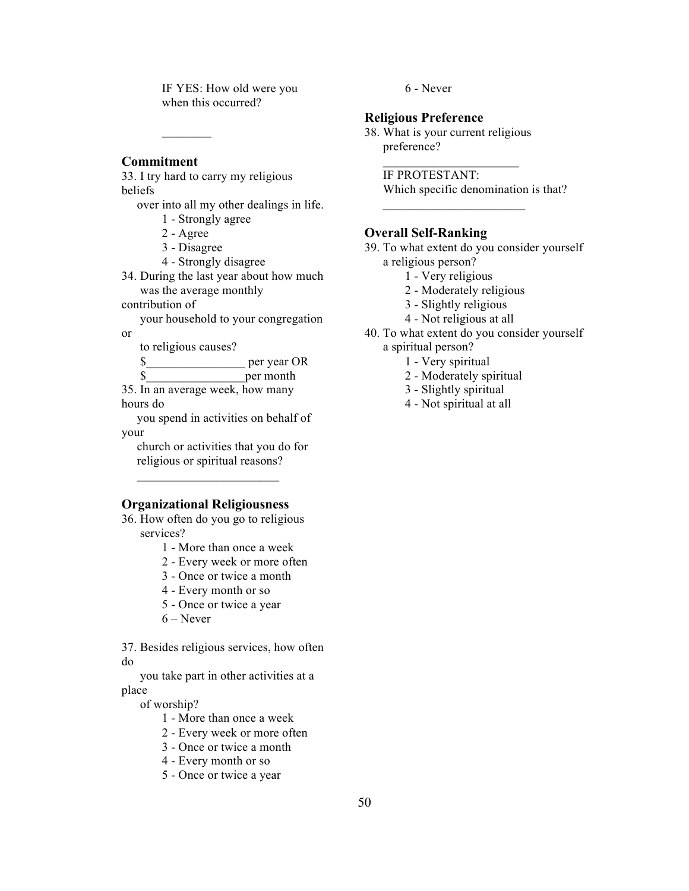IF YES: How old were you when this occurred?

________

**Commitment**

33. I try hard to carry my religious beliefs over into all my other dealings in life.
    - 1 - Strongly agree
    - 2 - Agree
    - 3 - Disagree
    - 4 - Strongly disagree

34. During the last year about how much was the average monthly contribution of your household to your congregation or to religious causes?

    $________________ per year OR

    $________________per month

35. In an average week, how many hours do you spend in activities on behalf of your church or activities that you do for religious or spiritual reasons?

    _______________________

**Organizational Religiousness**

36. How often do you go to religious services?
    - 1 - More than once a week
    - 2 - Every week or more often
    - 3 - Once or twice a month
    - 4 - Every month or so
    - 5 - Once or twice a year
    - 6 – Never

37. Besides religious services, how often do you take part in other activities at a place of worship?
    - 1 - More than once a week
    - 2 - Every week or more often
    - 3 - Once or twice a month
    - 4 - Every month or so
    - 5 - Once or twice a year
    - 6 - Never

**Religious Preference**

38. What is your current religious preference?

    ______________________

    IF PROTESTANT:
    Which specific denomination is that?

    _______________________

**Overall Self-Ranking**

39. To what extent do you consider yourself a religious person?
    - 1 - Very religious
    - 2 - Moderately religious
    - 3 - Slightly religious
    - 4 - Not religious at all

40. To what extent do you consider yourself a spiritual person?
    - 1 - Very spiritual
    - 2 - Moderately spiritual
    - 3 - Slightly spiritual
    - 4 - Not spiritual at all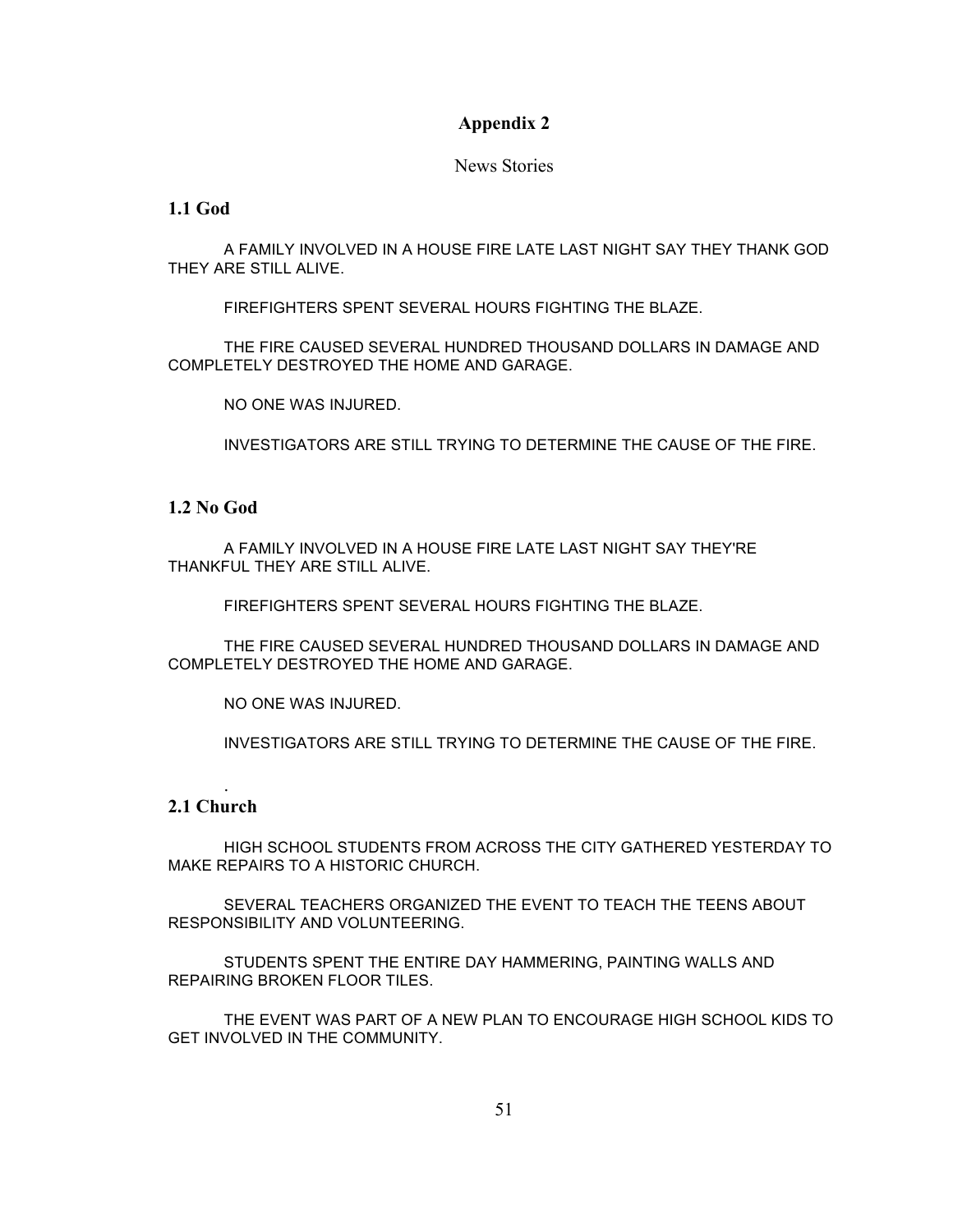## Appendix 2

News Stories

### 1.1 God

A FAMILY INVOLVED IN A HOUSE FIRE LATE LAST NIGHT SAY THEY THANK GOD THEY ARE STILL ALIVE.

FIREFIGHTERS SPENT SEVERAL HOURS FIGHTING THE BLAZE.

THE FIRE CAUSED SEVERAL HUNDRED THOUSAND DOLLARS IN DAMAGE AND COMPLETELY DESTROYED THE HOME AND GARAGE.

NO ONE WAS INJURED.

INVESTIGATORS ARE STILL TRYING TO DETERMINE THE CAUSE OF THE FIRE.

### 1.2 No God

A FAMILY INVOLVED IN A HOUSE FIRE LATE LAST NIGHT SAY THEY'RE THANKFUL THEY ARE STILL ALIVE.

FIREFIGHTERS SPENT SEVERAL HOURS FIGHTING THE BLAZE.

THE FIRE CAUSED SEVERAL HUNDRED THOUSAND DOLLARS IN DAMAGE AND COMPLETELY DESTROYED THE HOME AND GARAGE.

NO ONE WAS INJURED.

INVESTIGATORS ARE STILL TRYING TO DETERMINE THE CAUSE OF THE FIRE.

.

### 2.1 Church

HIGH SCHOOL STUDENTS FROM ACROSS THE CITY GATHERED YESTERDAY TO MAKE REPAIRS TO A HISTORIC CHURCH.

SEVERAL TEACHERS ORGANIZED THE EVENT TO TEACH THE TEENS ABOUT RESPONSIBILITY AND VOLUNTEERING.

STUDENTS SPENT THE ENTIRE DAY HAMMERING, PAINTING WALLS AND REPAIRING BROKEN FLOOR TILES.

THE EVENT WAS PART OF A NEW PLAN TO ENCOURAGE HIGH SCHOOL KIDS TO GET INVOLVED IN THE COMMUNITY.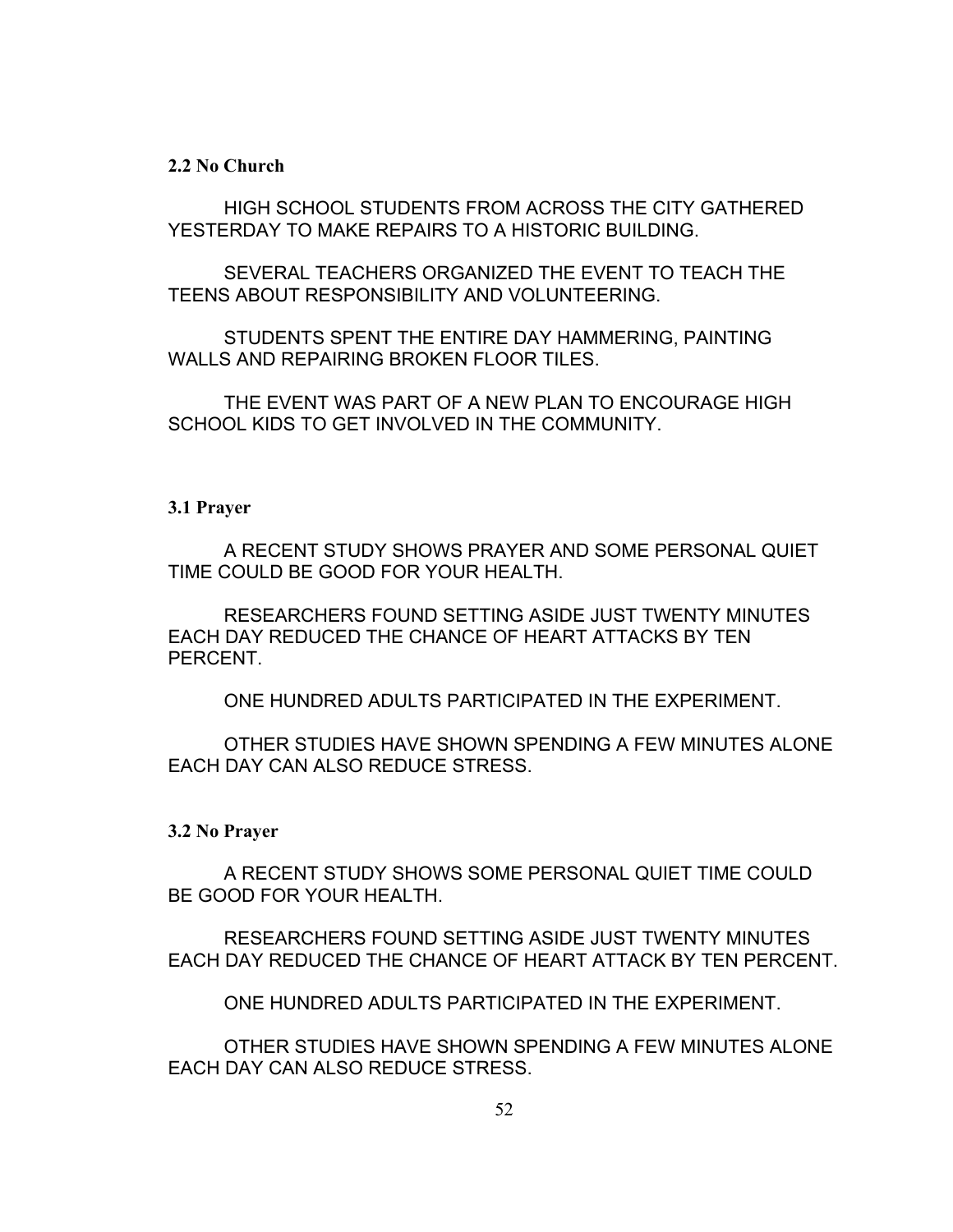**2.2 No Church**

HIGH SCHOOL STUDENTS FROM ACROSS THE CITY GATHERED YESTERDAY TO MAKE REPAIRS TO A HISTORIC BUILDING.

SEVERAL TEACHERS ORGANIZED THE EVENT TO TEACH THE TEENS ABOUT RESPONSIBILITY AND VOLUNTEERING.

STUDENTS SPENT THE ENTIRE DAY HAMMERING, PAINTING WALLS AND REPAIRING BROKEN FLOOR TILES.

THE EVENT WAS PART OF A NEW PLAN TO ENCOURAGE HIGH SCHOOL KIDS TO GET INVOLVED IN THE COMMUNITY.

**3.1 Prayer**

A RECENT STUDY SHOWS PRAYER AND SOME PERSONAL QUIET TIME COULD BE GOOD FOR YOUR HEALTH.

RESEARCHERS FOUND SETTING ASIDE JUST TWENTY MINUTES EACH DAY REDUCED THE CHANCE OF HEART ATTACKS BY TEN PERCENT.

ONE HUNDRED ADULTS PARTICIPATED IN THE EXPERIMENT.

OTHER STUDIES HAVE SHOWN SPENDING A FEW MINUTES ALONE EACH DAY CAN ALSO REDUCE STRESS.

**3.2 No Prayer**

A RECENT STUDY SHOWS SOME PERSONAL QUIET TIME COULD BE GOOD FOR YOUR HEALTH.

RESEARCHERS FOUND SETTING ASIDE JUST TWENTY MINUTES EACH DAY REDUCED THE CHANCE OF HEART ATTACK BY TEN PERCENT.

ONE HUNDRED ADULTS PARTICIPATED IN THE EXPERIMENT.

OTHER STUDIES HAVE SHOWN SPENDING A FEW MINUTES ALONE EACH DAY CAN ALSO REDUCE STRESS.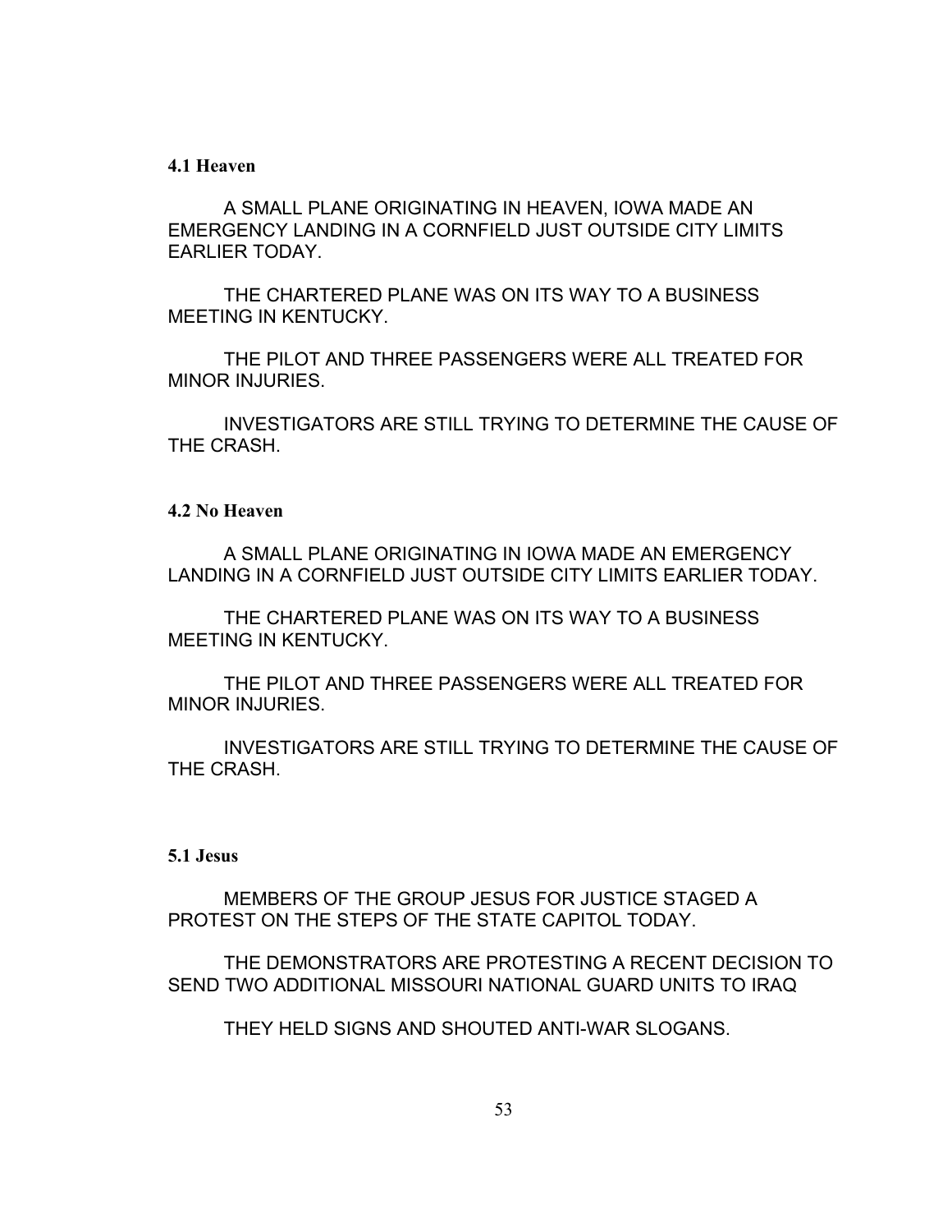**4.1 Heaven**

A SMALL PLANE ORIGINATING IN HEAVEN, IOWA MADE AN EMERGENCY LANDING IN A CORNFIELD JUST OUTSIDE CITY LIMITS EARLIER TODAY.

THE CHARTERED PLANE WAS ON ITS WAY TO A BUSINESS MEETING IN KENTUCKY.

THE PILOT AND THREE PASSENGERS WERE ALL TREATED FOR MINOR INJURIES.

INVESTIGATORS ARE STILL TRYING TO DETERMINE THE CAUSE OF THE CRASH.

**4.2 No Heaven**

A SMALL PLANE ORIGINATING IN IOWA MADE AN EMERGENCY LANDING IN A CORNFIELD JUST OUTSIDE CITY LIMITS EARLIER TODAY.

THE CHARTERED PLANE WAS ON ITS WAY TO A BUSINESS MEETING IN KENTUCKY.

THE PILOT AND THREE PASSENGERS WERE ALL TREATED FOR MINOR INJURIES.

INVESTIGATORS ARE STILL TRYING TO DETERMINE THE CAUSE OF THE CRASH.

**5.1 Jesus**

MEMBERS OF THE GROUP JESUS FOR JUSTICE STAGED A PROTEST ON THE STEPS OF THE STATE CAPITOL TODAY.

THE DEMONSTRATORS ARE PROTESTING A RECENT DECISION TO SEND TWO ADDITIONAL MISSOURI NATIONAL GUARD UNITS TO IRAQ

THEY HELD SIGNS AND SHOUTED ANTI-WAR SLOGANS.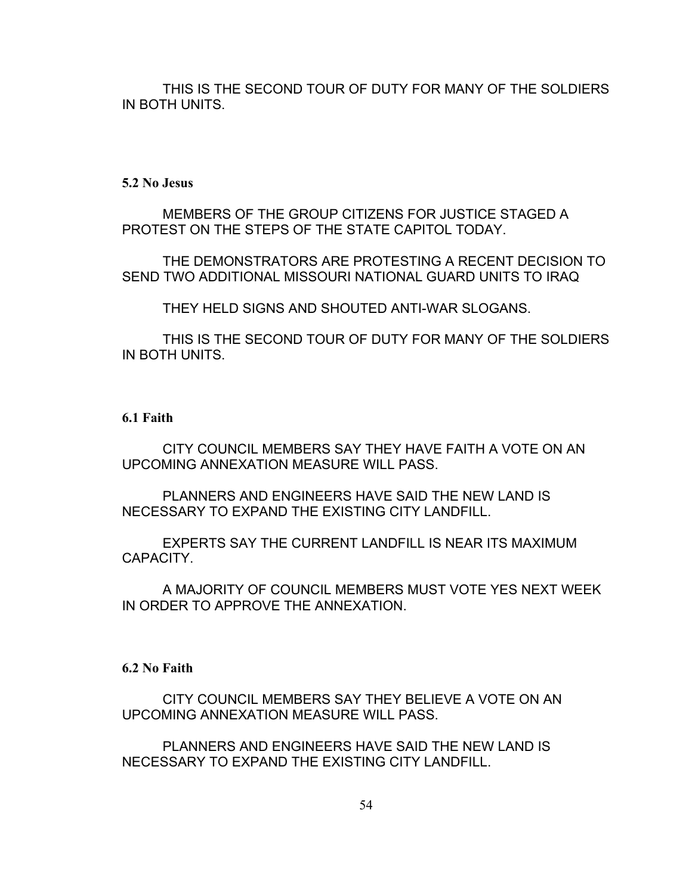THIS IS THE SECOND TOUR OF DUTY FOR MANY OF THE SOLDIERS IN BOTH UNITS.

**5.2 No Jesus**

MEMBERS OF THE GROUP CITIZENS FOR JUSTICE STAGED A PROTEST ON THE STEPS OF THE STATE CAPITOL TODAY.

THE DEMONSTRATORS ARE PROTESTING A RECENT DECISION TO SEND TWO ADDITIONAL MISSOURI NATIONAL GUARD UNITS TO IRAQ

THEY HELD SIGNS AND SHOUTED ANTI-WAR SLOGANS.

THIS IS THE SECOND TOUR OF DUTY FOR MANY OF THE SOLDIERS IN BOTH UNITS.

**6.1 Faith**

CITY COUNCIL MEMBERS SAY THEY HAVE FAITH A VOTE ON AN UPCOMING ANNEXATION MEASURE WILL PASS.

PLANNERS AND ENGINEERS HAVE SAID THE NEW LAND IS NECESSARY TO EXPAND THE EXISTING CITY LANDFILL.

EXPERTS SAY THE CURRENT LANDFILL IS NEAR ITS MAXIMUM CAPACITY.

A MAJORITY OF COUNCIL MEMBERS MUST VOTE YES NEXT WEEK IN ORDER TO APPROVE THE ANNEXATION.

**6.2 No Faith**

CITY COUNCIL MEMBERS SAY THEY BELIEVE A VOTE ON AN UPCOMING ANNEXATION MEASURE WILL PASS.

PLANNERS AND ENGINEERS HAVE SAID THE NEW LAND IS NECESSARY TO EXPAND THE EXISTING CITY LANDFILL.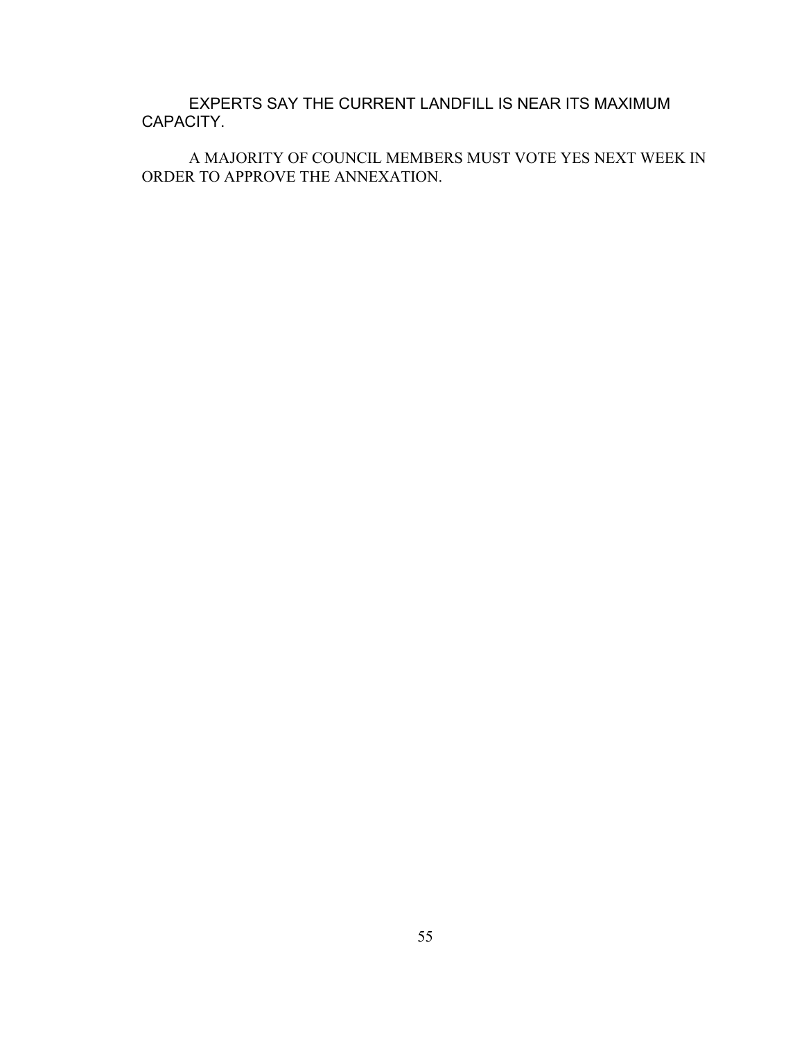EXPERTS SAY THE CURRENT LANDFILL IS NEAR ITS MAXIMUM CAPACITY.

A MAJORITY OF COUNCIL MEMBERS MUST VOTE YES NEXT WEEK IN ORDER TO APPROVE THE ANNEXATION.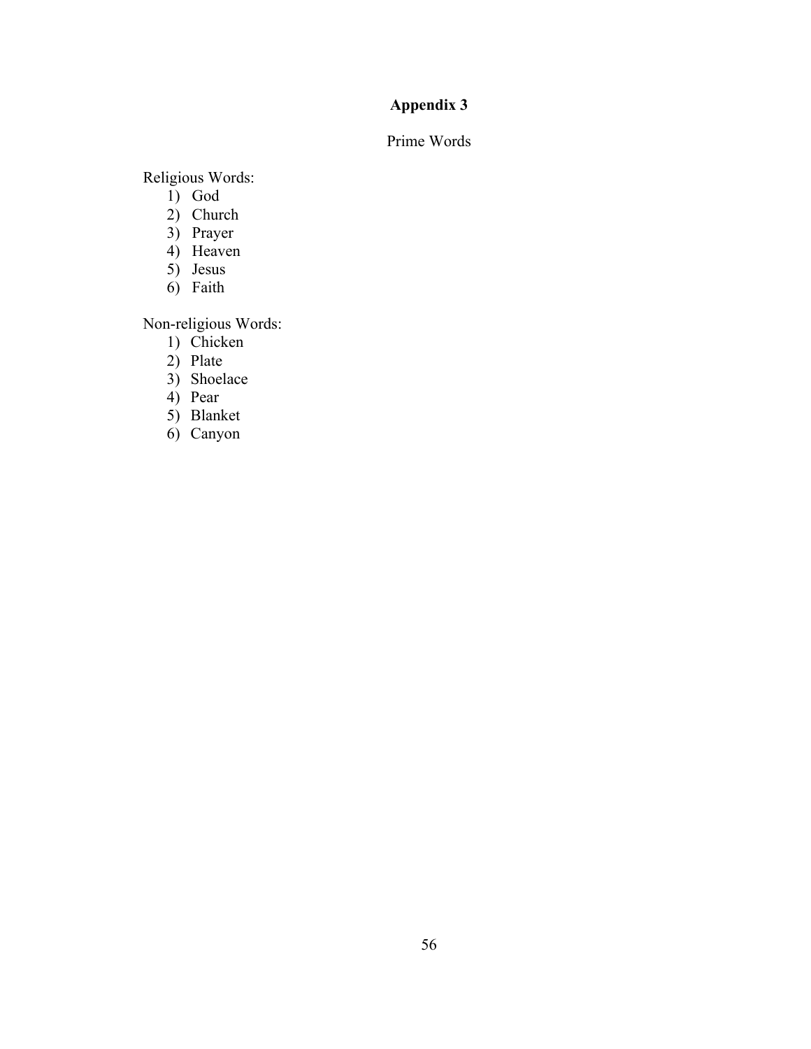# Appendix 3

Prime Words

Religious Words:

1) God
2) Church
3) Prayer
4) Heaven
5) Jesus
6) Faith

Non-religious Words:

1) Chicken
2) Plate
3) Shoelace
4) Pear
5) Blanket
6) Canyon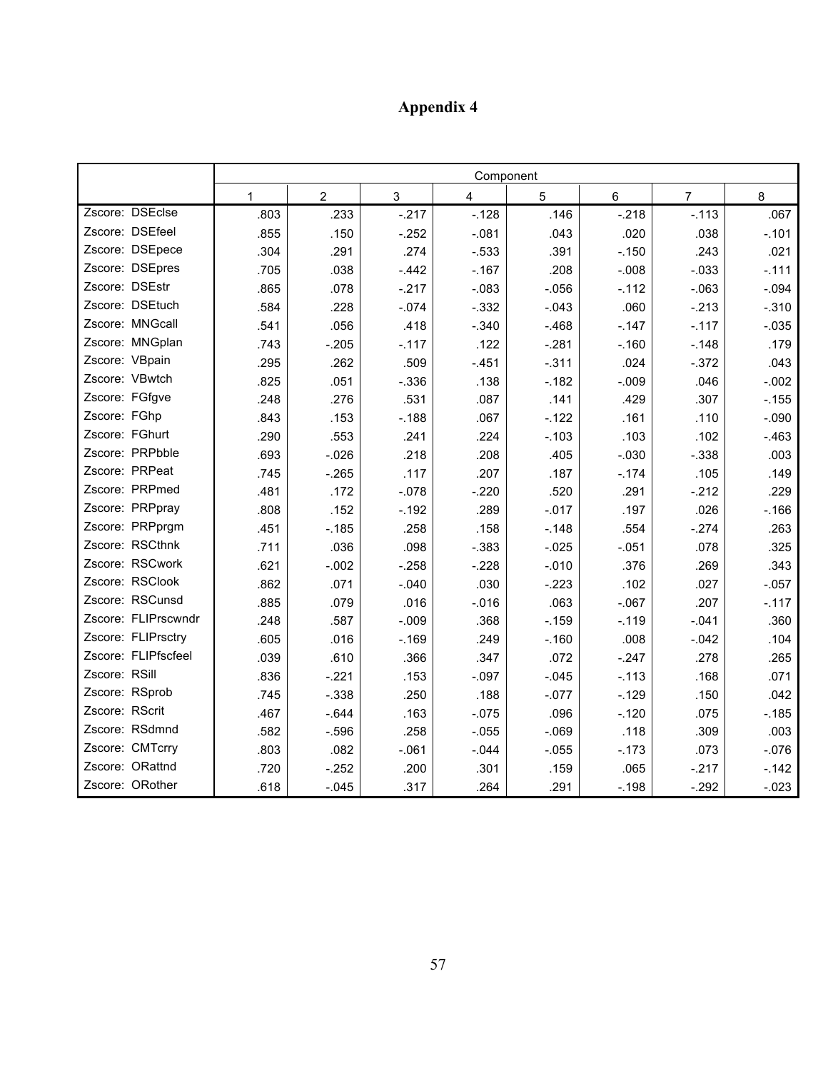# Appendix 4

| | Component | | | | | | | |
|---|---|---|---|---|---|---|---|---|
| | 1 | 2 | 3 | 4 | 5 | 6 | 7 | 8 |
| Zscore: DSEclse | .803 | .233 | -.217 | -.128 | .146 | -.218 | -.113 | .067 |
| Zscore: DSEfeel | .855 | .150 | -.252 | -.081 | .043 | .020 | .038 | -.101 |
| Zscore: DSEpece | .304 | .291 | .274 | -.533 | .391 | -.150 | .243 | .021 |
| Zscore: DSEpres | .705 | .038 | -.442 | -.167 | .208 | -.008 | -.033 | -.111 |
| Zscore: DSEstr | .865 | .078 | -.217 | -.083 | -.056 | -.112 | -.063 | -.094 |
| Zscore: DSEtuch | .584 | .228 | -.074 | -.332 | -.043 | .060 | -.213 | -.310 |
| Zscore: MNGcall | .541 | .056 | .418 | -.340 | -.468 | -.147 | -.117 | -.035 |
| Zscore: MNGplan | .743 | -.205 | -.117 | .122 | -.281 | -.160 | -.148 | .179 |
| Zscore: VBpain | .295 | .262 | .509 | -.451 | -.311 | .024 | -.372 | .043 |
| Zscore: VBwtch | .825 | .051 | -.336 | .138 | -.182 | -.009 | .046 | -.002 |
| Zscore: FGfgve | .248 | .276 | .531 | .087 | .141 | .429 | .307 | -.155 |
| Zscore: FGhp | .843 | .153 | -.188 | .067 | -.122 | .161 | .110 | -.090 |
| Zscore: FGhurt | .290 | .553 | .241 | .224 | -.103 | .103 | .102 | -.463 |
| Zscore: PRPbble | .693 | -.026 | .218 | .208 | .405 | -.030 | -.338 | .003 |
| Zscore: PRPeat | .745 | -.265 | .117 | .207 | .187 | -.174 | .105 | .149 |
| Zscore: PRPmed | .481 | .172 | -.078 | -.220 | .520 | .291 | -.212 | .229 |
| Zscore: PRPpray | .808 | .152 | -.192 | .289 | -.017 | .197 | .026 | -.166 |
| Zscore: PRPprgm | .451 | -.185 | .258 | .158 | -.148 | .554 | -.274 | .263 |
| Zscore: RSCthnk | .711 | .036 | .098 | -.383 | -.025 | -.051 | .078 | .325 |
| Zscore: RSCwork | .621 | -.002 | -.258 | -.228 | -.010 | .376 | .269 | .343 |
| Zscore: RSClook | .862 | .071 | -.040 | .030 | -.223 | .102 | .027 | -.057 |
| Zscore: RSCunsd | .885 | .079 | .016 | -.016 | .063 | -.067 | .207 | -.117 |
| Zscore: FLIPrscwndr | .248 | .587 | -.009 | .368 | -.159 | -.119 | -.041 | .360 |
| Zscore: FLIPrsctry | .605 | .016 | -.169 | .249 | -.160 | .008 | -.042 | .104 |
| Zscore: FLIPfscfeel | .039 | .610 | .366 | .347 | .072 | -.247 | .278 | .265 |
| Zscore: RSill | .836 | -.221 | .153 | -.097 | -.045 | -.113 | .168 | .071 |
| Zscore: RSprob | .745 | -.338 | .250 | .188 | -.077 | -.129 | .150 | .042 |
| Zscore: RScrit | .467 | -.644 | .163 | -.075 | .096 | -.120 | .075 | -.185 |
| Zscore: RSdmnd | .582 | -.596 | .258 | -.055 | -.069 | .118 | .309 | .003 |
| Zscore: CMTcrry | .803 | .082 | -.061 | -.044 | -.055 | -.173 | .073 | -.076 |
| Zscore: ORattnd | .720 | -.252 | .200 | .301 | .159 | .065 | -.217 | -.142 |
| Zscore: ORother | .618 | -.045 | .317 | .264 | .291 | -.198 | -.292 | -.023 |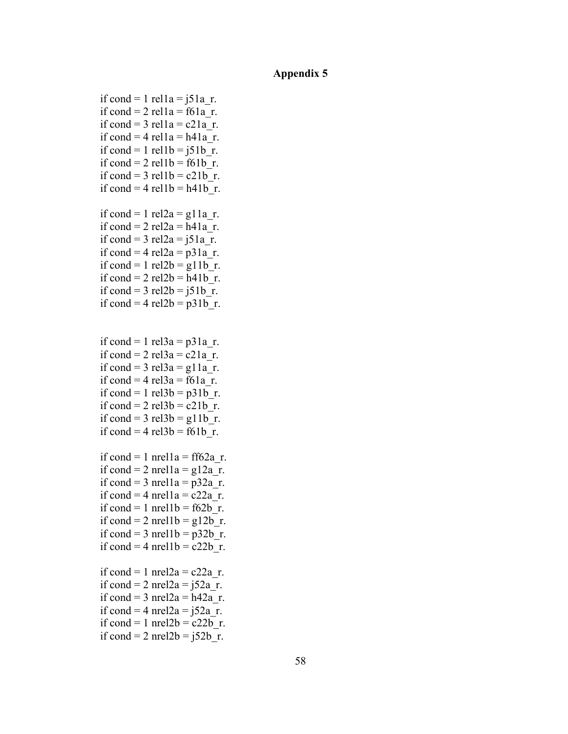## Appendix 5

```
if cond = 1 rel1a = j51a_r.
if cond = 2 rel1a = f61a_r.
if cond = 3 rel1a = c21a_r.
if cond = 4 rel1a = h41a_r.
if cond = 1 rel1b = j51b_r.
if cond = 2 rel1b = f61b_r.
if cond = 3 rel1b = c21b_r.
if cond = 4 rel1b = h41b_r.

if cond = 1 rel2a = g11a_r.
if cond = 2 rel2a = h41a_r.
if cond = 3 rel2a = j51a_r.
if cond = 4 rel2a = p31a_r.
if cond = 1 rel2b = g11b_r.
if cond = 2 rel2b = h41b_r.
if cond = 3 rel2b = j51b_r.
if cond = 4 rel2b = p31b_r.


if cond = 1 rel3a = p31a_r.
if cond = 2 rel3a = c21a_r.
if cond = 3 rel3a = g11a_r.
if cond = 4 rel3a = f61a_r.
if cond = 1 rel3b = p31b_r.
if cond = 2 rel3b = c21b_r.
if cond = 3 rel3b = g11b_r.
if cond = 4 rel3b = f61b_r.

if cond = 1 nrel1a = ff62a_r.
if cond = 2 nrel1a = g12a_r.
if cond = 3 nrel1a = p32a_r.
if cond = 4 nrel1a = c22a_r.
if cond = 1 nrel1b = f62b_r.
if cond = 2 nrel1b = g12b_r.
if cond = 3 nrel1b = p32b_r.
if cond = 4 nrel1b = c22b_r.

if cond = 1 nrel2a = c22a_r.
if cond = 2 nrel2a = j52a_r.
if cond = 3 nrel2a = h42a_r.
if cond = 4 nrel2a = j52a_r.
if cond = 1 nrel2b = c22b_r.
if cond = 2 nrel2b = j52b_r.
```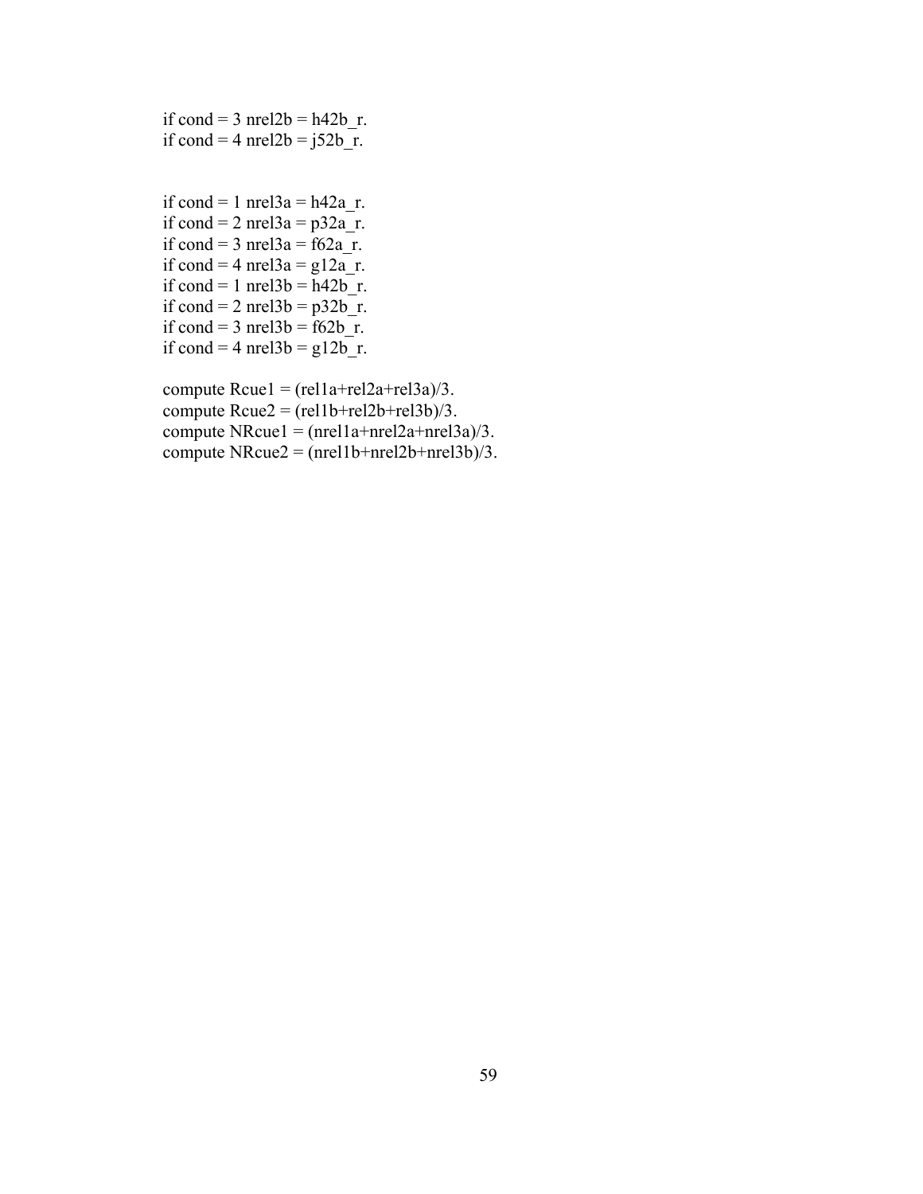```
if cond = 3 nrel2b = h42b_r.
if cond = 4 nrel2b = j52b_r.


if cond = 1 nrel3a = h42a_r.
if cond = 2 nrel3a = p32a_r.
if cond = 3 nrel3a = f62a_r.
if cond = 4 nrel3a = g12a_r.
if cond = 1 nrel3b = h42b_r.
if cond = 2 nrel3b = p32b_r.
if cond = 3 nrel3b = f62b_r.
if cond = 4 nrel3b = g12b_r.

compute Rcue1 = (rel1a+rel2a+rel3a)/3.
compute Rcue2 = (rel1b+rel2b+rel3b)/3.
compute NRcue1 = (nrel1a+nrel2a+nrel3a)/3.
compute NRcue2 = (nrel1b+nrel2b+nrel3b)/3.
```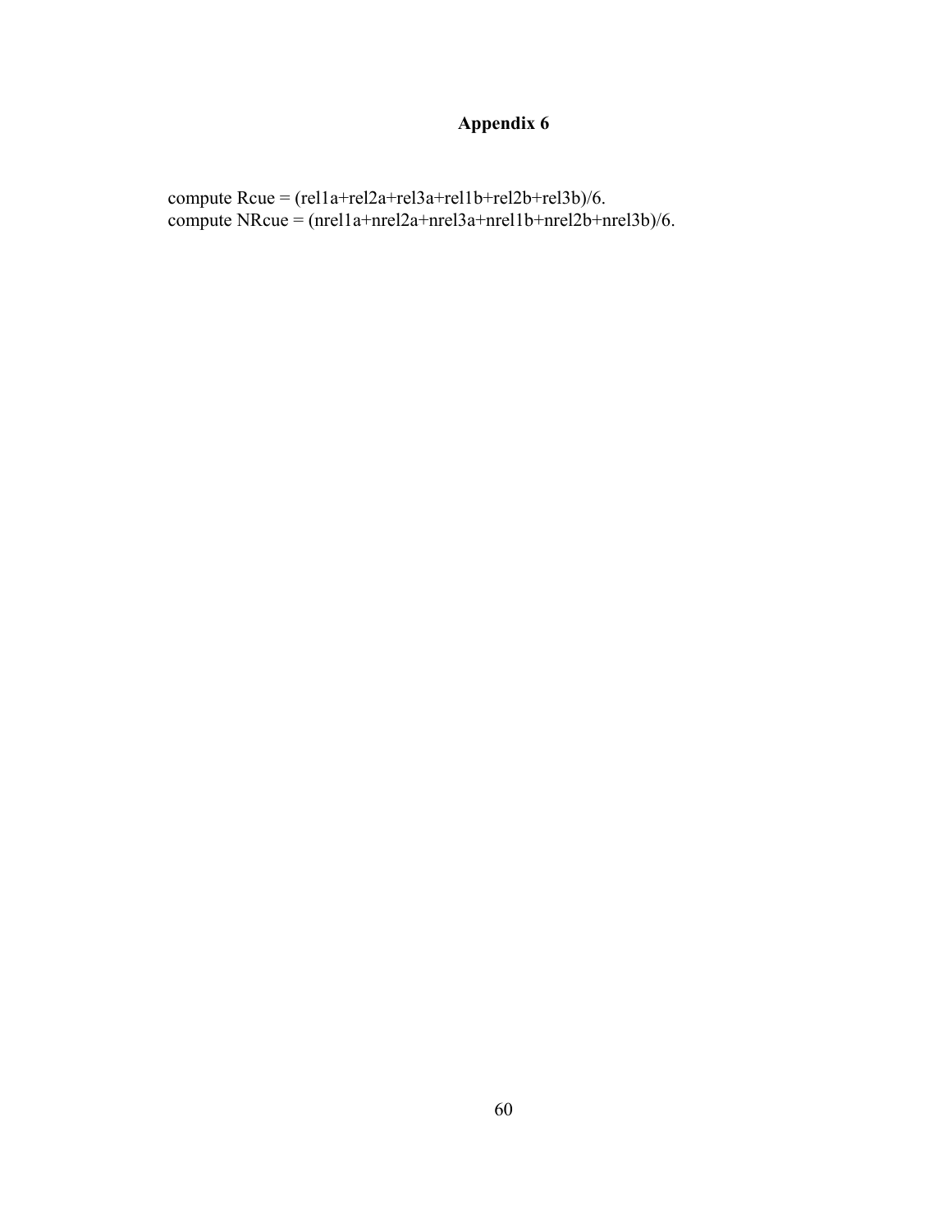# Appendix 6

```
compute Rcue = (rel1a+rel2a+rel3a+rel1b+rel2b+rel3b)/6.
compute NRcue = (nrel1a+nrel2a+nrel3a+nrel1b+nrel2b+nrel3b)/6.
```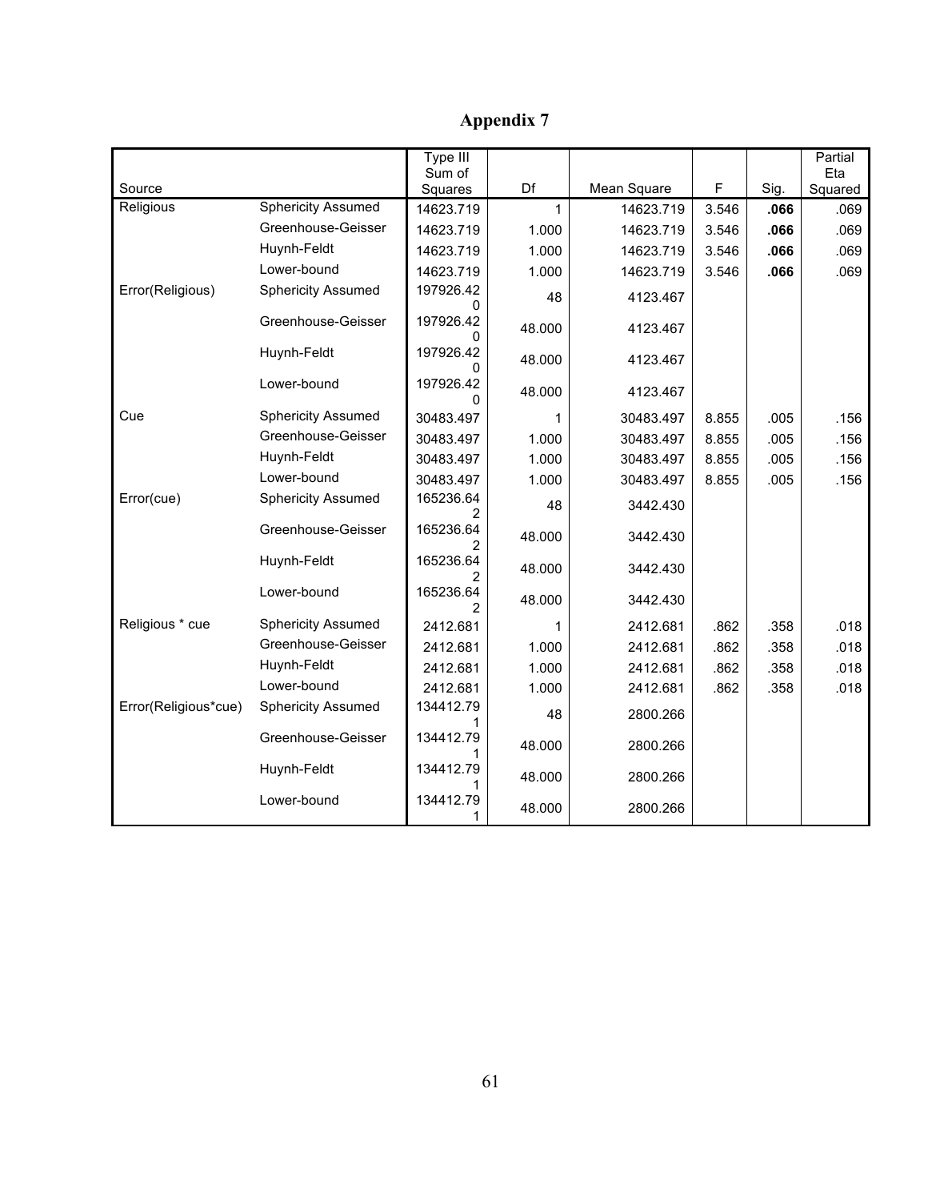# Appendix 7

| Source | | Type III Sum of Squares | Df | Mean Square | F | Sig. | Partial Eta Squared |
|---|---|---|---|---|---|---|---|
| Religious | Sphericity Assumed | 14623.719 | 1 | 14623.719 | 3.546 | **.066** | .069 |
| | Greenhouse-Geisser | 14623.719 | 1.000 | 14623.719 | 3.546 | **.066** | .069 |
| | Huynh-Feldt | 14623.719 | 1.000 | 14623.719 | 3.546 | **.066** | .069 |
| | Lower-bound | 14623.719 | 1.000 | 14623.719 | 3.546 | **.066** | .069 |
| Error(Religious) | Sphericity Assumed | 197926.420 | 48 | 4123.467 | | | |
| | Greenhouse-Geisser | 197926.420 | 48.000 | 4123.467 | | | |
| | Huynh-Feldt | 197926.420 | 48.000 | 4123.467 | | | |
| | Lower-bound | 197926.420 | 48.000 | 4123.467 | | | |
| Cue | Sphericity Assumed | 30483.497 | 1 | 30483.497 | 8.855 | .005 | .156 |
| | Greenhouse-Geisser | 30483.497 | 1.000 | 30483.497 | 8.855 | .005 | .156 |
| | Huynh-Feldt | 30483.497 | 1.000 | 30483.497 | 8.855 | .005 | .156 |
| | Lower-bound | 30483.497 | 1.000 | 30483.497 | 8.855 | .005 | .156 |
| Error(cue) | Sphericity Assumed | 165236.642 | 48 | 3442.430 | | | |
| | Greenhouse-Geisser | 165236.642 | 48.000 | 3442.430 | | | |
| | Huynh-Feldt | 165236.642 | 48.000 | 3442.430 | | | |
| | Lower-bound | 165236.642 | 48.000 | 3442.430 | | | |
| Religious * cue | Sphericity Assumed | 2412.681 | 1 | 2412.681 | .862 | .358 | .018 |
| | Greenhouse-Geisser | 2412.681 | 1.000 | 2412.681 | .862 | .358 | .018 |
| | Huynh-Feldt | 2412.681 | 1.000 | 2412.681 | .862 | .358 | .018 |
| | Lower-bound | 2412.681 | 1.000 | 2412.681 | .862 | .358 | .018 |
| Error(Religious*cue) | Sphericity Assumed | 134412.791 | 48 | 2800.266 | | | |
| | Greenhouse-Geisser | 134412.791 | 48.000 | 2800.266 | | | |
| | Huynh-Feldt | 134412.791 | 48.000 | 2800.266 | | | |
| | Lower-bound | 134412.791 | 48.000 | 2800.266 | | | |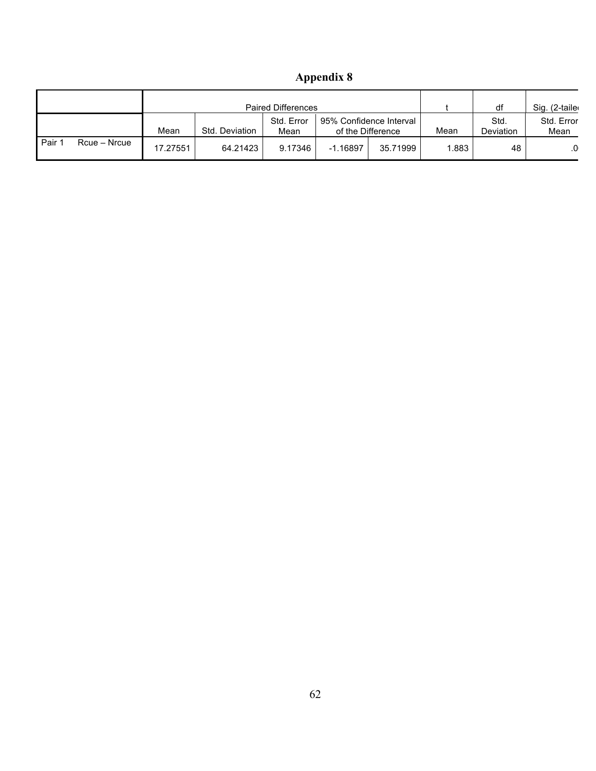# Appendix 8

| | | Paired Differences | | | | | t | df | Sig. (2-taile |
|---|---|---|---|---|---|---|---|---|---|
| | | Mean | Std. Deviation | Std. Error Mean | 95% Confidence Interval of the Difference | | Mean | Std. Deviation | Std. Error Mean |
| Pair 1 | Rcue – Nrcue | 17.27551 | 64.21423 | 9.17346 | -1.16897 | 35.71999 | 1.883 | 48 | .0 |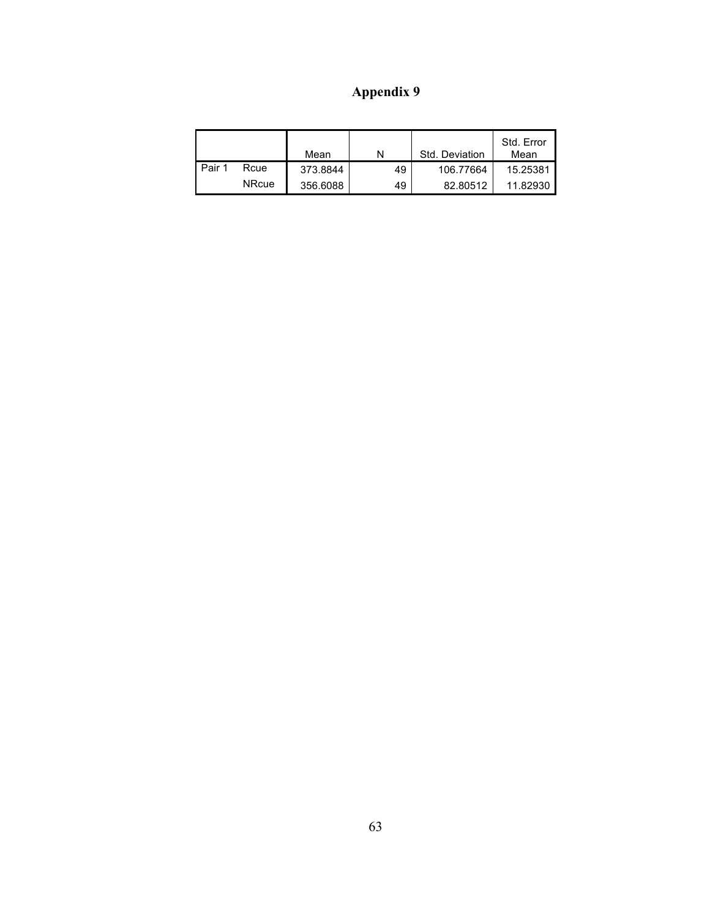# Appendix 9

| | | Mean | N | Std. Deviation | Std. Error Mean |
|---|---|---|---|---|---|
| Pair 1 | Rcue | 373.8844 | 49 | 106.77664 | 15.25381 |
| | NRcue | 356.6088 | 49 | 82.80512 | 11.82930 |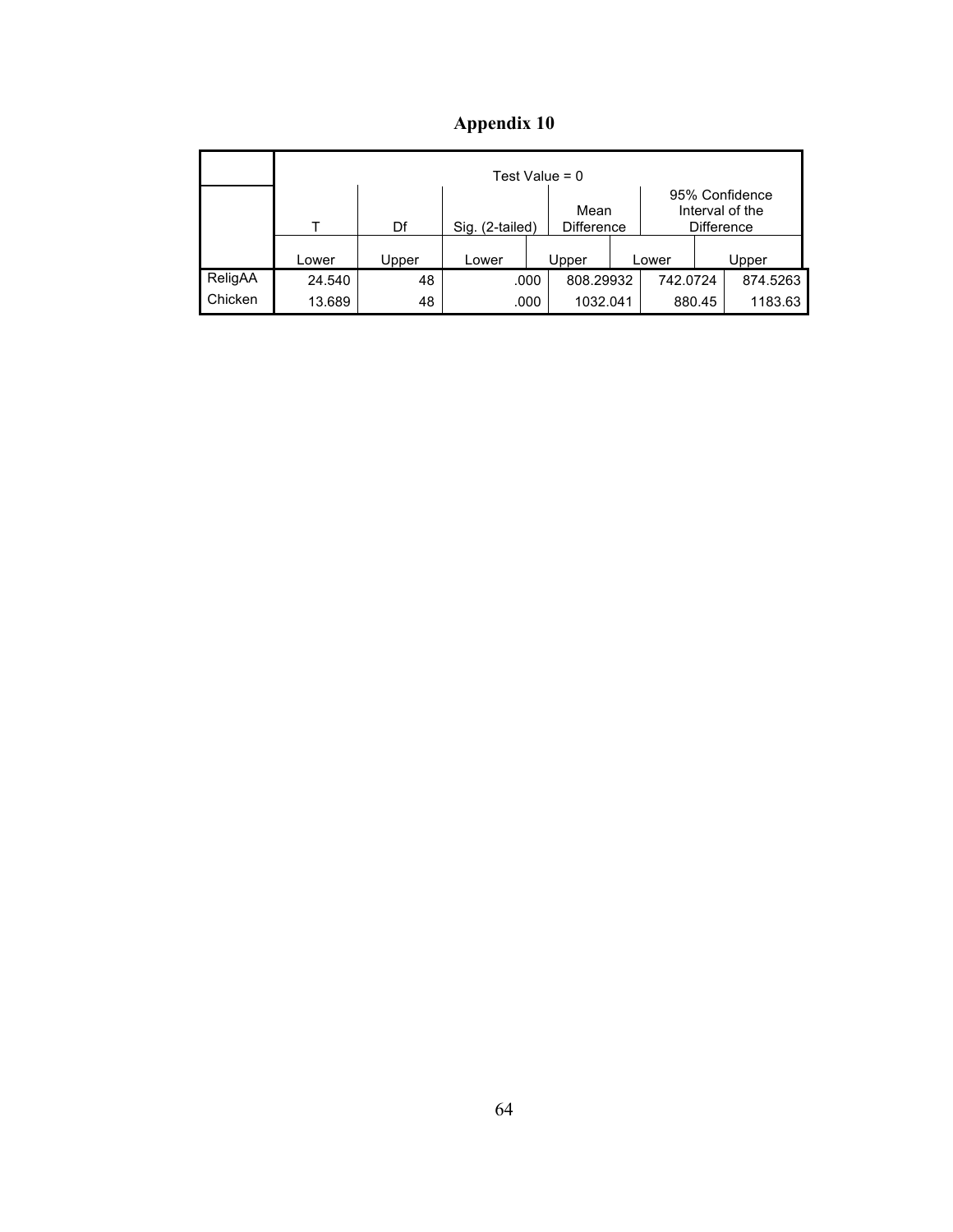# Appendix 10

| | Test Value = 0 | | | | | |
|---|---|---|---|---|---|---|
| | T | Df | Sig. (2-tailed) | Mean Difference | 95% Confidence Interval of the Difference | |
| | Lower | Upper | Lower | Upper | Lower | Upper |
| ReligAA | 24.540 | 48 | .000 | 808.29932 | 742.0724 | 874.5263 |
| Chicken | 13.689 | 48 | .000 | 1032.041 | 880.45 | 1183.63 |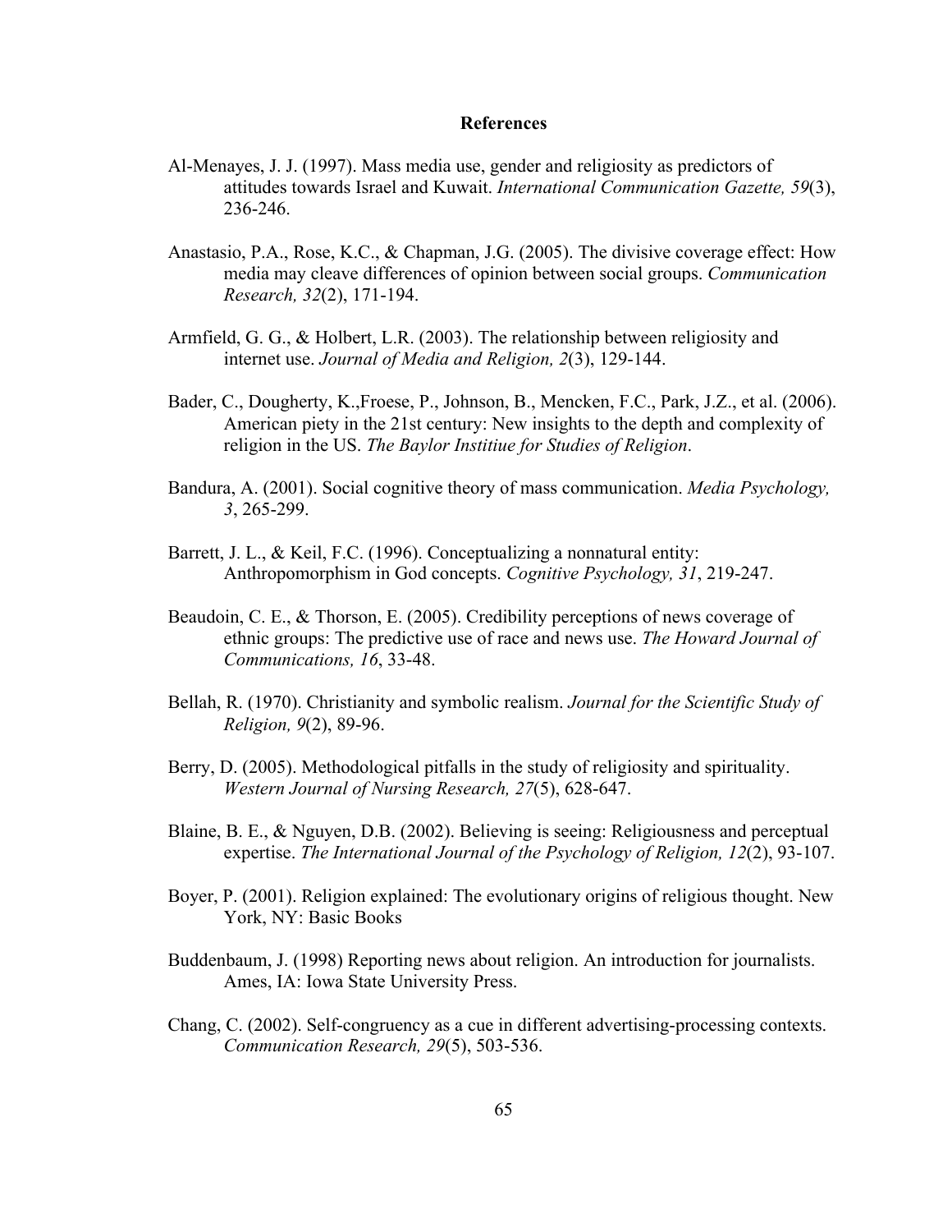# References

Al-Menayes, J. J. (1997). Mass media use, gender and religiosity as predictors of attitudes towards Israel and Kuwait. *International Communication Gazette, 59*(3), 236-246.

Anastasio, P.A., Rose, K.C., & Chapman, J.G. (2005). The divisive coverage effect: How media may cleave differences of opinion between social groups. *Communication Research, 32*(2), 171-194.

Armfield, G. G., & Holbert, L.R. (2003). The relationship between religiosity and internet use. *Journal of Media and Religion, 2*(3), 129-144.

Bader, C., Dougherty, K.,Froese, P., Johnson, B., Mencken, F.C., Park, J.Z., et al. (2006). American piety in the 21st century: New insights to the depth and complexity of religion in the US. *The Baylor Institiue for Studies of Religion*.

Bandura, A. (2001). Social cognitive theory of mass communication. *Media Psychology, 3*, 265-299.

Barrett, J. L., & Keil, F.C. (1996). Conceptualizing a nonnatural entity: Anthropomorphism in God concepts. *Cognitive Psychology, 31*, 219-247.

Beaudoin, C. E., & Thorson, E. (2005). Credibility perceptions of news coverage of ethnic groups: The predictive use of race and news use. *The Howard Journal of Communications, 16*, 33-48.

Bellah, R. (1970). Christianity and symbolic realism. *Journal for the Scientific Study of Religion, 9*(2), 89-96.

Berry, D. (2005). Methodological pitfalls in the study of religiosity and spirituality. *Western Journal of Nursing Research, 27*(5), 628-647.

Blaine, B. E., & Nguyen, D.B. (2002). Believing is seeing: Religiousness and perceptual expertise. *The International Journal of the Psychology of Religion, 12*(2), 93-107.

Boyer, P. (2001). Religion explained: The evolutionary origins of religious thought. New York, NY: Basic Books

Buddenbaum, J. (1998) Reporting news about religion. An introduction for journalists. Ames, IA: Iowa State University Press.

Chang, C. (2002). Self-congruency as a cue in different advertising-processing contexts. *Communication Research, 29*(5), 503-536.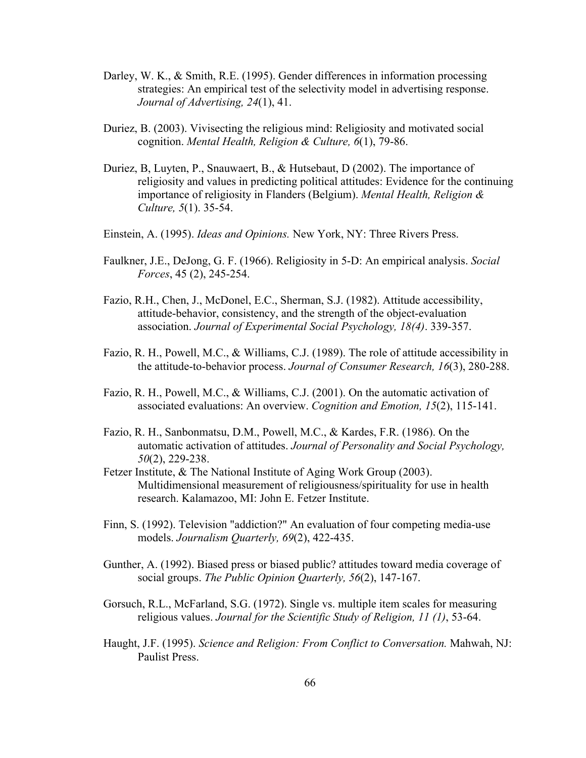Darley, W. K., & Smith, R.E. (1995). Gender differences in information processing strategies: An empirical test of the selectivity model in advertising response. *Journal of Advertising, 24*(1), 41.

Duriez, B. (2003). Vivisecting the religious mind: Religiosity and motivated social cognition. *Mental Health, Religion & Culture, 6*(1), 79-86.

Duriez, B, Luyten, P., Snauwaert, B., & Hutsebaut, D (2002). The importance of religiosity and values in predicting political attitudes: Evidence for the continuing importance of religiosity in Flanders (Belgium). *Mental Health, Religion & Culture, 5*(1). 35-54.

Einstein, A. (1995). *Ideas and Opinions.* New York, NY: Three Rivers Press.

Faulkner, J.E., DeJong, G. F. (1966). Religiosity in 5-D: An empirical analysis. *Social Forces*, 45 (2), 245-254.

Fazio, R.H., Chen, J., McDonel, E.C., Sherman, S.J. (1982). Attitude accessibility, attitude-behavior, consistency, and the strength of the object-evaluation association. *Journal of Experimental Social Psychology, 18(4)*. 339-357.

Fazio, R. H., Powell, M.C., & Williams, C.J. (1989). The role of attitude accessibility in the attitude-to-behavior process. *Journal of Consumer Research, 16*(3), 280-288.

Fazio, R. H., Powell, M.C., & Williams, C.J. (2001). On the automatic activation of associated evaluations: An overview. *Cognition and Emotion, 15*(2), 115-141.

Fazio, R. H., Sanbonmatsu, D.M., Powell, M.C., & Kardes, F.R. (1986). On the automatic activation of attitudes. *Journal of Personality and Social Psychology, 50*(2), 229-238.

Fetzer Institute, & The National Institute of Aging Work Group (2003). Multidimensional measurement of religiousness/spirituality for use in health research. Kalamazoo, MI: John E. Fetzer Institute.

Finn, S. (1992). Television "addiction?" An evaluation of four competing media-use models. *Journalism Quarterly, 69*(2), 422-435.

Gunther, A. (1992). Biased press or biased public? attitudes toward media coverage of social groups. *The Public Opinion Quarterly, 56*(2), 147-167.

Gorsuch, R.L., McFarland, S.G. (1972). Single vs. multiple item scales for measuring religious values. *Journal for the Scientific Study of Religion, 11 (1)*, 53-64.

Haught, J.F. (1995). *Science and Religion: From Conflict to Conversation.* Mahwah, NJ: Paulist Press.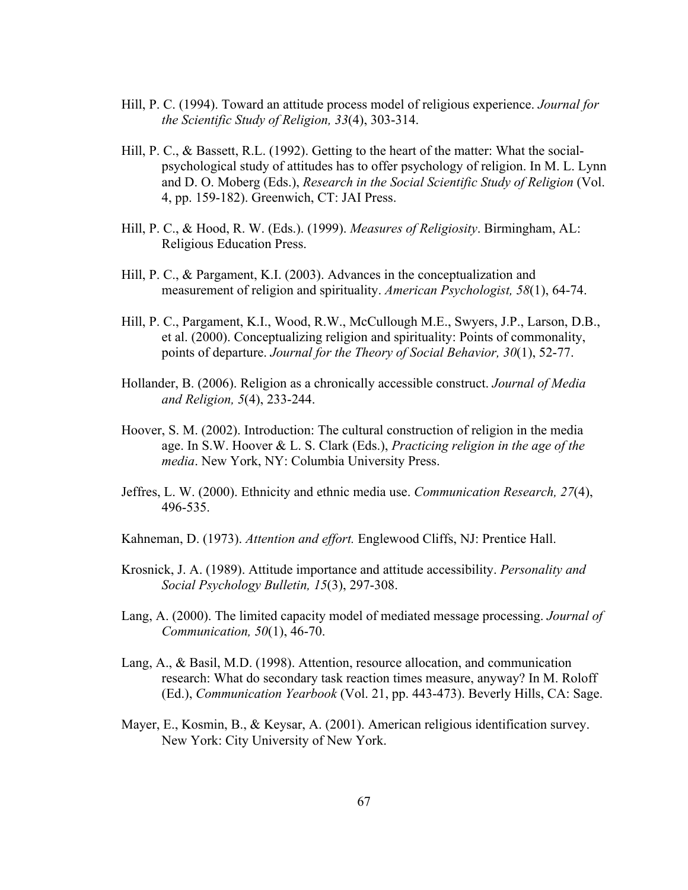Hill, P. C. (1994). Toward an attitude process model of religious experience. *Journal for the Scientific Study of Religion, 33*(4), 303-314.

Hill, P. C., & Bassett, R.L. (1992). Getting to the heart of the matter: What the social-psychological study of attitudes has to offer psychology of religion. In M. L. Lynn and D. O. Moberg (Eds.), *Research in the Social Scientific Study of Religion* (Vol. 4, pp. 159-182). Greenwich, CT: JAI Press.

Hill, P. C., & Hood, R. W. (Eds.). (1999). *Measures of Religiosity*. Birmingham, AL: Religious Education Press.

Hill, P. C., & Pargament, K.I. (2003). Advances in the conceptualization and measurement of religion and spirituality. *American Psychologist, 58*(1), 64-74.

Hill, P. C., Pargament, K.I., Wood, R.W., McCullough M.E., Swyers, J.P., Larson, D.B., et al. (2000). Conceptualizing religion and spirituality: Points of commonality, points of departure. *Journal for the Theory of Social Behavior, 30*(1), 52-77.

Hollander, B. (2006). Religion as a chronically accessible construct. *Journal of Media and Religion, 5*(4), 233-244.

Hoover, S. M. (2002). Introduction: The cultural construction of religion in the media age. In S.W. Hoover & L. S. Clark (Eds.), *Practicing religion in the age of the media*. New York, NY: Columbia University Press.

Jeffres, L. W. (2000). Ethnicity and ethnic media use. *Communication Research, 27*(4), 496-535.

Kahneman, D. (1973). *Attention and effort.* Englewood Cliffs, NJ: Prentice Hall.

Krosnick, J. A. (1989). Attitude importance and attitude accessibility. *Personality and Social Psychology Bulletin, 15*(3), 297-308.

Lang, A. (2000). The limited capacity model of mediated message processing. *Journal of Communication, 50*(1), 46-70.

Lang, A., & Basil, M.D. (1998). Attention, resource allocation, and communication research: What do secondary task reaction times measure, anyway? In M. Roloff (Ed.), *Communication Yearbook* (Vol. 21, pp. 443-473). Beverly Hills, CA: Sage.

Mayer, E., Kosmin, B., & Keysar, A. (2001). American religious identification survey. New York: City University of New York.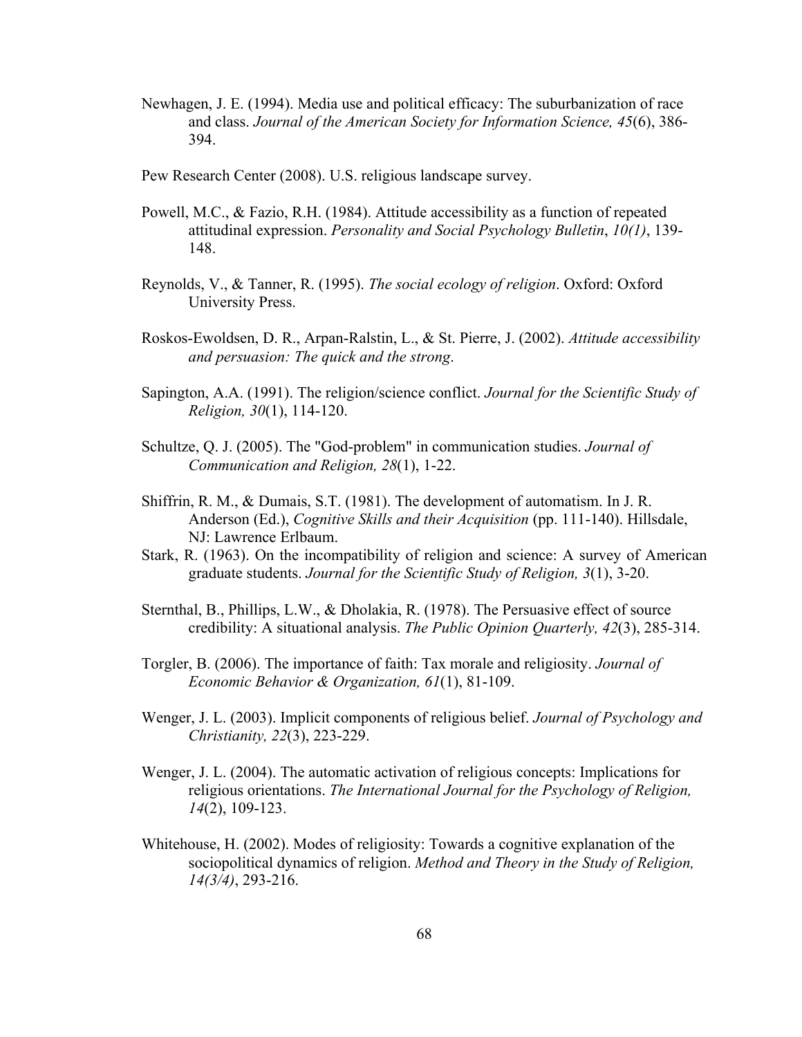Newhagen, J. E. (1994). Media use and political efficacy: The suburbanization of race and class. *Journal of the American Society for Information Science, 45*(6), 386-394.

Pew Research Center (2008). U.S. religious landscape survey.

Powell, M.C., & Fazio, R.H. (1984). Attitude accessibility as a function of repeated attitudinal expression. *Personality and Social Psychology Bulletin*, *10(1)*, 139-148.

Reynolds, V., & Tanner, R. (1995). *The social ecology of religion*. Oxford: Oxford University Press.

Roskos-Ewoldsen, D. R., Arpan-Ralstin, L., & St. Pierre, J. (2002). *Attitude accessibility and persuasion: The quick and the strong*.

Sapington, A.A. (1991). The religion/science conflict. *Journal for the Scientific Study of Religion, 30*(1), 114-120.

Schultze, Q. J. (2005). The "God-problem" in communication studies. *Journal of Communication and Religion, 28*(1), 1-22.

Shiffrin, R. M., & Dumais, S.T. (1981). The development of automatism. In J. R. Anderson (Ed.), *Cognitive Skills and their Acquisition* (pp. 111-140). Hillsdale, NJ: Lawrence Erlbaum.

Stark, R. (1963). On the incompatibility of religion and science: A survey of American graduate students. *Journal for the Scientific Study of Religion, 3*(1), 3-20.

Sternthal, B., Phillips, L.W., & Dholakia, R. (1978). The Persuasive effect of source credibility: A situational analysis. *The Public Opinion Quarterly, 42*(3), 285-314.

Torgler, B. (2006). The importance of faith: Tax morale and religiosity. *Journal of Economic Behavior & Organization, 61*(1), 81-109.

Wenger, J. L. (2003). Implicit components of religious belief. *Journal of Psychology and Christianity, 22*(3), 223-229.

Wenger, J. L. (2004). The automatic activation of religious concepts: Implications for religious orientations. *The International Journal for the Psychology of Religion, 14*(2), 109-123.

Whitehouse, H. (2002). Modes of religiosity: Towards a cognitive explanation of the sociopolitical dynamics of religion. *Method and Theory in the Study of Religion, 14(3/4)*, 293-216.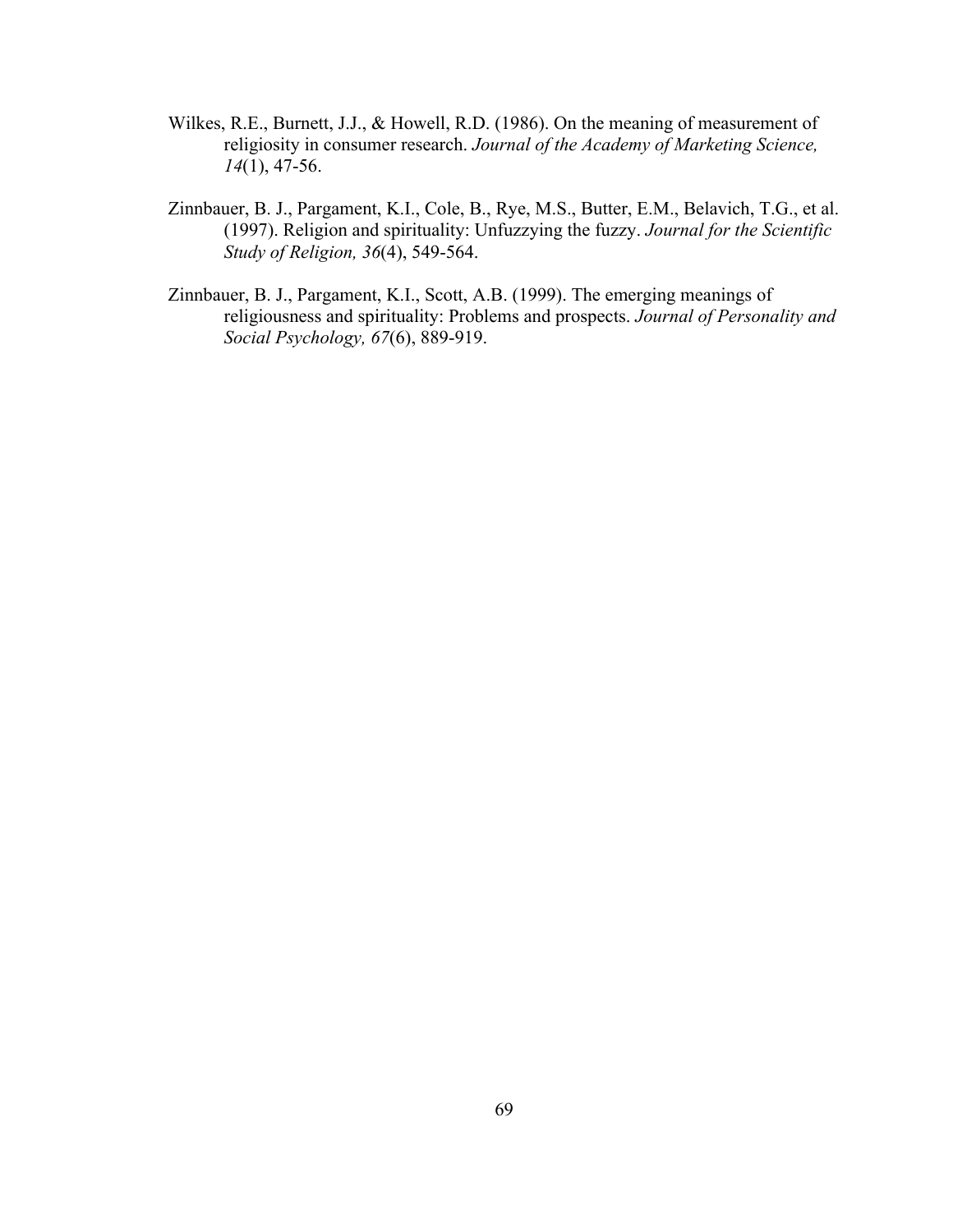Wilkes, R.E., Burnett, J.J., & Howell, R.D. (1986). On the meaning of measurement of religiosity in consumer research. *Journal of the Academy of Marketing Science, 14*(1), 47-56.

Zinnbauer, B. J., Pargament, K.I., Cole, B., Rye, M.S., Butter, E.M., Belavich, T.G., et al. (1997). Religion and spirituality: Unfuzzying the fuzzy. *Journal for the Scientific Study of Religion, 36*(4), 549-564.

Zinnbauer, B. J., Pargament, K.I., Scott, A.B. (1999). The emerging meanings of religiousness and spirituality: Problems and prospects. *Journal of Personality and Social Psychology, 67*(6), 889-919.